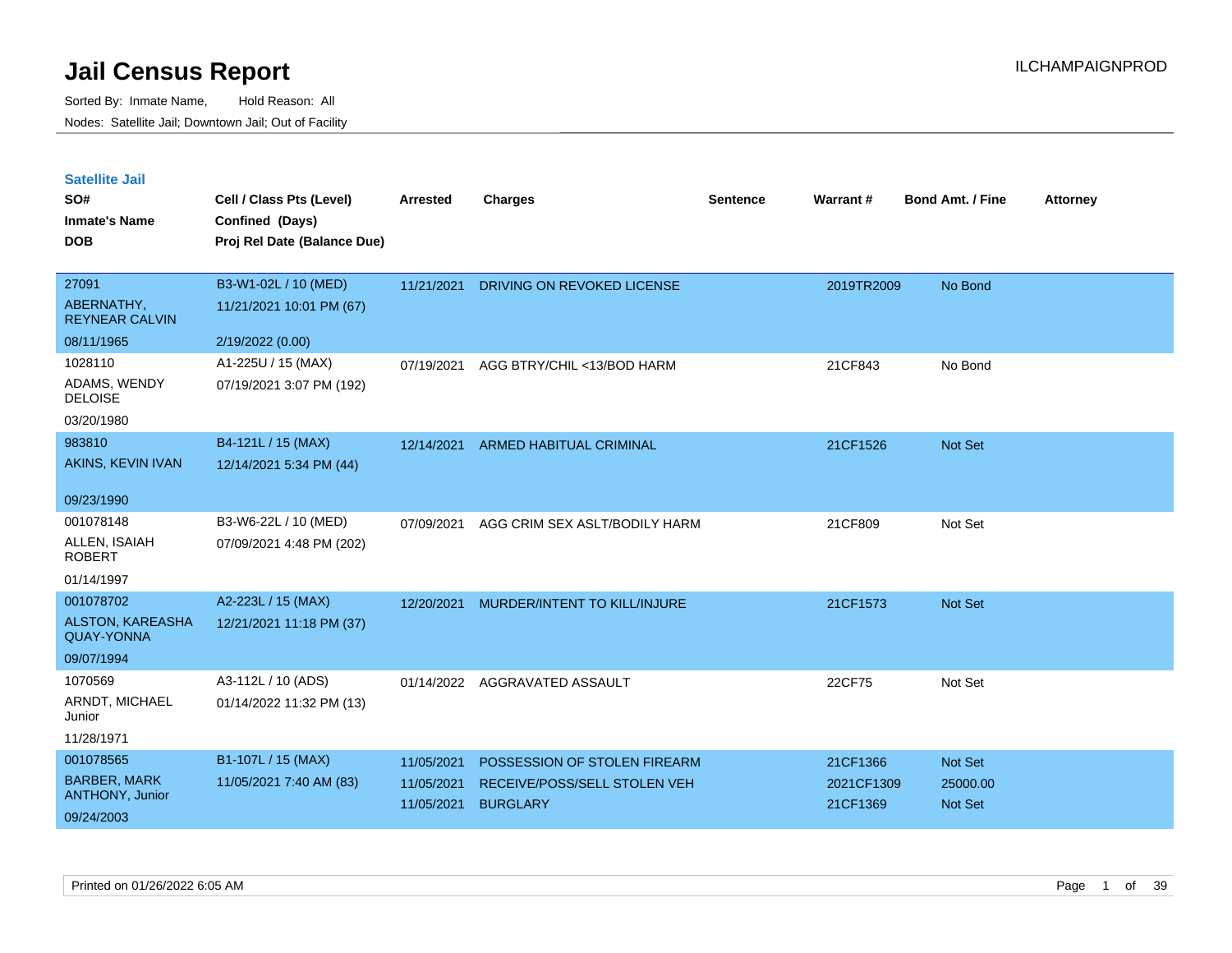# Jail Census Report

ILCHAMPAIGNPROD

Sorted By: Inmate Name, Hold Reason: All
Nodes: Satellite Jail; Downtown Jail; Out of Facility

## Satellite Jail

| SO# / Inmate's Name / DOB | Cell / Class Pts (Level) / Confined (Days) / Proj Rel Date (Balance Due) | Arrested | Charges | Sentence | Warrant # | Bond Amt. / Fine | Attorney |
|---|---|---|---|---|---|---|---|
| 27091<br>ABERNATHY, REYNEAR CALVIN<br>08/11/1965 | B3-W1-02L / 10 (MED)<br>11/21/2021 10:01 PM (67)<br>2/19/2022 (0.00) | 11/21/2021 | DRIVING ON REVOKED LICENSE | | 2019TR2009 | No Bond | |
| 1028110<br>ADAMS, WENDY DELOISE<br>03/20/1980 | A1-225U / 15 (MAX)<br>07/19/2021 3:07 PM (192) | 07/19/2021 | AGG BTRY/CHIL <13/BOD HARM | | 21CF843 | No Bond | |
| 983810<br>AKINS, KEVIN IVAN<br>09/23/1990 | B4-121L / 15 (MAX)<br>12/14/2021 5:34 PM (44) | 12/14/2021 | ARMED HABITUAL CRIMINAL | | 21CF1526 | Not Set | |
| 001078148<br>ALLEN, ISAIAH ROBERT<br>01/14/1997 | B3-W6-22L / 10 (MED)<br>07/09/2021 4:48 PM (202) | 07/09/2021 | AGG CRIM SEX ASLT/BODILY HARM | | 21CF809 | Not Set | |
| 001078702<br>ALSTON, KAREASHA QUAY-YONNA<br>09/07/1994 | A2-223L / 15 (MAX)<br>12/21/2021 11:18 PM (37) | 12/20/2021 | MURDER/INTENT TO KILL/INJURE | | 21CF1573 | Not Set | |
| 1070569<br>ARNDT, MICHAEL Junior<br>11/28/1971 | A3-112L / 10 (ADS)<br>01/14/2022 11:32 PM (13) | 01/14/2022 | AGGRAVATED ASSAULT | | 22CF75 | Not Set | |
| 001078565<br>BARBER, MARK ANTHONY, Junior<br>09/24/2003 | B1-107L / 15 (MAX)<br>11/05/2021 7:40 AM (83) | 11/05/2021<br>11/05/2021<br>11/05/2021 | POSSESSION OF STOLEN FIREARM<br>RECEIVE/POSS/SELL STOLEN VEH<br>BURGLARY | | 21CF1366<br>2021CF1309<br>21CF1369 | Not Set<br>25000.00<br>Not Set | |

Printed on 01/26/2022 6:05 AM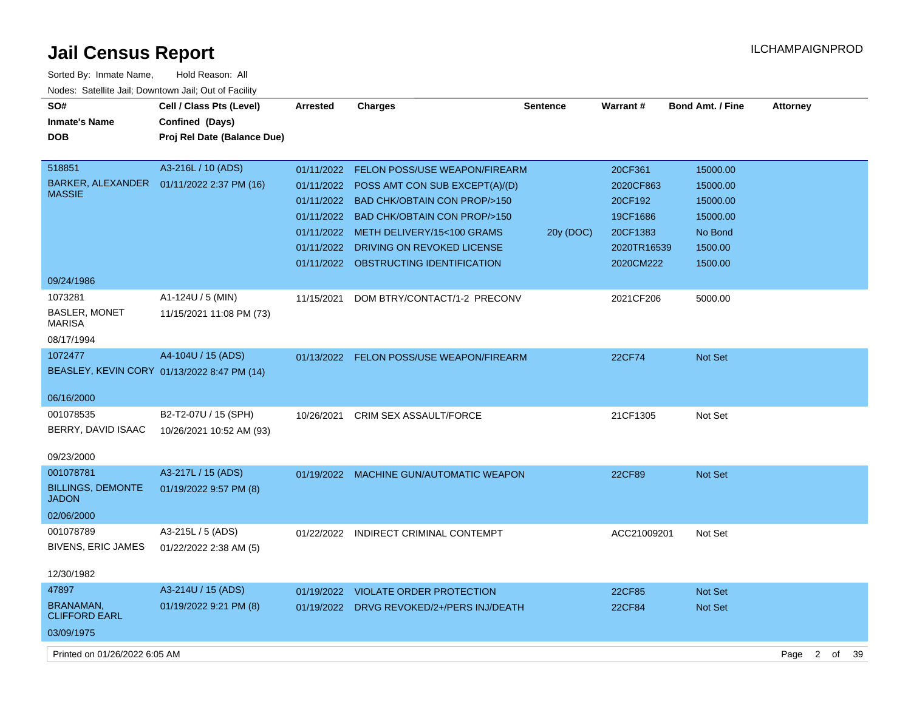# Jail Census Report

ILCHAMPAIGNPROD

Sorted By: Inmate Name, Hold Reason: All

Nodes: Satellite Jail; Downtown Jail; Out of Facility

| SO# / Inmate's Name / DOB | Cell / Class Pts (Level) / Confined (Days) / Proj Rel Date (Balance Due) | Arrested | Charges | Sentence | Warrant # | Bond Amt. / Fine | Attorney |
|---|---|---|---|---|---|---|---|
| 518851<br>BARKER, ALEXANDER MASSIE<br>09/24/1986 | A3-216L / 10 (ADS)<br>01/11/2022 2:37 PM (16) | 01/11/2022 | FELON POSS/USE WEAPON/FIREARM | | 20CF361 | 15000.00 | |
| | | 01/11/2022 | POSS AMT CON SUB EXCEPT(A)/(D) | | 2020CF863 | 15000.00 | |
| | | 01/11/2022 | BAD CHK/OBTAIN CON PROP/>150 | | 20CF192 | 15000.00 | |
| | | 01/11/2022 | BAD CHK/OBTAIN CON PROP/>150 | | 19CF1686 | 15000.00 | |
| | | 01/11/2022 | METH DELIVERY/15<100 GRAMS | 20y (DOC) | 20CF1383 | No Bond | |
| | | 01/11/2022 | DRIVING ON REVOKED LICENSE | | 2020TR16539 | 1500.00 | |
| | | 01/11/2022 | OBSTRUCTING IDENTIFICATION | | 2020CM222 | 1500.00 | |
| 1073281<br>BASLER, MONET MARISA<br>08/17/1994 | A1-124U / 5 (MIN)<br>11/15/2021 11:08 PM (73) | 11/15/2021 | DOM BTRY/CONTACT/1-2 PRECONV | | 2021CF206 | 5000.00 | |
| 1072477<br>BEASLEY, KEVIN CORY<br>06/16/2000 | A4-104U / 15 (ADS)<br>01/13/2022 8:47 PM (14) | 01/13/2022 | FELON POSS/USE WEAPON/FIREARM | | 22CF74 | Not Set | |
| 001078535<br>BERRY, DAVID ISAAC<br>09/23/2000 | B2-T2-07U / 15 (SPH)<br>10/26/2021 10:52 AM (93) | 10/26/2021 | CRIM SEX ASSAULT/FORCE | | 21CF1305 | Not Set | |
| 001078781<br>BILLINGS, DEMONTE JADON<br>02/06/2000 | A3-217L / 15 (ADS)<br>01/19/2022 9:57 PM (8) | 01/19/2022 | MACHINE GUN/AUTOMATIC WEAPON | | 22CF89 | Not Set | |
| 001078789<br>BIVENS, ERIC JAMES<br>12/30/1982 | A3-215L / 5 (ADS)<br>01/22/2022 2:38 AM (5) | 01/22/2022 | INDIRECT CRIMINAL CONTEMPT | | ACC21009201 | Not Set | |
| 47897<br>BRANAMAN, CLIFFORD EARL<br>03/09/1975 | A3-214U / 15 (ADS)<br>01/19/2022 9:21 PM (8) | 01/19/2022 | VIOLATE ORDER PROTECTION | | 22CF85 | Not Set | |
| | | 01/19/2022 | DRVG REVOKED/2+/PERS INJ/DEATH | | 22CF84 | Not Set | |

Printed on 01/26/2022 6:05 AM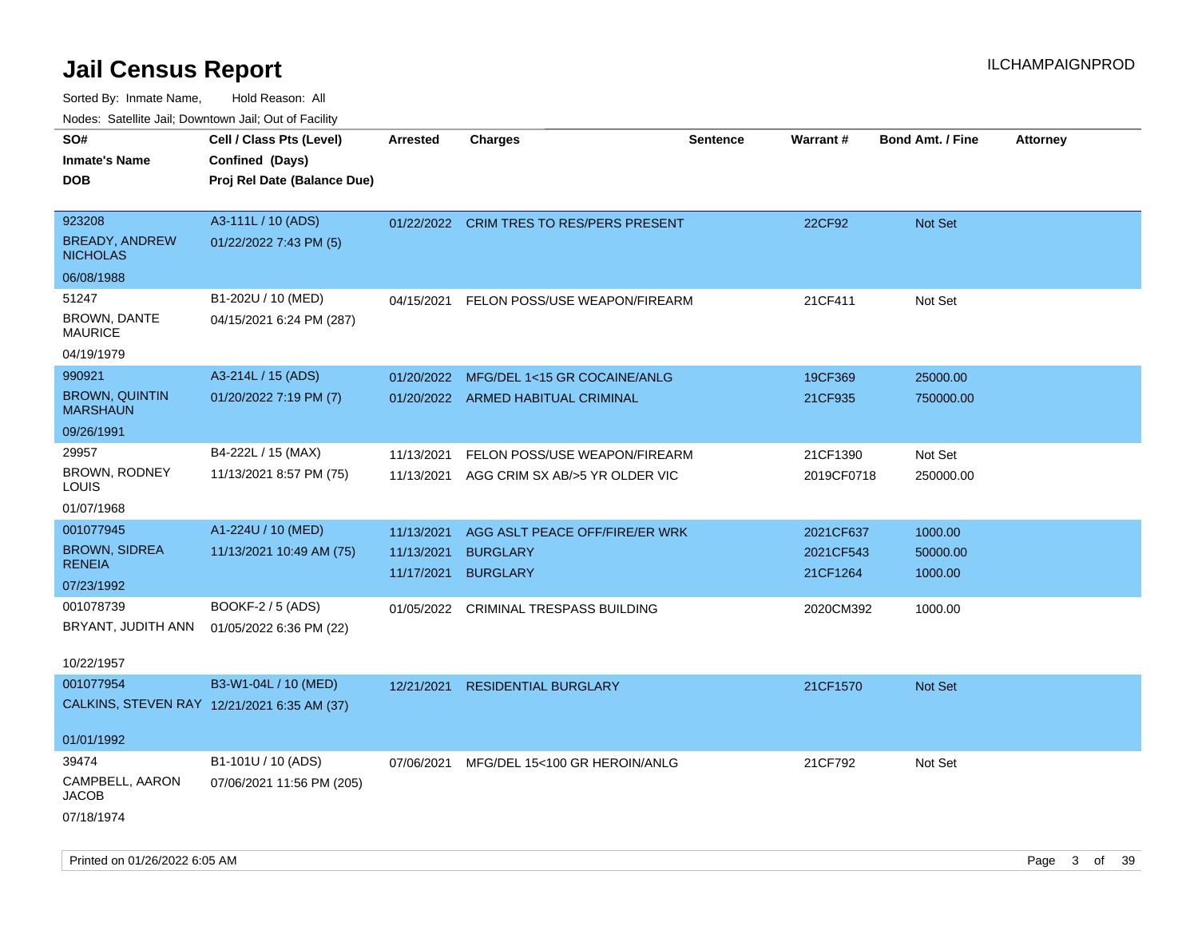# Jail Census Report

ILCHAMPAIGNPROD

Sorted By: Inmate Name, Hold Reason: All

Nodes: Satellite Jail; Downtown Jail; Out of Facility

| SO# / Inmate's Name / DOB | Cell / Class Pts (Level) / Confined (Days) / Proj Rel Date (Balance Due) | Arrested | Charges | Sentence | Warrant # | Bond Amt. / Fine | Attorney |
|---|---|---|---|---|---|---|---|
| 923208 BREADY, ANDREW NICHOLAS 06/08/1988 | A3-111L / 10 (ADS) 01/22/2022 7:43 PM (5) | 01/22/2022 | CRIM TRES TO RES/PERS PRESENT | | 22CF92 | Not Set | |
| 51247 BROWN, DANTE MAURICE 04/19/1979 | B1-202U / 10 (MED) 04/15/2021 6:24 PM (287) | 04/15/2021 | FELON POSS/USE WEAPON/FIREARM | | 21CF411 | Not Set | |
| 990921 BROWN, QUINTIN MARSHAUN 09/26/1991 | A3-214L / 15 (ADS) 01/20/2022 7:19 PM (7) | 01/20/2022 | MFG/DEL 1<15 GR COCAINE/ANLG | | 19CF369 | 25000.00 | |
| | | 01/20/2022 | ARMED HABITUAL CRIMINAL | | 21CF935 | 750000.00 | |
| 29957 BROWN, RODNEY LOUIS 01/07/1968 | B4-222L / 15 (MAX) 11/13/2021 8:57 PM (75) | 11/13/2021 | FELON POSS/USE WEAPON/FIREARM | | 21CF1390 | Not Set | |
| | | 11/13/2021 | AGG CRIM SX AB/>5 YR OLDER VIC | | 2019CF0718 | 250000.00 | |
| 001077945 BROWN, SIDREA RENEIA 07/23/1992 | A1-224U / 10 (MED) 11/13/2021 10:49 AM (75) | 11/13/2021 | AGG ASLT PEACE OFF/FIRE/ER WRK | | 2021CF637 | 1000.00 | |
| | | 11/13/2021 | BURGLARY | | 2021CF543 | 50000.00 | |
| | | 11/17/2021 | BURGLARY | | 21CF1264 | 1000.00 | |
| 001078739 BRYANT, JUDITH ANN 10/22/1957 | BOOKF-2 / 5 (ADS) 01/05/2022 6:36 PM (22) | 01/05/2022 | CRIMINAL TRESPASS BUILDING | | 2020CM392 | 1000.00 | |
| 001077954 CALKINS, STEVEN RAY 01/01/1992 | B3-W1-04L / 10 (MED) 12/21/2021 6:35 AM (37) | 12/21/2021 | RESIDENTIAL BURGLARY | | 21CF1570 | Not Set | |
| 39474 CAMPBELL, AARON JACOB 07/18/1974 | B1-101U / 10 (ADS) 07/06/2021 11:56 PM (205) | 07/06/2021 | MFG/DEL 15<100 GR HEROIN/ANLG | | 21CF792 | Not Set | |

Printed on 01/26/2022 6:05 AM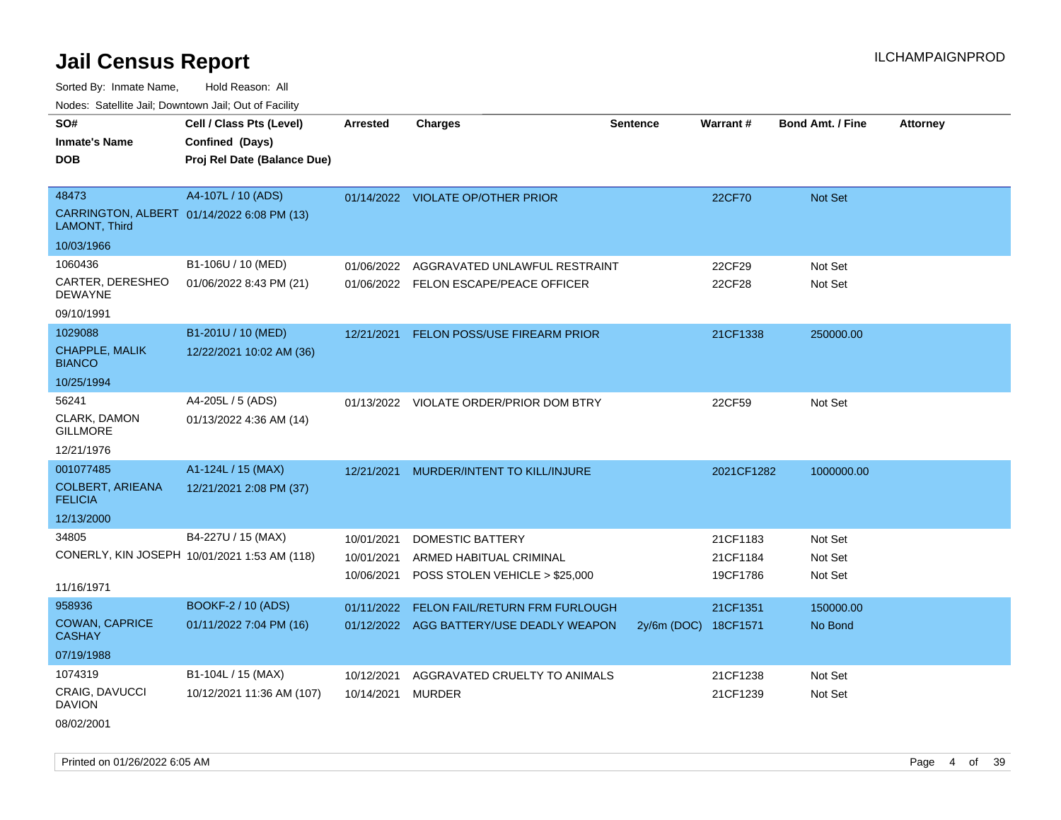# Jail Census Report

ILCHAMPAIGNPROD

Sorted By: Inmate Name, Hold Reason: All

Nodes: Satellite Jail; Downtown Jail; Out of Facility

| SO# / Inmate's Name / DOB | Cell / Class Pts (Level) / Confined (Days) / Proj Rel Date (Balance Due) | Arrested | Charges | Sentence | Warrant # | Bond Amt. / Fine | Attorney |
|---|---|---|---|---|---|---|---|
| 48473 CARRINGTON, ALBERT LAMONT, Third 10/03/1966 | A4-107L / 10 (ADS) 01/14/2022 6:08 PM (13) | 01/14/2022 | VIOLATE OP/OTHER PRIOR | | 22CF70 | Not Set | |
| 1060436 CARTER, DERESHEO DEWAYNE 09/10/1991 | B1-106U / 10 (MED) 01/06/2022 8:43 PM (21) | 01/06/2022 | AGGRAVATED UNLAWFUL RESTRAINT | | 22CF29 | Not Set | |
| | | 01/06/2022 | FELON ESCAPE/PEACE OFFICER | | 22CF28 | Not Set | |
| 1029088 CHAPPLE, MALIK BIANCO 10/25/1994 | B1-201U / 10 (MED) 12/22/2021 10:02 AM (36) | 12/21/2021 | FELON POSS/USE FIREARM PRIOR | | 21CF1338 | 250000.00 | |
| 56241 CLARK, DAMON GILLMORE 12/21/1976 | A4-205L / 5 (ADS) 01/13/2022 4:36 AM (14) | 01/13/2022 | VIOLATE ORDER/PRIOR DOM BTRY | | 22CF59 | Not Set | |
| 001077485 COLBERT, ARIEANA FELICIA 12/13/2000 | A1-124L / 15 (MAX) 12/21/2021 2:08 PM (37) | 12/21/2021 | MURDER/INTENT TO KILL/INJURE | | 2021CF1282 | 1000000.00 | |
| 34805 CONERLY, KIN JOSEPH 11/16/1971 | B4-227U / 15 (MAX) 10/01/2021 1:53 AM (118) | 10/01/2021 | DOMESTIC BATTERY | | 21CF1183 | Not Set | |
| | | 10/01/2021 | ARMED HABITUAL CRIMINAL | | 21CF1184 | Not Set | |
| | | 10/06/2021 | POSS STOLEN VEHICLE > $25,000 | | 19CF1786 | Not Set | |
| 958936 COWAN, CAPRICE CASHAY 07/19/1988 | BOOKF-2 / 10 (ADS) 01/11/2022 7:04 PM (16) | 01/11/2022 | FELON FAIL/RETURN FRM FURLOUGH | | 21CF1351 | 150000.00 | |
| | | 01/12/2022 | AGG BATTERY/USE DEADLY WEAPON | 2y/6m (DOC) | 18CF1571 | No Bond | |
| 1074319 CRAIG, DAVUCCI DAVION 08/02/2001 | B1-104L / 15 (MAX) 10/12/2021 11:36 AM (107) | 10/12/2021 | AGGRAVATED CRUELTY TO ANIMALS | | 21CF1238 | Not Set | |
| | | 10/14/2021 | MURDER | | 21CF1239 | Not Set | |

Printed on 01/26/2022 6:05 AM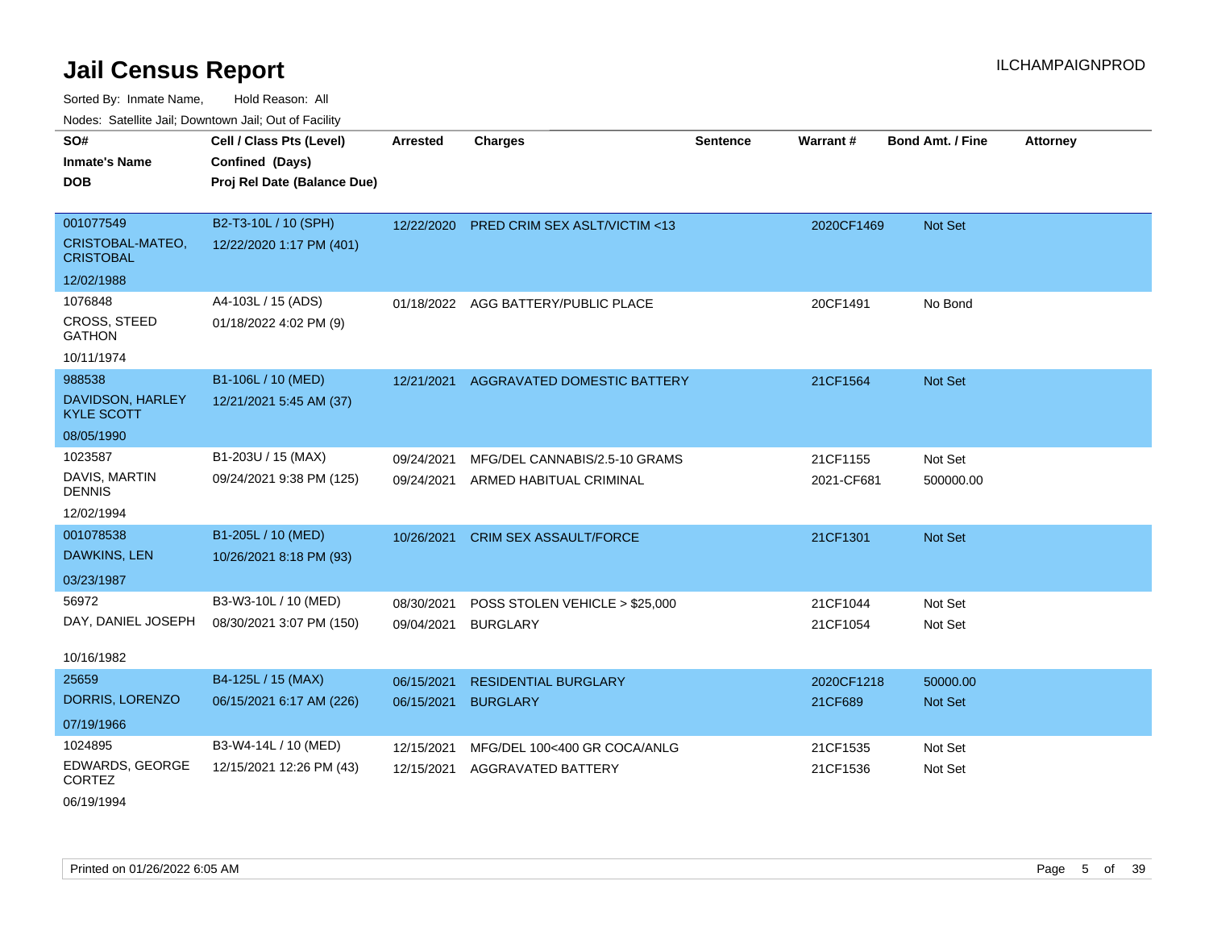# Jail Census Report

ILCHAMPAIGNPROD

Sorted By: Inmate Name, Hold Reason: All

Nodes: Satellite Jail; Downtown Jail; Out of Facility

| SO# / Inmate's Name / DOB | Cell / Class Pts (Level) / Confined (Days) / Proj Rel Date (Balance Due) | Arrested | Charges | Sentence | Warrant # | Bond Amt. / Fine | Attorney |
|---|---|---|---|---|---|---|---|
| 001077549<br>CRISTOBAL-MATEO, CRISTOBAL<br>12/02/1988 | B2-T3-10L / 10 (SPH)<br>12/22/2020 1:17 PM (401) | 12/22/2020 | PRED CRIM SEX ASLT/VICTIM <13 | | 2020CF1469 | Not Set | |
| 1076848<br>CROSS, STEED GATHON<br>10/11/1974 | A4-103L / 15 (ADS)<br>01/18/2022 4:02 PM (9) | 01/18/2022 | AGG BATTERY/PUBLIC PLACE | | 20CF1491 | No Bond | |
| 988538<br>DAVIDSON, HARLEY KYLE SCOTT<br>08/05/1990 | B1-106L / 10 (MED)<br>12/21/2021 5:45 AM (37) | 12/21/2021 | AGGRAVATED DOMESTIC BATTERY | | 21CF1564 | Not Set | |
| 1023587<br>DAVIS, MARTIN DENNIS<br>12/02/1994 | B1-203U / 15 (MAX)<br>09/24/2021 9:38 PM (125) | 09/24/2021<br>09/24/2021 | MFG/DEL CANNABIS/2.5-10 GRAMS<br>ARMED HABITUAL CRIMINAL | | 21CF1155<br>2021-CF681 | Not Set<br>500000.00 | |
| 001078538<br>DAWKINS, LEN<br>03/23/1987 | B1-205L / 10 (MED)<br>10/26/2021 8:18 PM (93) | 10/26/2021 | CRIM SEX ASSAULT/FORCE | | 21CF1301 | Not Set | |
| 56972<br>DAY, DANIEL JOSEPH<br>10/16/1982 | B3-W3-10L / 10 (MED)<br>08/30/2021 3:07 PM (150) | 08/30/2021<br>09/04/2021 | POSS STOLEN VEHICLE > $25,000<br>BURGLARY | | 21CF1044<br>21CF1054 | Not Set<br>Not Set | |
| 25659<br>DORRIS, LORENZO<br>07/19/1966 | B4-125L / 15 (MAX)<br>06/15/2021 6:17 AM (226) | 06/15/2021<br>06/15/2021 | RESIDENTIAL BURGLARY<br>BURGLARY | | 2020CF1218<br>21CF689 | 50000.00<br>Not Set | |
| 1024895<br>EDWARDS, GEORGE CORTEZ<br>06/19/1994 | B3-W4-14L / 10 (MED)<br>12/15/2021 12:26 PM (43) | 12/15/2021<br>12/15/2021 | MFG/DEL 100<400 GR COCA/ANLG<br>AGGRAVATED BATTERY | | 21CF1535<br>21CF1536 | Not Set<br>Not Set | |

Printed on 01/26/2022 6:05 AM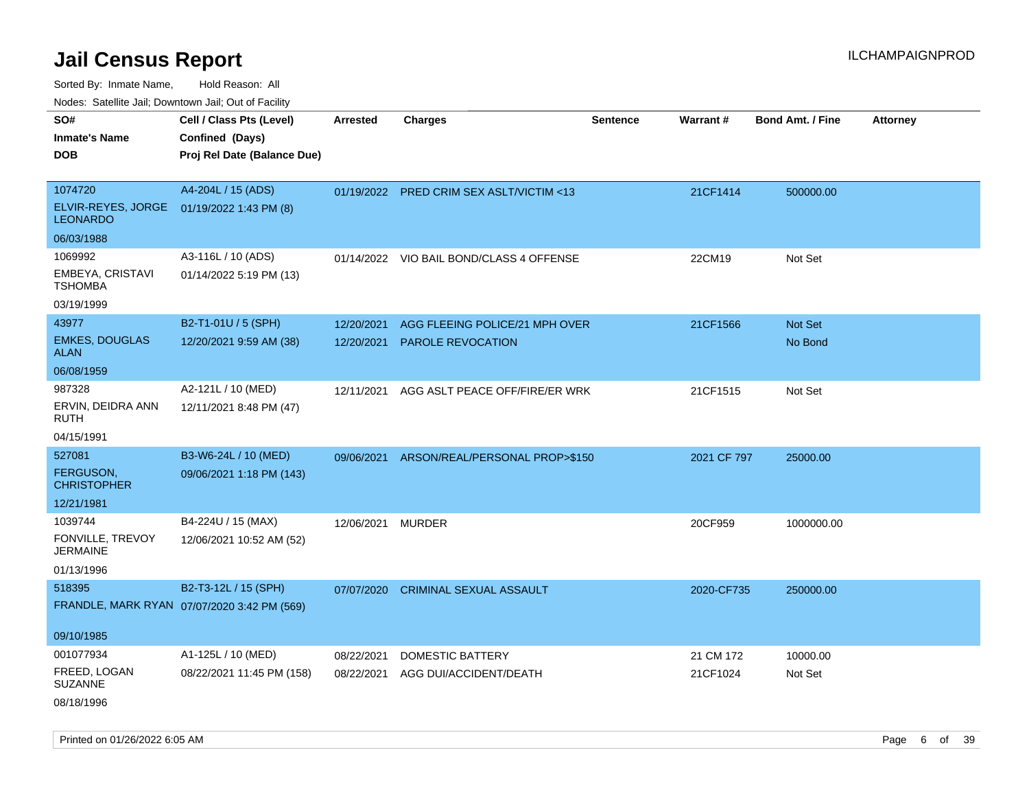# Jail Census Report

Sorted By: Inmate Name, Hold Reason: All

Nodes: Satellite Jail; Downtown Jail; Out of Facility

| SO# / Inmate's Name / DOB | Cell / Class Pts (Level) / Confined (Days) / Proj Rel Date (Balance Due) | Arrested | Charges | Sentence | Warrant # | Bond Amt. / Fine | Attorney |
|---|---|---|---|---|---|---|---|
| 1074720<br>ELVIR-REYES, JORGE LEONARDO<br>06/03/1988 | A4-204L / 15 (ADS)<br>01/19/2022 1:43 PM (8) | 01/19/2022 | PRED CRIM SEX ASLT/VICTIM <13 | | 21CF1414 | 500000.00 | |
| 1069992<br>EMBEYA, CRISTAVI TSHOMBA<br>03/19/1999 | A3-116L / 10 (ADS)<br>01/14/2022 5:19 PM (13) | 01/14/2022 | VIO BAIL BOND/CLASS 4 OFFENSE | | 22CM19 | Not Set | |
| 43977<br>EMKES, DOUGLAS ALAN<br>06/08/1959 | B2-T1-01U / 5 (SPH)<br>12/20/2021 9:59 AM (38) | 12/20/2021<br>12/20/2021 | AGG FLEEING POLICE/21 MPH OVER<br>PAROLE REVOCATION | | 21CF1566 | Not Set<br>No Bond | |
| 987328<br>ERVIN, DEIDRA ANN RUTH<br>04/15/1991 | A2-121L / 10 (MED)<br>12/11/2021 8:48 PM (47) | 12/11/2021 | AGG ASLT PEACE OFF/FIRE/ER WRK | | 21CF1515 | Not Set | |
| 527081<br>FERGUSON, CHRISTOPHER<br>12/21/1981 | B3-W6-24L / 10 (MED)<br>09/06/2021 1:18 PM (143) | 09/06/2021 | ARSON/REAL/PERSONAL PROP>$150 | | 2021 CF 797 | 25000.00 | |
| 1039744<br>FONVILLE, TREVOY JERMAINE<br>01/13/1996 | B4-224U / 15 (MAX)<br>12/06/2021 10:52 AM (52) | 12/06/2021 | MURDER | | 20CF959 | 1000000.00 | |
| 518395<br>FRANDLE, MARK RYAN<br>09/10/1985 | B2-T3-12L / 15 (SPH)<br>07/07/2020 3:42 PM (569) | 07/07/2020 | CRIMINAL SEXUAL ASSAULT | | 2020-CF735 | 250000.00 | |
| 001077934<br>FREED, LOGAN SUZANNE<br>08/18/1996 | A1-125L / 10 (MED)<br>08/22/2021 11:45 PM (158) | 08/22/2021<br>08/22/2021 | DOMESTIC BATTERY<br>AGG DUI/ACCIDENT/DEATH | | 21 CM 172<br>21CF1024 | 10000.00<br>Not Set | |

Printed on 01/26/2022 6:05 AM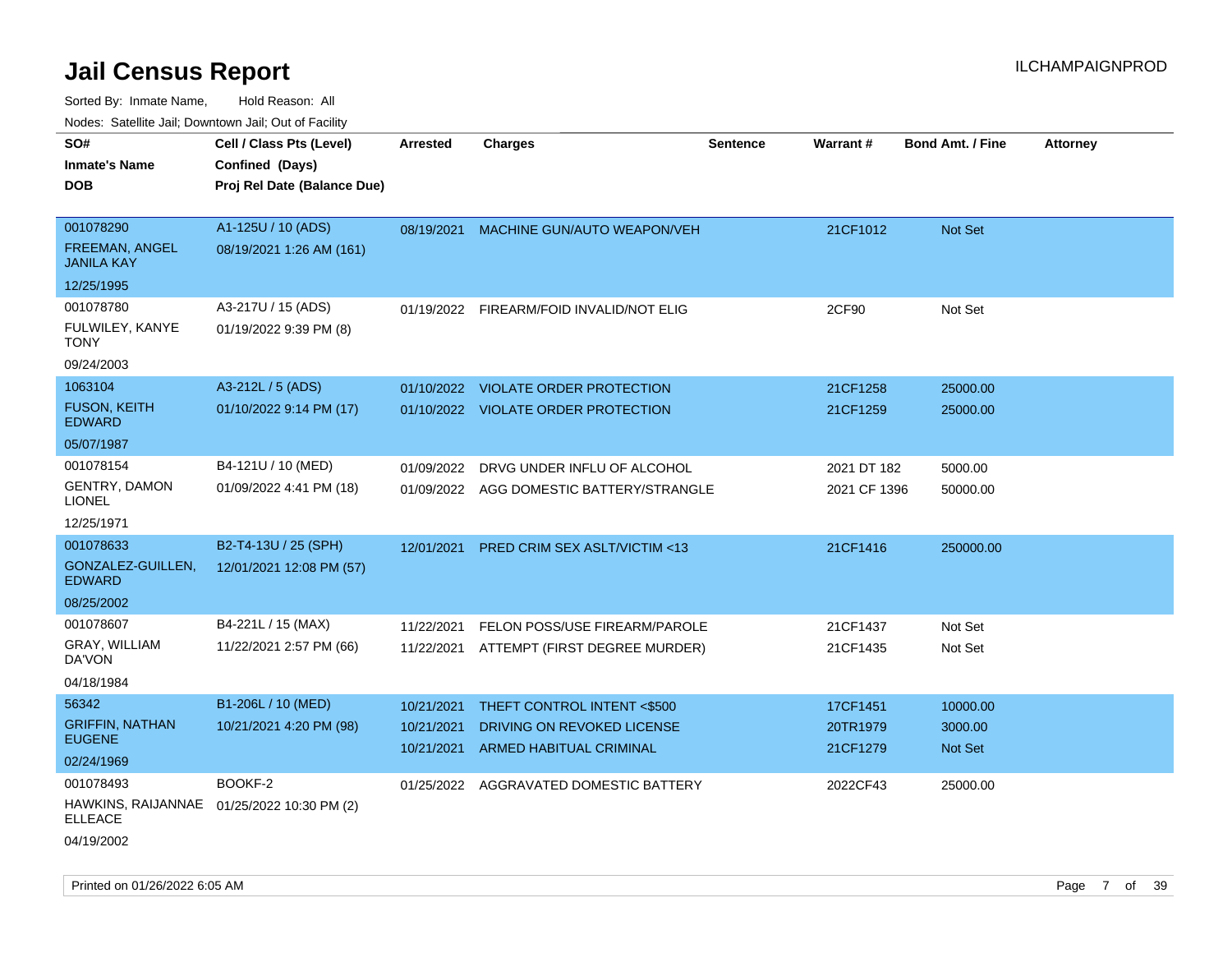# Jail Census Report

ILCHAMPAIGNPROD

Sorted By: Inmate Name, Hold Reason: All

Nodes: Satellite Jail; Downtown Jail; Out of Facility

| SO# / Inmate's Name / DOB | Cell / Class Pts (Level) / Confined (Days) / Proj Rel Date (Balance Due) | Arrested | Charges | Sentence | Warrant # | Bond Amt. / Fine | Attorney |
|---|---|---|---|---|---|---|---|
| 001078290<br>FREEMAN, ANGEL JANILA KAY<br>12/25/1995 | A1-125U / 10 (ADS)<br>08/19/2021 1:26 AM (161) | 08/19/2021 | MACHINE GUN/AUTO WEAPON/VEH | | 21CF1012 | Not Set | |
| 001078780<br>FULWILEY, KANYE TONY<br>09/24/2003 | A3-217U / 15 (ADS)<br>01/19/2022 9:39 PM (8) | 01/19/2022 | FIREARM/FOID INVALID/NOT ELIG | | 2CF90 | Not Set | |
| 1063104<br>FUSON, KEITH EDWARD<br>05/07/1987 | A3-212L / 5 (ADS)<br>01/10/2022 9:14 PM (17) | 01/10/2022<br>01/10/2022 | VIOLATE ORDER PROTECTION<br>VIOLATE ORDER PROTECTION | | 21CF1258<br>21CF1259 | 25000.00<br>25000.00 | |
| 001078154<br>GENTRY, DAMON LIONEL<br>12/25/1971 | B4-121U / 10 (MED)<br>01/09/2022 4:41 PM (18) | 01/09/2022<br>01/09/2022 | DRVG UNDER INFLU OF ALCOHOL<br>AGG DOMESTIC BATTERY/STRANGLE | | 2021 DT 182<br>2021 CF 1396 | 5000.00<br>50000.00 | |
| 001078633<br>GONZALEZ-GUILLEN, EDWARD<br>08/25/2002 | B2-T4-13U / 25 (SPH)<br>12/01/2021 12:08 PM (57) | 12/01/2021 | PRED CRIM SEX ASLT/VICTIM <13 | | 21CF1416 | 250000.00 | |
| 001078607<br>GRAY, WILLIAM DA'VON<br>04/18/1984 | B4-221L / 15 (MAX)<br>11/22/2021 2:57 PM (66) | 11/22/2021<br>11/22/2021 | FELON POSS/USE FIREARM/PAROLE<br>ATTEMPT (FIRST DEGREE MURDER) | | 21CF1437<br>21CF1435 | Not Set<br>Not Set | |
| 56342<br>GRIFFIN, NATHAN EUGENE<br>02/24/1969 | B1-206L / 10 (MED)<br>10/21/2021 4:20 PM (98) | 10/21/2021<br>10/21/2021<br>10/21/2021 | THEFT CONTROL INTENT <$500<br>DRIVING ON REVOKED LICENSE<br>ARMED HABITUAL CRIMINAL | | 17CF1451<br>20TR1979<br>21CF1279 | 10000.00<br>3000.00<br>Not Set | |
| 001078493<br>HAWKINS, RAIJANNAE ELLEACE<br>04/19/2002 | BOOKF-2<br>01/25/2022 10:30 PM (2) | 01/25/2022 | AGGRAVATED DOMESTIC BATTERY | | 2022CF43 | 25000.00 | |

Printed on 01/26/2022 6:05 AM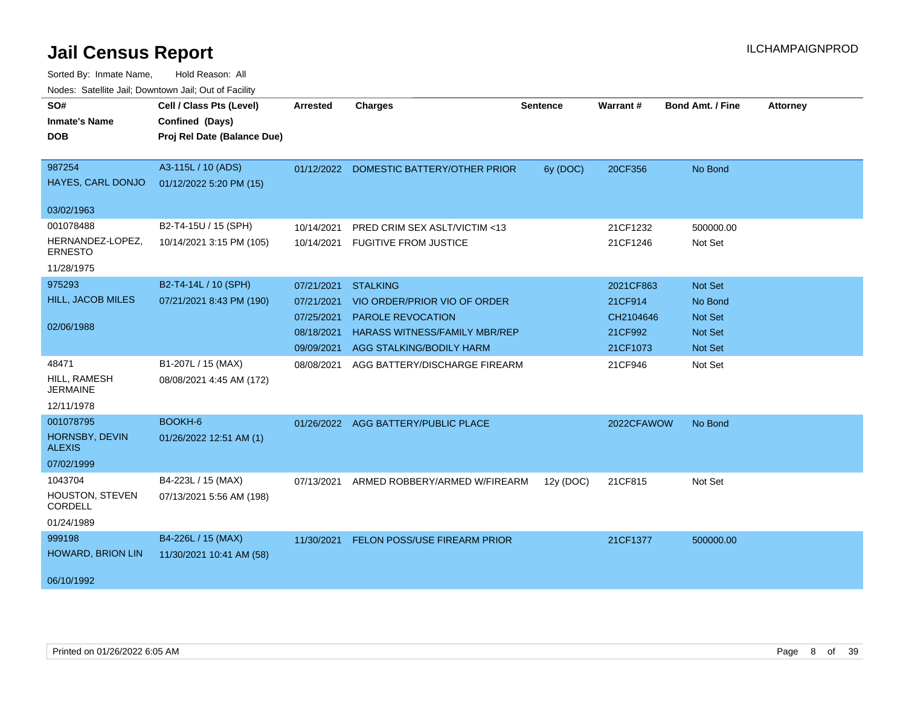# Jail Census Report

ILCHAMPAIGNPROD

Sorted By: Inmate Name, Hold Reason: All

Nodes: Satellite Jail; Downtown Jail; Out of Facility

| SO# / Inmate's Name / DOB | Cell / Class Pts (Level) / Confined (Days) / Proj Rel Date (Balance Due) | Arrested | Charges | Sentence | Warrant # | Bond Amt. / Fine | Attorney |
|---|---|---|---|---|---|---|---|
| 987254<br>HAYES, CARL DONJO<br>03/02/1963 | A3-115L / 10 (ADS)<br>01/12/2022 5:20 PM (15) | 01/12/2022 | DOMESTIC BATTERY/OTHER PRIOR | 6y (DOC) | 20CF356 | No Bond | |
| 001078488<br>HERNANDEZ-LOPEZ, ERNESTO<br>11/28/1975 | B2-T4-15U / 15 (SPH)<br>10/14/2021 3:15 PM (105) | 10/14/2021 | PRED CRIM SEX ASLT/VICTIM <13 | | 21CF1232 | 500000.00 | |
| | | 10/14/2021 | FUGITIVE FROM JUSTICE | | 21CF1246 | Not Set | |
| 975293<br>HILL, JACOB MILES<br>02/06/1988 | B2-T4-14L / 10 (SPH)<br>07/21/2021 8:43 PM (190) | 07/21/2021 | STALKING | | 2021CF863 | Not Set | |
| | | 07/21/2021 | VIO ORDER/PRIOR VIO OF ORDER | | 21CF914 | No Bond | |
| | | 07/25/2021 | PAROLE REVOCATION | | CH2104646 | Not Set | |
| | | 08/18/2021 | HARASS WITNESS/FAMILY MBR/REP | | 21CF992 | Not Set | |
| | | 09/09/2021 | AGG STALKING/BODILY HARM | | 21CF1073 | Not Set | |
| 48471<br>HILL, RAMESH JERMAINE<br>12/11/1978 | B1-207L / 15 (MAX)<br>08/08/2021 4:45 AM (172) | 08/08/2021 | AGG BATTERY/DISCHARGE FIREARM | | 21CF946 | Not Set | |
| 001078795<br>HORNSBY, DEVIN ALEXIS<br>07/02/1999 | BOOKH-6<br>01/26/2022 12:51 AM (1) | 01/26/2022 | AGG BATTERY/PUBLIC PLACE | | 2022CFAWOW | No Bond | |
| 1043704<br>HOUSTON, STEVEN CORDELL<br>01/24/1989 | B4-223L / 15 (MAX)<br>07/13/2021 5:56 AM (198) | 07/13/2021 | ARMED ROBBERY/ARMED W/FIREARM | 12y (DOC) | 21CF815 | Not Set | |
| 999198<br>HOWARD, BRION LIN<br>06/10/1992 | B4-226L / 15 (MAX)<br>11/30/2021 10:41 AM (58) | 11/30/2021 | FELON POSS/USE FIREARM PRIOR | | 21CF1377 | 500000.00 | |

Printed on 01/26/2022 6:05 AM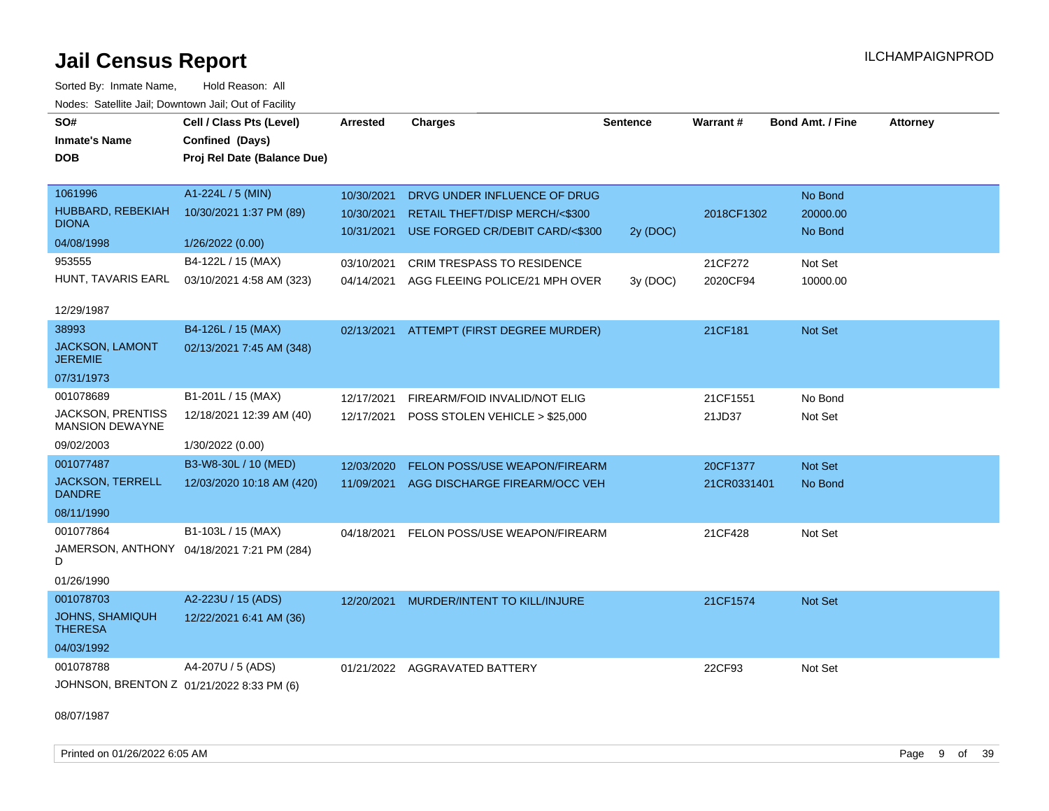# Jail Census Report

ILCHAMPAIGNPROD

Sorted By: Inmate Name, Hold Reason: All

Nodes: Satellite Jail; Downtown Jail; Out of Facility

| SO# / Inmate's Name / DOB | Cell / Class Pts (Level) / Confined (Days) / Proj Rel Date (Balance Due) | Arrested | Charges | Sentence | Warrant # | Bond Amt. / Fine | Attorney |
|---|---|---|---|---|---|---|---|
| 1061996<br>HUBBARD, REBEKIAH DIONA<br>04/08/1998 | A1-224L / 5 (MIN)<br>10/30/2021 1:37 PM (89)<br>1/26/2022 (0.00) | 10/30/2021<br>10/30/2021<br>10/31/2021 | DRVG UNDER INFLUENCE OF DRUG<br>RETAIL THEFT/DISP MERCH/<$300<br>USE FORGED CR/DEBIT CARD/<$300 | <br><br>2y (DOC) | <br>2018CF1302<br> | No Bond<br>20000.00<br>No Bond | |
| 953555<br>HUNT, TAVARIS EARL<br>12/29/1987 | B4-122L / 15 (MAX)<br>03/10/2021 4:58 AM (323) | 03/10/2021<br>04/14/2021 | CRIM TRESPASS TO RESIDENCE<br>AGG FLEEING POLICE/21 MPH OVER | <br>3y (DOC) | 21CF272<br>2020CF94 | Not Set<br>10000.00 | |
| 38993<br>JACKSON, LAMONT JEREMIE<br>07/31/1973 | B4-126L / 15 (MAX)<br>02/13/2021 7:45 AM (348) | 02/13/2021 | ATTEMPT (FIRST DEGREE MURDER) | | 21CF181 | Not Set | |
| 001078689<br>JACKSON, PRENTISS MANSION DEWAYNE<br>09/02/2003 | B1-201L / 15 (MAX)<br>12/18/2021 12:39 AM (40)<br>1/30/2022 (0.00) | 12/17/2021<br>12/17/2021 | FIREARM/FOID INVALID/NOT ELIG<br>POSS STOLEN VEHICLE > $25,000 | | 21CF1551<br>21JD37 | No Bond<br>Not Set | |
| 001077487<br>JACKSON, TERRELL DANDRE<br>08/11/1990 | B3-W8-30L / 10 (MED)<br>12/03/2020 10:18 AM (420) | 12/03/2020<br>11/09/2021 | FELON POSS/USE WEAPON/FIREARM<br>AGG DISCHARGE FIREARM/OCC VEH | | 20CF1377<br>21CR0331401 | Not Set<br>No Bond | |
| 001077864<br>JAMERSON, ANTHONY D<br>01/26/1990 | B1-103L / 15 (MAX)<br>04/18/2021 7:21 PM (284) | 04/18/2021 | FELON POSS/USE WEAPON/FIREARM | | 21CF428 | Not Set | |
| 001078703<br>JOHNS, SHAMIQUH THERESA<br>04/03/1992 | A2-223U / 15 (ADS)<br>12/22/2021 6:41 AM (36) | 12/20/2021 | MURDER/INTENT TO KILL/INJURE | | 21CF1574 | Not Set | |
| 001078788<br>JOHNSON, BRENTON Z<br>08/07/1987 | A4-207U / 5 (ADS)<br>01/21/2022 8:33 PM (6) | 01/21/2022 | AGGRAVATED BATTERY | | 22CF93 | Not Set | |

Printed on 01/26/2022 6:05 AM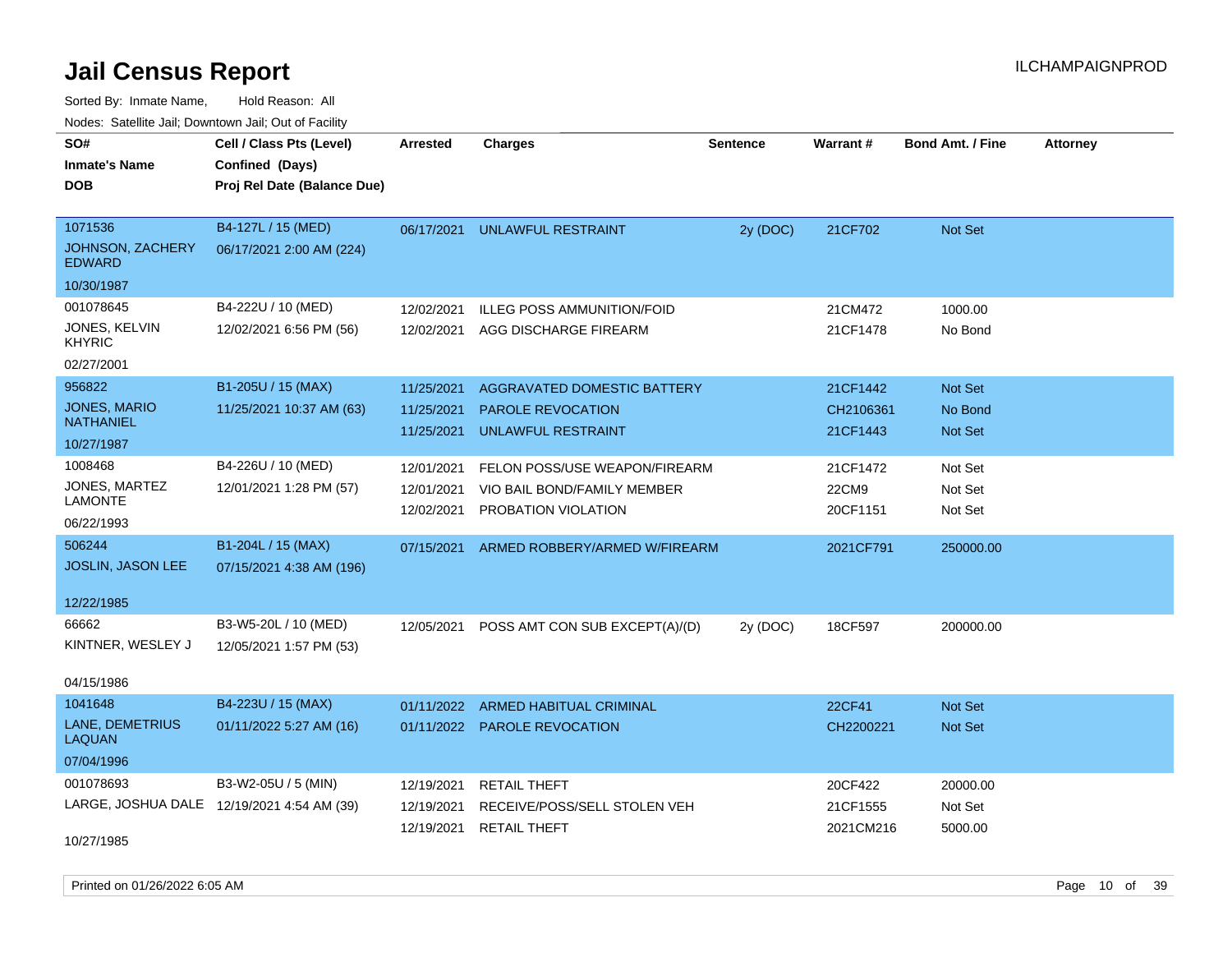# Jail Census Report

ILCHAMPAIGNPROD

Sorted By: Inmate Name, Hold Reason: All

Nodes: Satellite Jail; Downtown Jail; Out of Facility

| SO# / Inmate's Name / DOB | Cell / Class Pts (Level) / Confined (Days) / Proj Rel Date (Balance Due) | Arrested | Charges | Sentence | Warrant # | Bond Amt. / Fine | Attorney |
|---|---|---|---|---|---|---|---|
| 1071536 JOHNSON, ZACHERY EDWARD 10/30/1987 | B4-127L / 15 (MED) 06/17/2021 2:00 AM (224) | 06/17/2021 | UNLAWFUL RESTRAINT | 2y (DOC) | 21CF702 | Not Set | |
| 001078645 JONES, KELVIN KHYRIC 02/27/2001 | B4-222U / 10 (MED) 12/02/2021 6:56 PM (56) | 12/02/2021 | ILLEG POSS AMMUNITION/FOID | | 21CM472 | 1000.00 | |
| | | 12/02/2021 | AGG DISCHARGE FIREARM | | 21CF1478 | No Bond | |
| 956822 JONES, MARIO NATHANIEL 10/27/1987 | B1-205U / 15 (MAX) 11/25/2021 10:37 AM (63) | 11/25/2021 | AGGRAVATED DOMESTIC BATTERY | | 21CF1442 | Not Set | |
| | | 11/25/2021 | PAROLE REVOCATION | | CH2106361 | No Bond | |
| | | 11/25/2021 | UNLAWFUL RESTRAINT | | 21CF1443 | Not Set | |
| 1008468 JONES, MARTEZ LAMONTE 06/22/1993 | B4-226U / 10 (MED) 12/01/2021 1:28 PM (57) | 12/01/2021 | FELON POSS/USE WEAPON/FIREARM | | 21CF1472 | Not Set | |
| | | 12/01/2021 | VIO BAIL BOND/FAMILY MEMBER | | 22CM9 | Not Set | |
| | | 12/02/2021 | PROBATION VIOLATION | | 20CF1151 | Not Set | |
| 506244 JOSLIN, JASON LEE 12/22/1985 | B1-204L / 15 (MAX) 07/15/2021 4:38 AM (196) | 07/15/2021 | ARMED ROBBERY/ARMED W/FIREARM | | 2021CF791 | 250000.00 | |
| 66662 KINTNER, WESLEY J 04/15/1986 | B3-W5-20L / 10 (MED) 12/05/2021 1:57 PM (53) | 12/05/2021 | POSS AMT CON SUB EXCEPT(A)/(D) | 2y (DOC) | 18CF597 | 200000.00 | |
| 1041648 LANE, DEMETRIUS LAQUAN 07/04/1996 | B4-223U / 15 (MAX) 01/11/2022 5:27 AM (16) | 01/11/2022 | ARMED HABITUAL CRIMINAL | | 22CF41 | Not Set | |
| | | 01/11/2022 | PAROLE REVOCATION | | CH2200221 | Not Set | |
| 001078693 LARGE, JOSHUA DALE 10/27/1985 | B3-W2-05U / 5 (MIN) 12/19/2021 4:54 AM (39) | 12/19/2021 | RETAIL THEFT | | 20CF422 | 20000.00 | |
| | | 12/19/2021 | RECEIVE/POSS/SELL STOLEN VEH | | 21CF1555 | Not Set | |
| | | 12/19/2021 | RETAIL THEFT | | 2021CM216 | 5000.00 | |

Printed on 01/26/2022 6:05 AM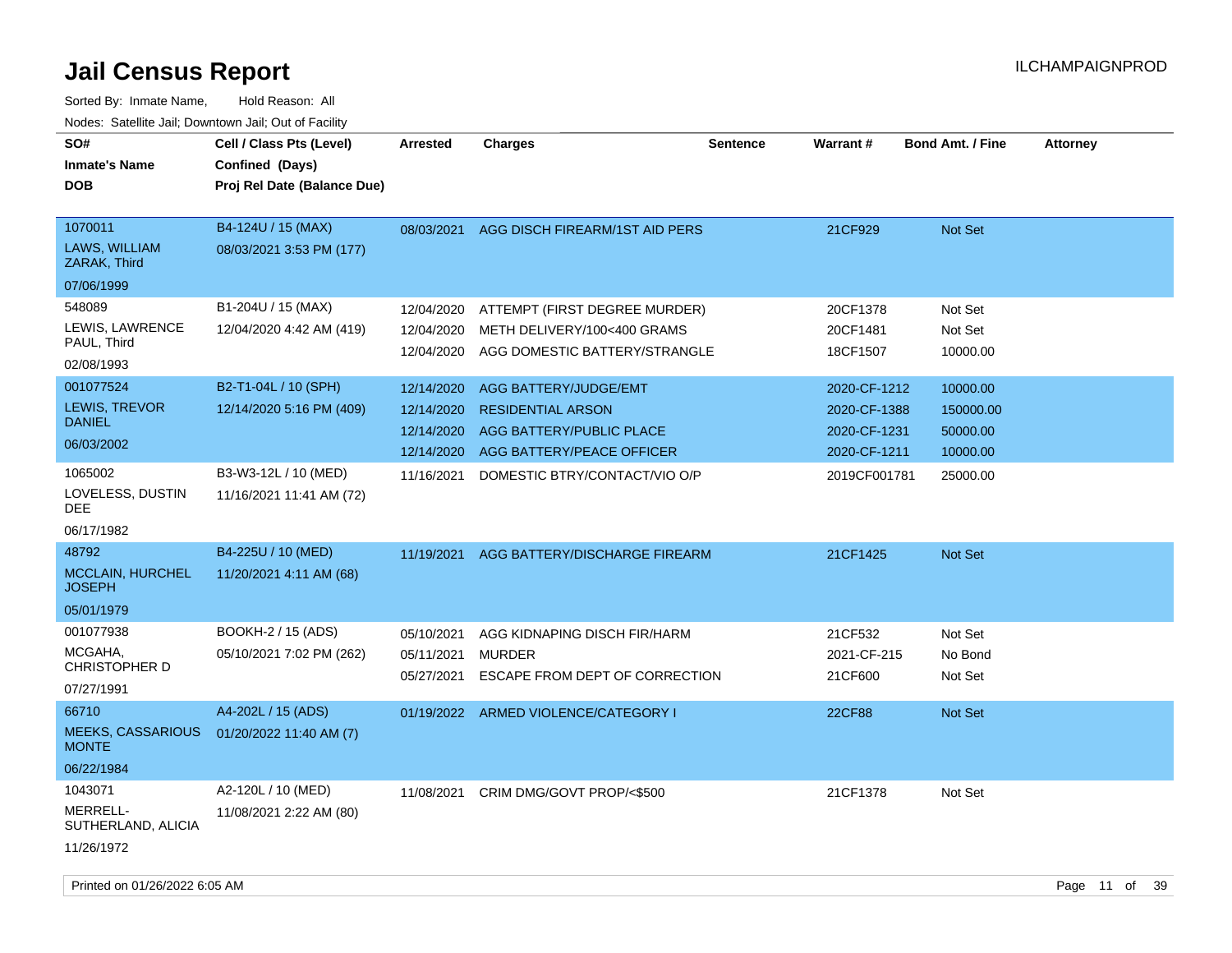# Jail Census Report

ILCHAMPAIGNPROD

Sorted By: Inmate Name, Hold Reason: All

Nodes: Satellite Jail; Downtown Jail; Out of Facility

| SO# / Inmate's Name / DOB | Cell / Class Pts (Level) / Confined (Days) / Proj Rel Date (Balance Due) | Arrested | Charges | Sentence | Warrant # | Bond Amt. / Fine | Attorney |
|---|---|---|---|---|---|---|---|
| 1070011<br>LAWS, WILLIAM ZARAK, Third<br>07/06/1999 | B4-124U / 15 (MAX)<br>08/03/2021 3:53 PM (177) | 08/03/2021 | AGG DISCH FIREARM/1ST AID PERS | | 21CF929 | Not Set | |
| 548089<br>LEWIS, LAWRENCE PAUL, Third<br>02/08/1993 | B1-204U / 15 (MAX)<br>12/04/2020 4:42 AM (419) | 12/04/2020 | ATTEMPT (FIRST DEGREE MURDER) | | 20CF1378 | Not Set | |
| | | 12/04/2020 | METH DELIVERY/100<400 GRAMS | | 20CF1481 | Not Set | |
| | | 12/04/2020 | AGG DOMESTIC BATTERY/STRANGLE | | 18CF1507 | 10000.00 | |
| 001077524<br>LEWIS, TREVOR DANIEL<br>06/03/2002 | B2-T1-04L / 10 (SPH)<br>12/14/2020 5:16 PM (409) | 12/14/2020 | AGG BATTERY/JUDGE/EMT | | 2020-CF-1212 | 10000.00 | |
| | | 12/14/2020 | RESIDENTIAL ARSON | | 2020-CF-1388 | 150000.00 | |
| | | 12/14/2020 | AGG BATTERY/PUBLIC PLACE | | 2020-CF-1231 | 50000.00 | |
| | | 12/14/2020 | AGG BATTERY/PEACE OFFICER | | 2020-CF-1211 | 10000.00 | |
| 1065002<br>LOVELESS, DUSTIN DEE<br>06/17/1982 | B3-W3-12L / 10 (MED)<br>11/16/2021 11:41 AM (72) | 11/16/2021 | DOMESTIC BTRY/CONTACT/VIO O/P | | 2019CF001781 | 25000.00 | |
| 48792<br>MCCLAIN, HURCHEL JOSEPH<br>05/01/1979 | B4-225U / 10 (MED)<br>11/20/2021 4:11 AM (68) | 11/19/2021 | AGG BATTERY/DISCHARGE FIREARM | | 21CF1425 | Not Set | |
| 001077938<br>MCGAHA, CHRISTOPHER D<br>07/27/1991 | BOOKH-2 / 15 (ADS)<br>05/10/2021 7:02 PM (262) | 05/10/2021 | AGG KIDNAPING DISCH FIR/HARM | | 21CF532 | Not Set | |
| | | 05/11/2021 | MURDER | | 2021-CF-215 | No Bond | |
| | | 05/27/2021 | ESCAPE FROM DEPT OF CORRECTION | | 21CF600 | Not Set | |
| 66710<br>MEEKS, CASSARIOUS MONTE<br>06/22/1984 | A4-202L / 15 (ADS)<br>01/20/2022 11:40 AM (7) | 01/19/2022 | ARMED VIOLENCE/CATEGORY I | | 22CF88 | Not Set | |
| 1043071<br>MERRELL-SUTHERLAND, ALICIA<br>11/26/1972 | A2-120L / 10 (MED)<br>11/08/2021 2:22 AM (80) | 11/08/2021 | CRIM DMG/GOVT PROP/<$500 | | 21CF1378 | Not Set | |

Printed on 01/26/2022 6:05 AM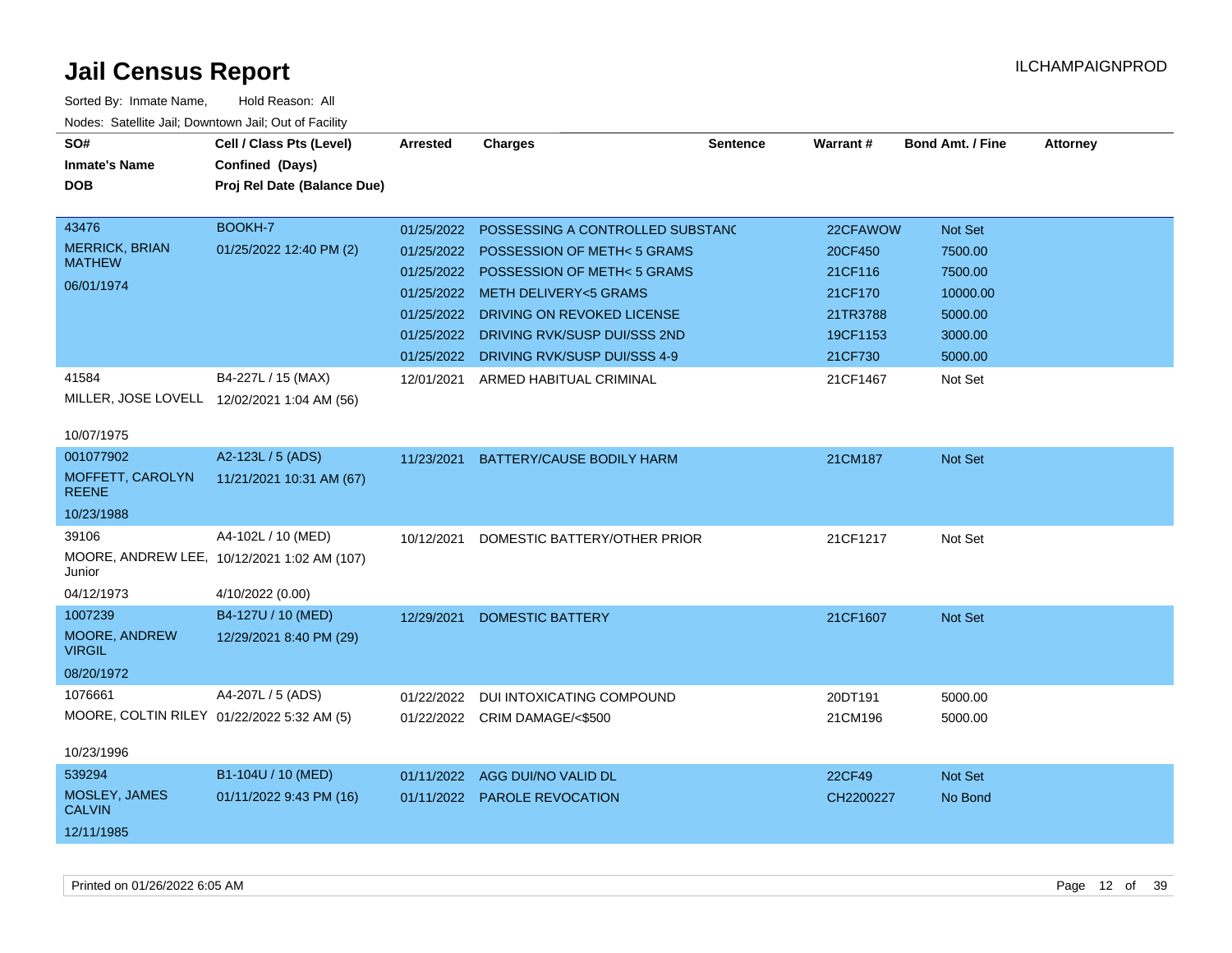# Jail Census Report

Sorted By: Inmate Name, Hold Reason: All

Nodes: Satellite Jail; Downtown Jail; Out of Facility

| SO# / Inmate's Name / DOB | Cell / Class Pts (Level) / Confined (Days) / Proj Rel Date (Balance Due) | Arrested | Charges | Sentence | Warrant # | Bond Amt. / Fine | Attorney |
|---|---|---|---|---|---|---|---|
| 43476 MERRICK, BRIAN MATHEW 06/01/1974 | BOOKH-7 01/25/2022 12:40 PM (2) | 01/25/2022 | POSSESSING A CONTROLLED SUBSTANC | | 22CFAWOW | Not Set | |
| | | 01/25/2022 | POSSESSION OF METH< 5 GRAMS | | 20CF450 | 7500.00 | |
| | | 01/25/2022 | POSSESSION OF METH< 5 GRAMS | | 21CF116 | 7500.00 | |
| | | 01/25/2022 | METH DELIVERY<5 GRAMS | | 21CF170 | 10000.00 | |
| | | 01/25/2022 | DRIVING ON REVOKED LICENSE | | 21TR3788 | 5000.00 | |
| | | 01/25/2022 | DRIVING RVK/SUSP DUI/SSS 2ND | | 19CF1153 | 3000.00 | |
| | | 01/25/2022 | DRIVING RVK/SUSP DUI/SSS 4-9 | | 21CF730 | 5000.00 | |
| 41584 MILLER, JOSE LOVELL 10/07/1975 | B4-227L / 15 (MAX) 12/02/2021 1:04 AM (56) | 12/01/2021 | ARMED HABITUAL CRIMINAL | | 21CF1467 | Not Set | |
| 001077902 MOFFETT, CAROLYN REENE 10/23/1988 | A2-123L / 5 (ADS) 11/21/2021 10:31 AM (67) | 11/23/2021 | BATTERY/CAUSE BODILY HARM | | 21CM187 | Not Set | |
| 39106 MOORE, ANDREW LEE, Junior 04/12/1973 | A4-102L / 10 (MED) 10/12/2021 1:02 AM (107) 4/10/2022 (0.00) | 10/12/2021 | DOMESTIC BATTERY/OTHER PRIOR | | 21CF1217 | Not Set | |
| 1007239 MOORE, ANDREW VIRGIL 08/20/1972 | B4-127U / 10 (MED) 12/29/2021 8:40 PM (29) | 12/29/2021 | DOMESTIC BATTERY | | 21CF1607 | Not Set | |
| 1076661 MOORE, COLTIN RILEY 10/23/1996 | A4-207L / 5 (ADS) 01/22/2022 5:32 AM (5) | 01/22/2022 | DUI INTOXICATING COMPOUND | | 20DT191 | 5000.00 | |
| | | 01/22/2022 | CRIM DAMAGE/<$500 | | 21CM196 | 5000.00 | |
| 539294 MOSLEY, JAMES CALVIN 12/11/1985 | B1-104U / 10 (MED) 01/11/2022 9:43 PM (16) | 01/11/2022 | AGG DUI/NO VALID DL | | 22CF49 | Not Set | |
| | | 01/11/2022 | PAROLE REVOCATION | | CH2200227 | No Bond | |

Printed on 01/26/2022 6:05 AM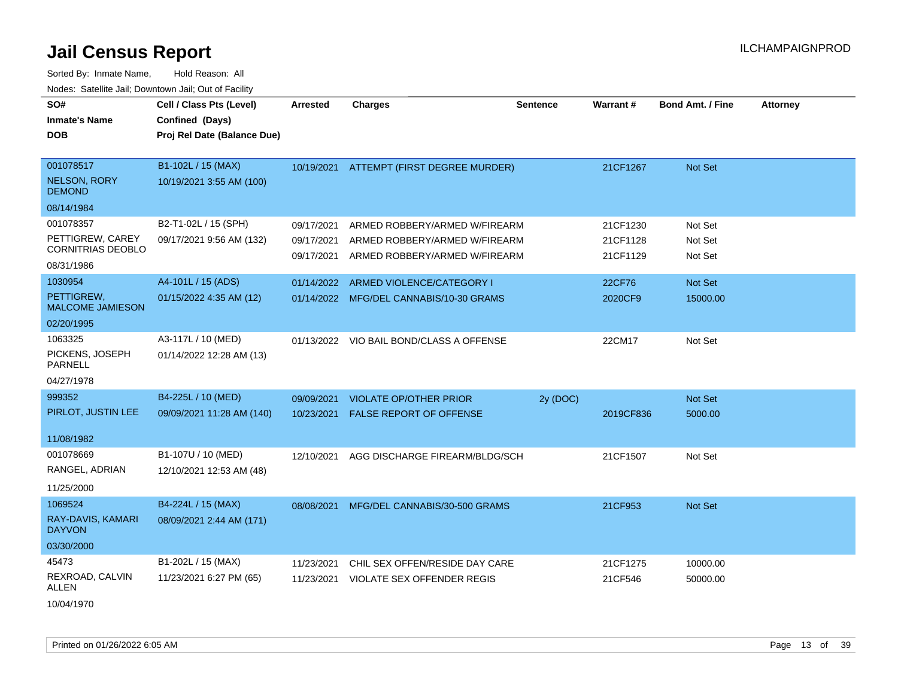# Jail Census Report

ILCHAMPAIGNPROD

Sorted By: Inmate Name, Hold Reason: All

Nodes: Satellite Jail; Downtown Jail; Out of Facility

| SO#<br>Inmate's Name<br>DOB | Cell / Class Pts (Level)<br>Confined (Days)<br>Proj Rel Date (Balance Due) | Arrested | Charges | Sentence | Warrant # | Bond Amt. / Fine | Attorney |
|---|---|---|---|---|---|---|---|
| 001078517<br>NELSON, RORY DEMOND<br>08/14/1984 | B1-102L / 15 (MAX)<br>10/19/2021 3:55 AM (100) | 10/19/2021 | ATTEMPT (FIRST DEGREE MURDER) | | 21CF1267 | Not Set | |
| 001078357<br>PETTIGREW, CAREY CORNITRIAS DEOBLO<br>08/31/1986 | B2-T1-02L / 15 (SPH)<br>09/17/2021 9:56 AM (132) | 09/17/2021 | ARMED ROBBERY/ARMED W/FIREARM | | 21CF1230 | Not Set | |
| | | 09/17/2021 | ARMED ROBBERY/ARMED W/FIREARM | | 21CF1128 | Not Set | |
| | | 09/17/2021 | ARMED ROBBERY/ARMED W/FIREARM | | 21CF1129 | Not Set | |
| 1030954<br>PETTIGREW, MALCOME JAMIESON<br>02/20/1995 | A4-101L / 15 (ADS)<br>01/15/2022 4:35 AM (12) | 01/14/2022 | ARMED VIOLENCE/CATEGORY I | | 22CF76 | Not Set | |
| | | 01/14/2022 | MFG/DEL CANNABIS/10-30 GRAMS | | 2020CF9 | 15000.00 | |
| 1063325<br>PICKENS, JOSEPH PARNELL<br>04/27/1978 | A3-117L / 10 (MED)<br>01/14/2022 12:28 AM (13) | 01/13/2022 | VIO BAIL BOND/CLASS A OFFENSE | | 22CM17 | Not Set | |
| 999352<br>PIRLOT, JUSTIN LEE<br>11/08/1982 | B4-225L / 10 (MED)<br>09/09/2021 11:28 AM (140) | 09/09/2021 | VIOLATE OP/OTHER PRIOR | 2y (DOC) | | Not Set | |
| | | 10/23/2021 | FALSE REPORT OF OFFENSE | | 2019CF836 | 5000.00 | |
| 001078669<br>RANGEL, ADRIAN<br>11/25/2000 | B1-107U / 10 (MED)<br>12/10/2021 12:53 AM (48) | 12/10/2021 | AGG DISCHARGE FIREARM/BLDG/SCH | | 21CF1507 | Not Set | |
| 1069524<br>RAY-DAVIS, KAMARI DAYVON<br>03/30/2000 | B4-224L / 15 (MAX)<br>08/09/2021 2:44 AM (171) | 08/08/2021 | MFG/DEL CANNABIS/30-500 GRAMS | | 21CF953 | Not Set | |
| 45473<br>REXROAD, CALVIN ALLEN<br>10/04/1970 | B1-202L / 15 (MAX)<br>11/23/2021 6:27 PM (65) | 11/23/2021 | CHIL SEX OFFEN/RESIDE DAY CARE | | 21CF1275 | 10000.00 | |
| | | 11/23/2021 | VIOLATE SEX OFFENDER REGIS | | 21CF546 | 50000.00 | |

Printed on 01/26/2022 6:05 AM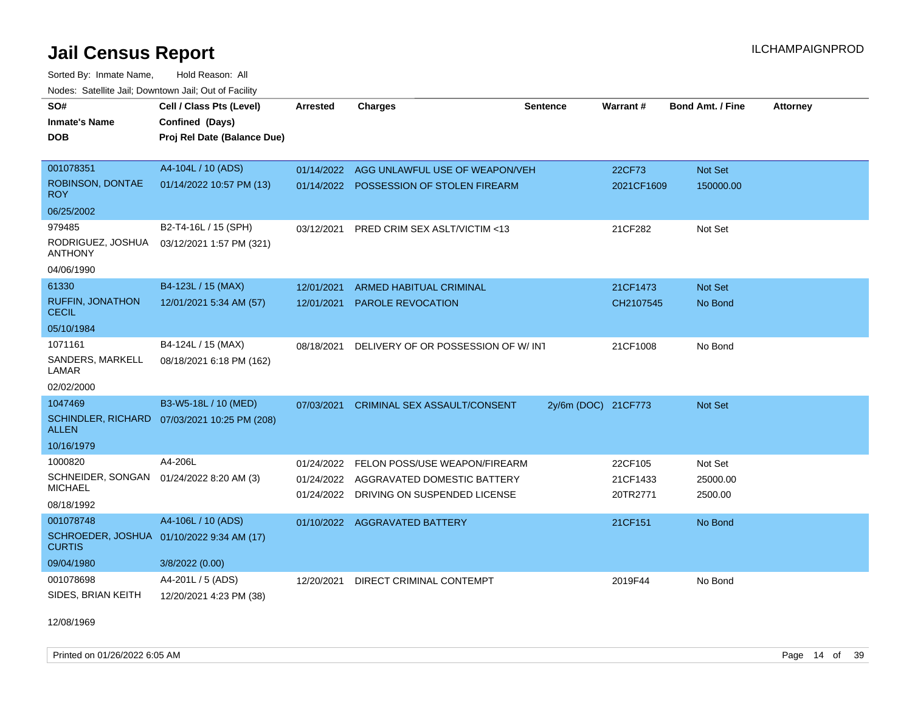# Jail Census Report

ILCHAMPAIGNPROD

Sorted By: Inmate Name, Hold Reason: All

Nodes: Satellite Jail; Downtown Jail; Out of Facility

| SO# / Inmate's Name / DOB | Cell / Class Pts (Level) / Confined (Days) / Proj Rel Date (Balance Due) | Arrested | Charges | Sentence | Warrant # | Bond Amt. / Fine | Attorney |
|---|---|---|---|---|---|---|---|
| 001078351<br>ROBINSON, DONTAE ROY<br>06/25/2002 | A4-104L / 10 (ADS)<br>01/14/2022 10:57 PM (13) | 01/14/2022<br>01/14/2022 | AGG UNLAWFUL USE OF WEAPON/VEH<br>POSSESSION OF STOLEN FIREARM | | 22CF73<br>2021CF1609 | Not Set<br>150000.00 | |
| 979485<br>RODRIGUEZ, JOSHUA ANTHONY<br>04/06/1990 | B2-T4-16L / 15 (SPH)<br>03/12/2021 1:57 PM (321) | 03/12/2021 | PRED CRIM SEX ASLT/VICTIM <13 | | 21CF282 | Not Set | |
| 61330<br>RUFFIN, JONATHON CECIL<br>05/10/1984 | B4-123L / 15 (MAX)<br>12/01/2021 5:34 AM (57) | 12/01/2021<br>12/01/2021 | ARMED HABITUAL CRIMINAL<br>PAROLE REVOCATION | | 21CF1473<br>CH2107545 | Not Set<br>No Bond | |
| 1071161<br>SANDERS, MARKELL LAMAR<br>02/02/2000 | B4-124L / 15 (MAX)<br>08/18/2021 6:18 PM (162) | 08/18/2021 | DELIVERY OF OR POSSESSION OF W/ INT | | 21CF1008 | No Bond | |
| 1047469<br>SCHINDLER, RICHARD ALLEN<br>10/16/1979 | B3-W5-18L / 10 (MED)<br>07/03/2021 10:25 PM (208) | 07/03/2021 | CRIMINAL SEX ASSAULT/CONSENT | 2y/6m (DOC) | 21CF773 | Not Set | |
| 1000820<br>SCHNEIDER, SONGAN MICHAEL<br>08/18/1992 | A4-206L<br>01/24/2022 8:20 AM (3) | 01/24/2022<br>01/24/2022<br>01/24/2022 | FELON POSS/USE WEAPON/FIREARM<br>AGGRAVATED DOMESTIC BATTERY<br>DRIVING ON SUSPENDED LICENSE | | 22CF105<br>21CF1433<br>20TR2771 | Not Set<br>25000.00<br>2500.00 | |
| 001078748<br>SCHROEDER, JOSHUA CURTIS<br>09/04/1980 | A4-106L / 10 (ADS)<br>01/10/2022 9:34 AM (17)<br>3/8/2022 (0.00) | 01/10/2022 | AGGRAVATED BATTERY | | 21CF151 | No Bond | |
| 001078698<br>SIDES, BRIAN KEITH<br>12/08/1969 | A4-201L / 5 (ADS)<br>12/20/2021 4:23 PM (38) | 12/20/2021 | DIRECT CRIMINAL CONTEMPT | | 2019F44 | No Bond | |

Printed on 01/26/2022 6:05 AM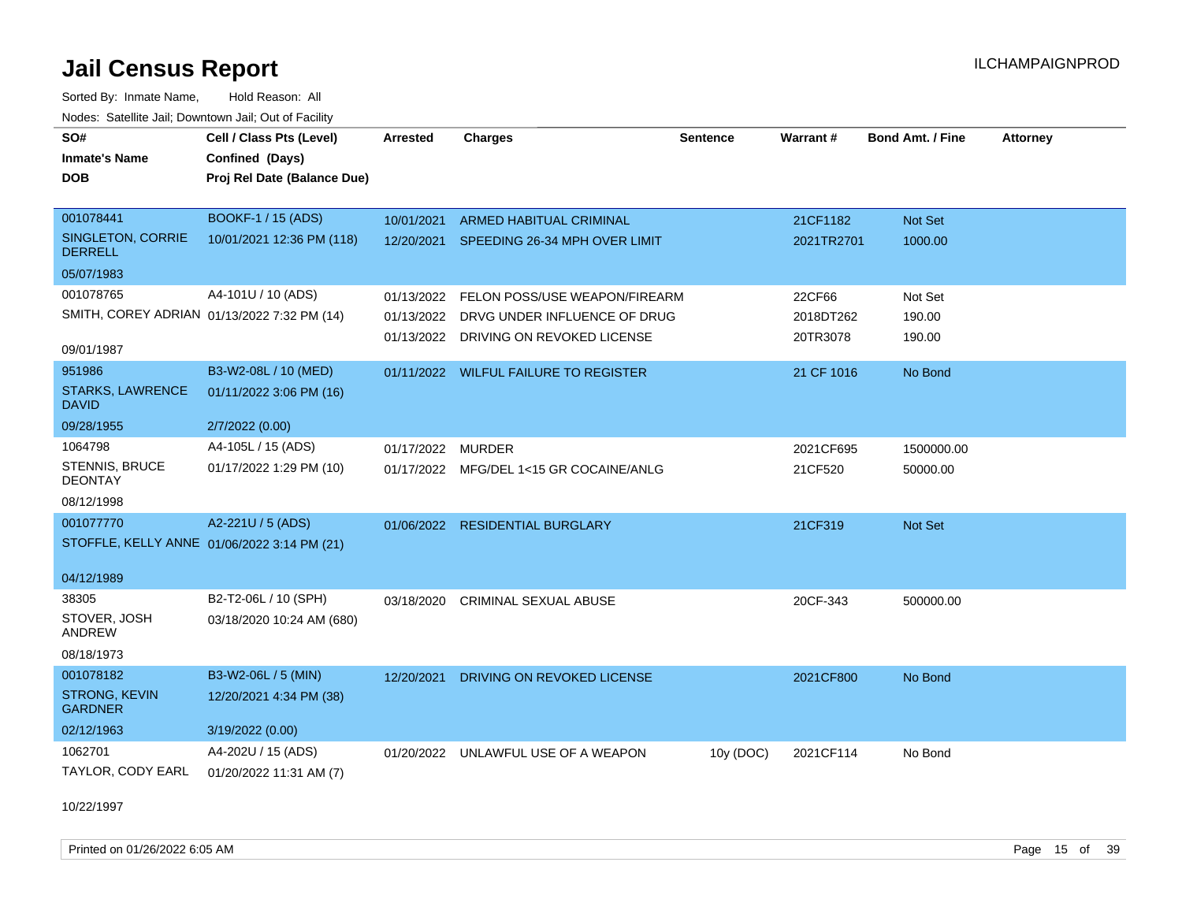# Jail Census Report

Sorted By: Inmate Name, Hold Reason: All

Nodes: Satellite Jail; Downtown Jail; Out of Facility

| SO# / Inmate's Name / DOB | Cell / Class Pts (Level) / Confined (Days) / Proj Rel Date (Balance Due) | Arrested | Charges | Sentence | Warrant # | Bond Amt. / Fine | Attorney |
|---|---|---|---|---|---|---|---|
| 001078441<br>SINGLETON, CORRIE DERRELL<br>05/07/1983 | BOOKF-1 / 15 (ADS)<br>10/01/2021 12:36 PM (118) | 10/01/2021 | ARMED HABITUAL CRIMINAL | | 21CF1182 | Not Set | |
| | | 12/20/2021 | SPEEDING 26-34 MPH OVER LIMIT | | 2021TR2701 | 1000.00 | |
| 001078765<br>SMITH, COREY ADRIAN<br>09/01/1987 | A4-101U / 10 (ADS)<br>01/13/2022 7:32 PM (14) | 01/13/2022 | FELON POSS/USE WEAPON/FIREARM | | 22CF66 | Not Set | |
| | | 01/13/2022 | DRVG UNDER INFLUENCE OF DRUG | | 2018DT262 | 190.00 | |
| | | 01/13/2022 | DRIVING ON REVOKED LICENSE | | 20TR3078 | 190.00 | |
| 951986<br>STARKS, LAWRENCE DAVID<br>09/28/1955 | B3-W2-08L / 10 (MED)<br>01/11/2022 3:06 PM (16)<br>2/7/2022 (0.00) | 01/11/2022 | WILFUL FAILURE TO REGISTER | | 21 CF 1016 | No Bond | |
| 1064798<br>STENNIS, BRUCE DEONTAY<br>08/12/1998 | A4-105L / 15 (ADS)<br>01/17/2022 1:29 PM (10) | 01/17/2022 | MURDER | | 2021CF695 | 1500000.00 | |
| | | 01/17/2022 | MFG/DEL 1<15 GR COCAINE/ANLG | | 21CF520 | 50000.00 | |
| 001077770<br>STOFFLE, KELLY ANNE<br>04/12/1989 | A2-221U / 5 (ADS)<br>01/06/2022 3:14 PM (21) | 01/06/2022 | RESIDENTIAL BURGLARY | | 21CF319 | Not Set | |
| 38305<br>STOVER, JOSH ANDREW<br>08/18/1973 | B2-T2-06L / 10 (SPH)<br>03/18/2020 10:24 AM (680) | 03/18/2020 | CRIMINAL SEXUAL ABUSE | | 20CF-343 | 500000.00 | |
| 001078182<br>STRONG, KEVIN GARDNER<br>02/12/1963 | B3-W2-06L / 5 (MIN)<br>12/20/2021 4:34 PM (38)<br>3/19/2022 (0.00) | 12/20/2021 | DRIVING ON REVOKED LICENSE | | 2021CF800 | No Bond | |
| 1062701<br>TAYLOR, CODY EARL<br>10/22/1997 | A4-202U / 15 (ADS)<br>01/20/2022 11:31 AM (7) | 01/20/2022 | UNLAWFUL USE OF A WEAPON | 10y (DOC) | 2021CF114 | No Bond | |

Printed on 01/26/2022 6:05 AM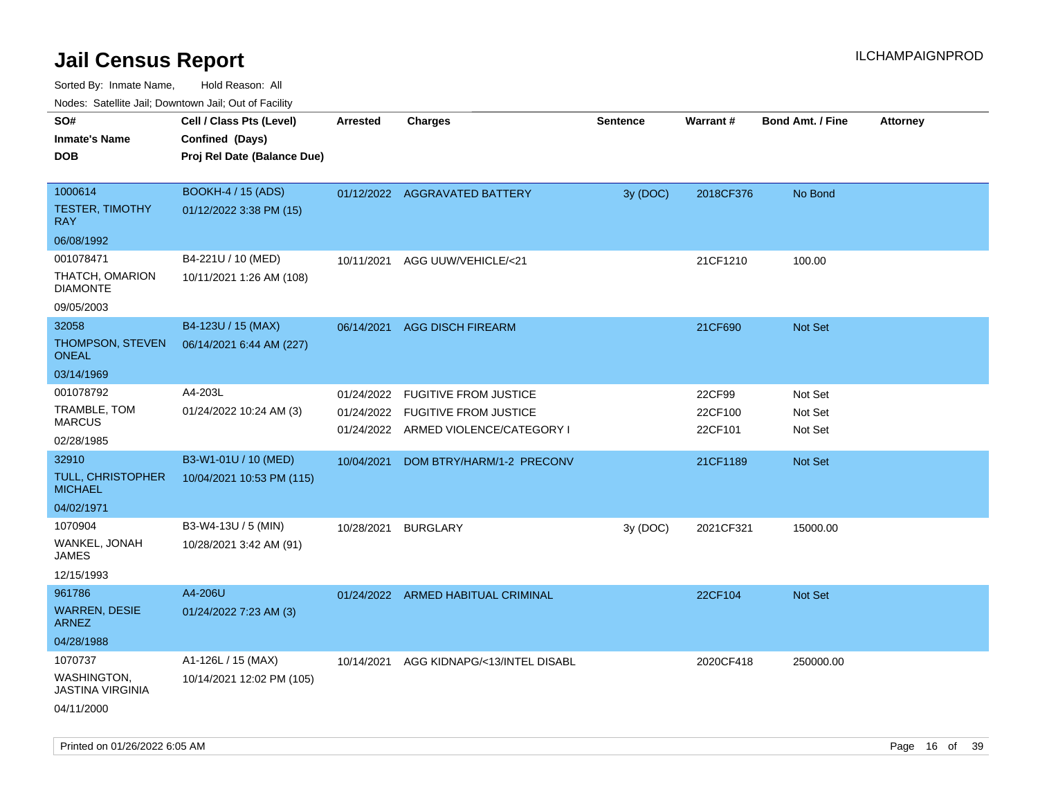# Jail Census Report

ILCHAMPAIGNPROD

Sorted By: Inmate Name, Hold Reason: All

Nodes: Satellite Jail; Downtown Jail; Out of Facility

| SO#<br>Inmate's Name<br>DOB | Cell / Class Pts (Level)<br>Confined (Days)<br>Proj Rel Date (Balance Due) | Arrested | Charges | Sentence | Warrant # | Bond Amt. / Fine | Attorney |
|---|---|---|---|---|---|---|---|
| 1000614<br>TESTER, TIMOTHY RAY<br>06/08/1992 | BOOKH-4 / 15 (ADS)<br>01/12/2022 3:38 PM (15) | 01/12/2022 | AGGRAVATED BATTERY | 3y (DOC) | 2018CF376 | No Bond | |
| 001078471<br>THATCH, OMARION DIAMONTE<br>09/05/2003 | B4-221U / 10 (MED)<br>10/11/2021 1:26 AM (108) | 10/11/2021 | AGG UUW/VEHICLE/<21 | | 21CF1210 | 100.00 | |
| 32058<br>THOMPSON, STEVEN ONEAL<br>03/14/1969 | B4-123U / 15 (MAX)<br>06/14/2021 6:44 AM (227) | 06/14/2021 | AGG DISCH FIREARM | | 21CF690 | Not Set | |
| 001078792<br>TRAMBLE, TOM MARCUS<br>02/28/1985 | A4-203L<br>01/24/2022 10:24 AM (3) | 01/24/2022<br>01/24/2022<br>01/24/2022 | FUGITIVE FROM JUSTICE<br>FUGITIVE FROM JUSTICE<br>ARMED VIOLENCE/CATEGORY I | | 22CF99<br>22CF100<br>22CF101 | Not Set<br>Not Set<br>Not Set | |
| 32910<br>TULL, CHRISTOPHER MICHAEL<br>04/02/1971 | B3-W1-01U / 10 (MED)<br>10/04/2021 10:53 PM (115) | 10/04/2021 | DOM BTRY/HARM/1-2 PRECONV | | 21CF1189 | Not Set | |
| 1070904<br>WANKEL, JONAH JAMES<br>12/15/1993 | B3-W4-13U / 5 (MIN)<br>10/28/2021 3:42 AM (91) | 10/28/2021 | BURGLARY | 3y (DOC) | 2021CF321 | 15000.00 | |
| 961786<br>WARREN, DESIE ARNEZ<br>04/28/1988 | A4-206U<br>01/24/2022 7:23 AM (3) | 01/24/2022 | ARMED HABITUAL CRIMINAL | | 22CF104 | Not Set | |
| 1070737<br>WASHINGTON, JASTINA VIRGINIA<br>04/11/2000 | A1-126L / 15 (MAX)<br>10/14/2021 12:02 PM (105) | 10/14/2021 | AGG KIDNAPG/<13/INTEL DISABL | | 2020CF418 | 250000.00 | |

Printed on 01/26/2022 6:05 AM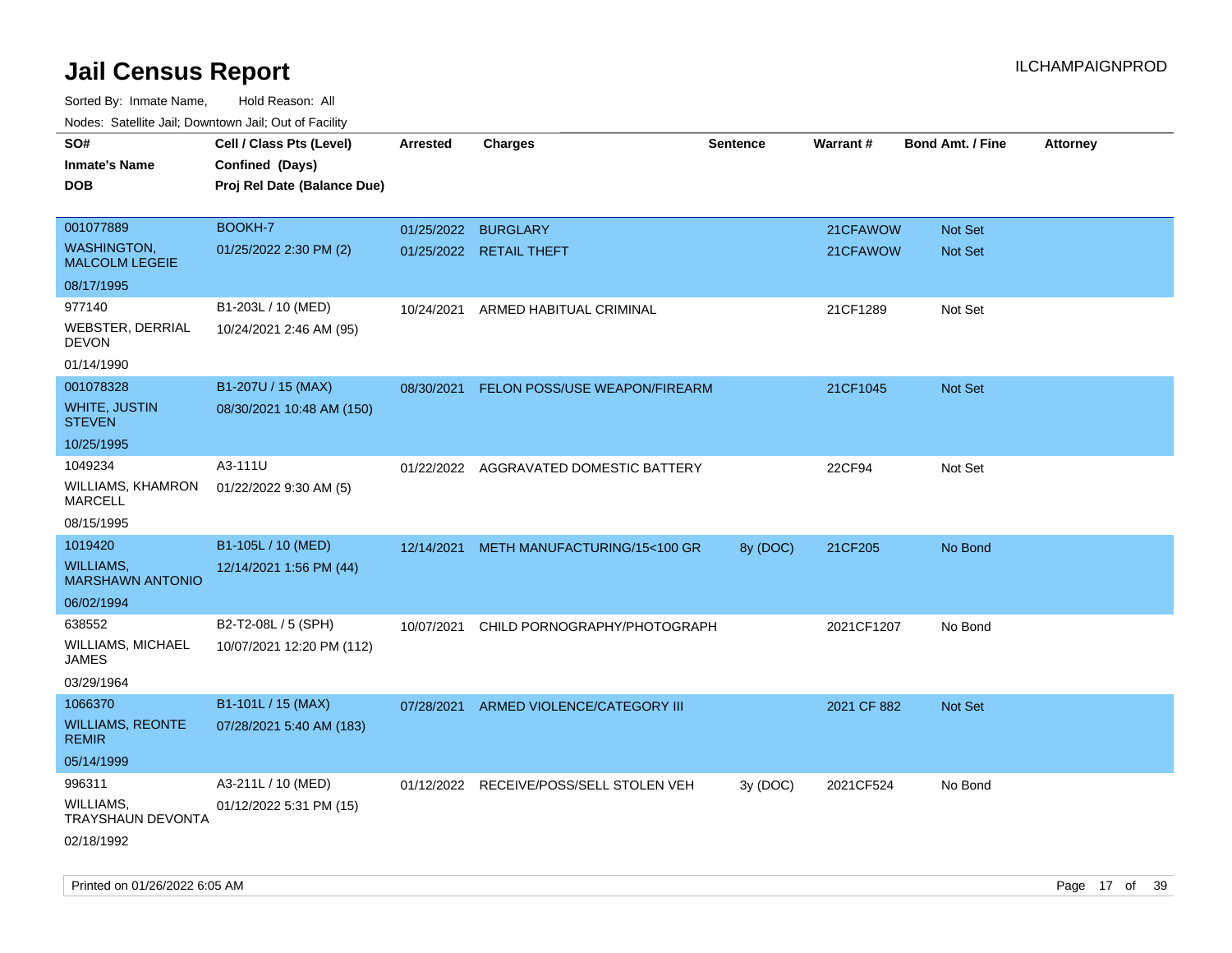# Jail Census Report

ILCHAMPAIGNPROD

Sorted By: Inmate Name, Hold Reason: All

Nodes: Satellite Jail; Downtown Jail; Out of Facility

| SO# / Inmate's Name / DOB | Cell / Class Pts (Level) / Confined (Days) / Proj Rel Date (Balance Due) | Arrested | Charges | Sentence | Warrant # | Bond Amt. / Fine | Attorney |
|---|---|---|---|---|---|---|---|
| 001077889<br>WASHINGTON, MALCOLM LEGEIE<br>08/17/1995 | BOOKH-7<br>01/25/2022 2:30 PM (2) | 01/25/2022 | BURGLARY | | 21CFAWOW | Not Set | |
| | | 01/25/2022 | RETAIL THEFT | | 21CFAWOW | Not Set | |
| 977140<br>WEBSTER, DERRIAL DEVON<br>01/14/1990 | B1-203L / 10 (MED)<br>10/24/2021 2:46 AM (95) | 10/24/2021 | ARMED HABITUAL CRIMINAL | | 21CF1289 | Not Set | |
| 001078328<br>WHITE, JUSTIN STEVEN<br>10/25/1995 | B1-207U / 15 (MAX)<br>08/30/2021 10:48 AM (150) | 08/30/2021 | FELON POSS/USE WEAPON/FIREARM | | 21CF1045 | Not Set | |
| 1049234<br>WILLIAMS, KHAMRON MARCELL<br>08/15/1995 | A3-111U<br>01/22/2022 9:30 AM (5) | 01/22/2022 | AGGRAVATED DOMESTIC BATTERY | | 22CF94 | Not Set | |
| 1019420<br>WILLIAMS, MARSHAWN ANTONIO<br>06/02/1994 | B1-105L / 10 (MED)<br>12/14/2021 1:56 PM (44) | 12/14/2021 | METH MANUFACTURING/15<100 GR | 8y (DOC) | 21CF205 | No Bond | |
| 638552<br>WILLIAMS, MICHAEL JAMES<br>03/29/1964 | B2-T2-08L / 5 (SPH)<br>10/07/2021 12:20 PM (112) | 10/07/2021 | CHILD PORNOGRAPHY/PHOTOGRAPH | | 2021CF1207 | No Bond | |
| 1066370<br>WILLIAMS, REONTE REMIR<br>05/14/1999 | B1-101L / 15 (MAX)<br>07/28/2021 5:40 AM (183) | 07/28/2021 | ARMED VIOLENCE/CATEGORY III | | 2021 CF 882 | Not Set | |
| 996311<br>WILLIAMS, TRAYSHAUN DEVONTA<br>02/18/1992 | A3-211L / 10 (MED)<br>01/12/2022 5:31 PM (15) | 01/12/2022 | RECEIVE/POSS/SELL STOLEN VEH | 3y (DOC) | 2021CF524 | No Bond | |

Printed on 01/26/2022 6:05 AM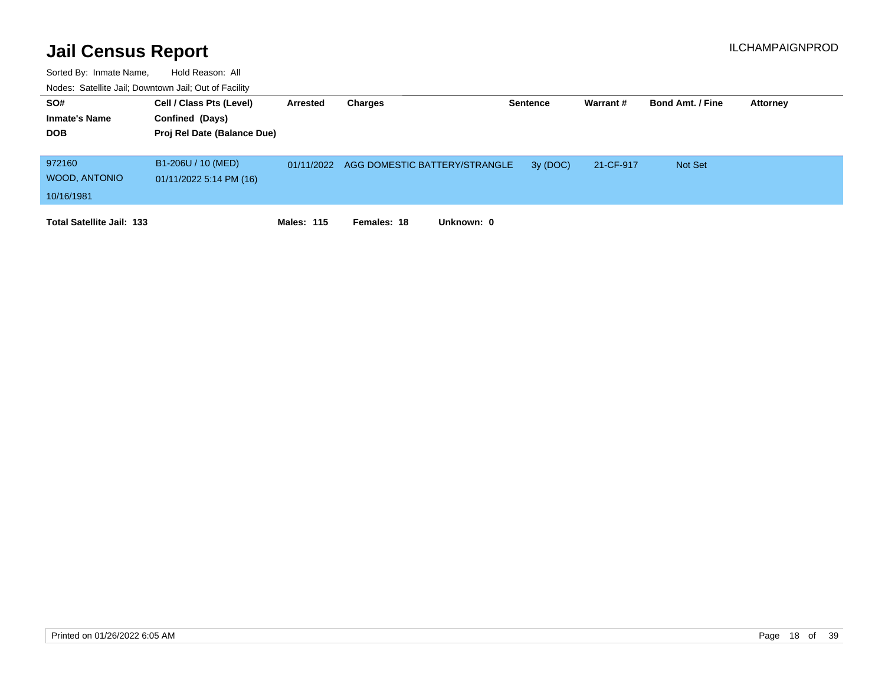# Jail Census Report

ILCHAMPAIGNPROD

Sorted By: Inmate Name, Hold Reason: All

Nodes: Satellite Jail; Downtown Jail; Out of Facility

| SO# / Inmate's Name / DOB | Cell / Class Pts (Level) / Confined (Days) / Proj Rel Date (Balance Due) | Arrested | Charges | Sentence | Warrant # | Bond Amt. / Fine | Attorney |
|---|---|---|---|---|---|---|---|
| 972160<br>WOOD, ANTONIO<br>10/16/1981 | B1-206U / 10 (MED)<br>01/11/2022 5:14 PM (16) | 01/11/2022 | AGG DOMESTIC BATTERY/STRANGLE | 3y (DOC) | 21-CF-917 | Not Set | |

**Total Satellite Jail: 133** **Males: 115** **Females: 18** **Unknown: 0**

Printed on 01/26/2022 6:05 AM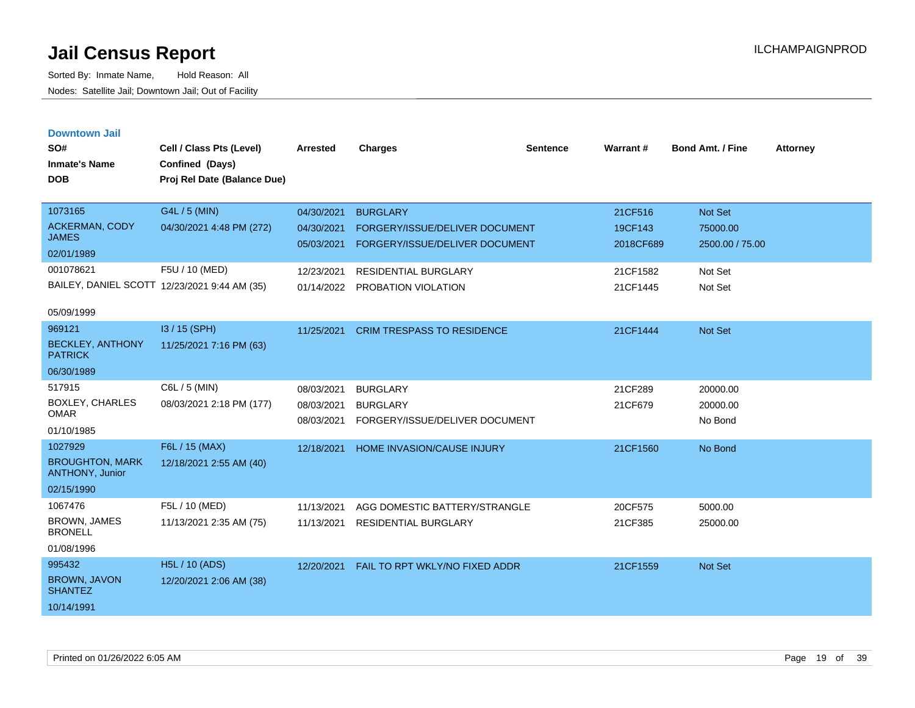# Jail Census Report

Sorted By: Inmate Name, Hold Reason: All

Nodes: Satellite Jail; Downtown Jail; Out of Facility

ILCHAMPAIGNPROD

## Downtown Jail

| SO# / Inmate's Name / DOB | Cell / Class Pts (Level) / Confined (Days) / Proj Rel Date (Balance Due) | Arrested | Charges | Sentence | Warrant # | Bond Amt. / Fine | Attorney |
|---|---|---|---|---|---|---|---|
| 1073165 ACKERMAN, CODY JAMES 02/01/1989 | G4L / 5 (MIN) 04/30/2021 4:48 PM (272) | 04/30/2021 | BURGLARY | | 21CF516 | Not Set | |
| | | 04/30/2021 | FORGERY/ISSUE/DELIVER DOCUMENT | | 19CF143 | 75000.00 | |
| | | 05/03/2021 | FORGERY/ISSUE/DELIVER DOCUMENT | | 2018CF689 | 2500.00 / 75.00 | |
| 001078621 BAILEY, DANIEL SCOTT 05/09/1999 | F5U / 10 (MED) 12/23/2021 9:44 AM (35) | 12/23/2021 | RESIDENTIAL BURGLARY | | 21CF1582 | Not Set | |
| | | 01/14/2022 | PROBATION VIOLATION | | 21CF1445 | Not Set | |
| 969121 BECKLEY, ANTHONY PATRICK 06/30/1989 | I3 / 15 (SPH) 11/25/2021 7:16 PM (63) | 11/25/2021 | CRIM TRESPASS TO RESIDENCE | | 21CF1444 | Not Set | |
| 517915 BOXLEY, CHARLES OMAR 01/10/1985 | C6L / 5 (MIN) 08/03/2021 2:18 PM (177) | 08/03/2021 | BURGLARY | | 21CF289 | 20000.00 | |
| | | 08/03/2021 | BURGLARY | | 21CF679 | 20000.00 | |
| | | 08/03/2021 | FORGERY/ISSUE/DELIVER DOCUMENT | | | No Bond | |
| 1027929 BROUGHTON, MARK ANTHONY, Junior 02/15/1990 | F6L / 15 (MAX) 12/18/2021 2:55 AM (40) | 12/18/2021 | HOME INVASION/CAUSE INJURY | | 21CF1560 | No Bond | |
| 1067476 BROWN, JAMES BRONELL 01/08/1996 | F5L / 10 (MED) 11/13/2021 2:35 AM (75) | 11/13/2021 | AGG DOMESTIC BATTERY/STRANGLE | | 20CF575 | 5000.00 | |
| | | 11/13/2021 | RESIDENTIAL BURGLARY | | 21CF385 | 25000.00 | |
| 995432 BROWN, JAVON SHANTEZ 10/14/1991 | H5L / 10 (ADS) 12/20/2021 2:06 AM (38) | 12/20/2021 | FAIL TO RPT WKLY/NO FIXED ADDR | | 21CF1559 | Not Set | |

Printed on 01/26/2022 6:05 AM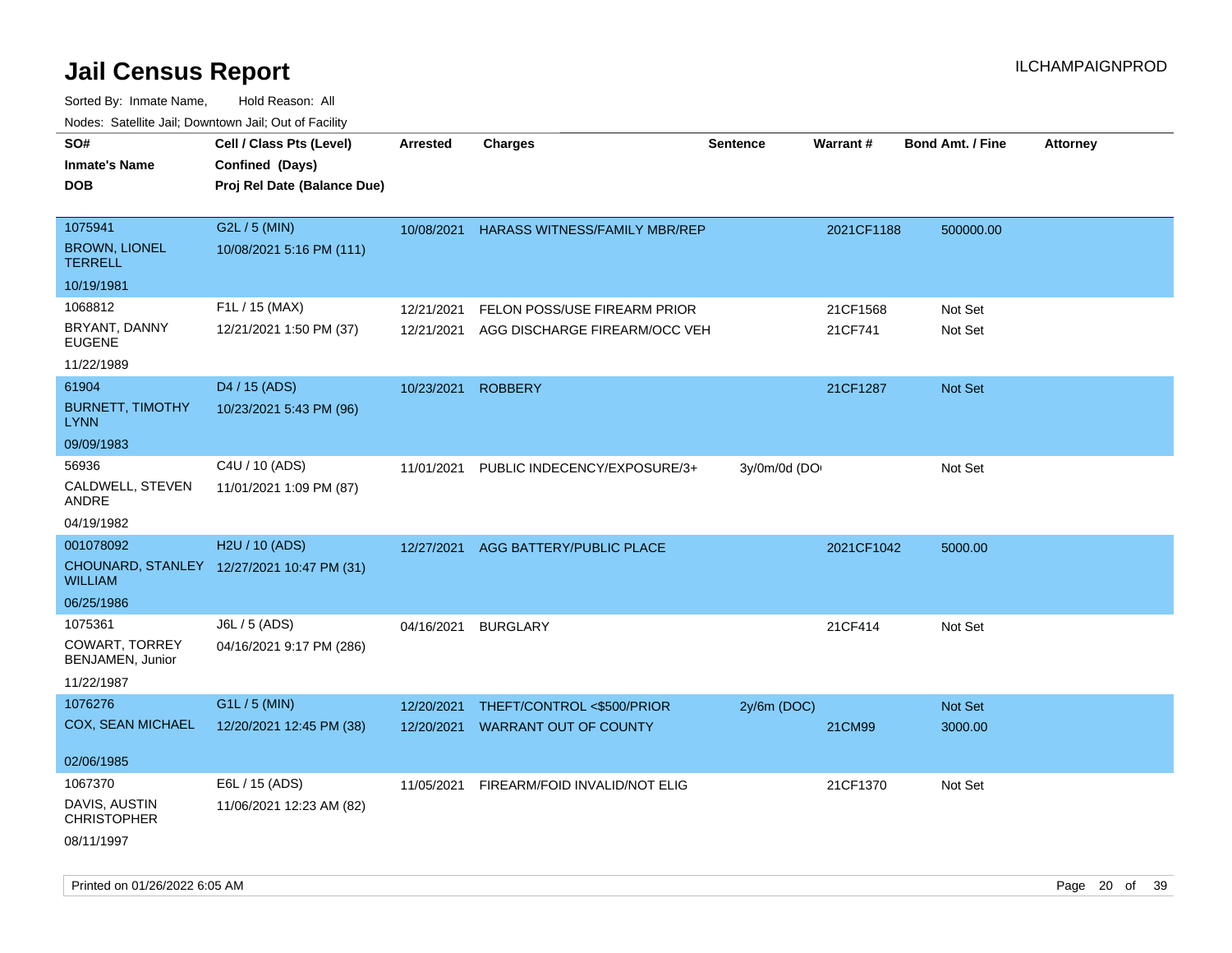# Jail Census Report

ILCHAMPAIGNPROD

Sorted By: Inmate Name, Hold Reason: All

Nodes: Satellite Jail; Downtown Jail; Out of Facility

| SO# / Inmate's Name / DOB | Cell / Class Pts (Level) / Confined (Days) / Proj Rel Date (Balance Due) | Arrested | Charges | Sentence | Warrant # | Bond Amt. / Fine | Attorney |
|---|---|---|---|---|---|---|---|
| 1075941<br>BROWN, LIONEL TERRELL<br>10/19/1981 | G2L / 5 (MIN)<br>10/08/2021 5:16 PM (111) | 10/08/2021 | HARASS WITNESS/FAMILY MBR/REP | | 2021CF1188 | 500000.00 | |
| 1068812<br>BRYANT, DANNY EUGENE<br>11/22/1989 | F1L / 15 (MAX)<br>12/21/2021 1:50 PM (37) | 12/21/2021 | FELON POSS/USE FIREARM PRIOR | | 21CF1568 | Not Set | |
| | | 12/21/2021 | AGG DISCHARGE FIREARM/OCC VEH | | 21CF741 | Not Set | |
| 61904<br>BURNETT, TIMOTHY LYNN<br>09/09/1983 | D4 / 15 (ADS)<br>10/23/2021 5:43 PM (96) | 10/23/2021 | ROBBERY | | 21CF1287 | Not Set | |
| 56936<br>CALDWELL, STEVEN ANDRE<br>04/19/1982 | C4U / 10 (ADS)<br>11/01/2021 1:09 PM (87) | 11/01/2021 | PUBLIC INDECENCY/EXPOSURE/3+ | 3y/0m/0d (DO | | Not Set | |
| 001078092<br>CHOUNARD, STANLEY WILLIAM<br>06/25/1986 | H2U / 10 (ADS)<br>12/27/2021 10:47 PM (31) | 12/27/2021 | AGG BATTERY/PUBLIC PLACE | | 2021CF1042 | 5000.00 | |
| 1075361<br>COWART, TORREY BENJAMEN, Junior<br>11/22/1987 | J6L / 5 (ADS)<br>04/16/2021 9:17 PM (286) | 04/16/2021 | BURGLARY | | 21CF414 | Not Set | |
| 1076276<br>COX, SEAN MICHAEL<br>02/06/1985 | G1L / 5 (MIN)<br>12/20/2021 12:45 PM (38) | 12/20/2021 | THEFT/CONTROL <$500/PRIOR | 2y/6m (DOC) | | Not Set | |
| | | 12/20/2021 | WARRANT OUT OF COUNTY | | 21CM99 | 3000.00 | |
| 1067370<br>DAVIS, AUSTIN CHRISTOPHER<br>08/11/1997 | E6L / 15 (ADS)<br>11/06/2021 12:23 AM (82) | 11/05/2021 | FIREARM/FOID INVALID/NOT ELIG | | 21CF1370 | Not Set | |

Printed on 01/26/2022 6:05 AM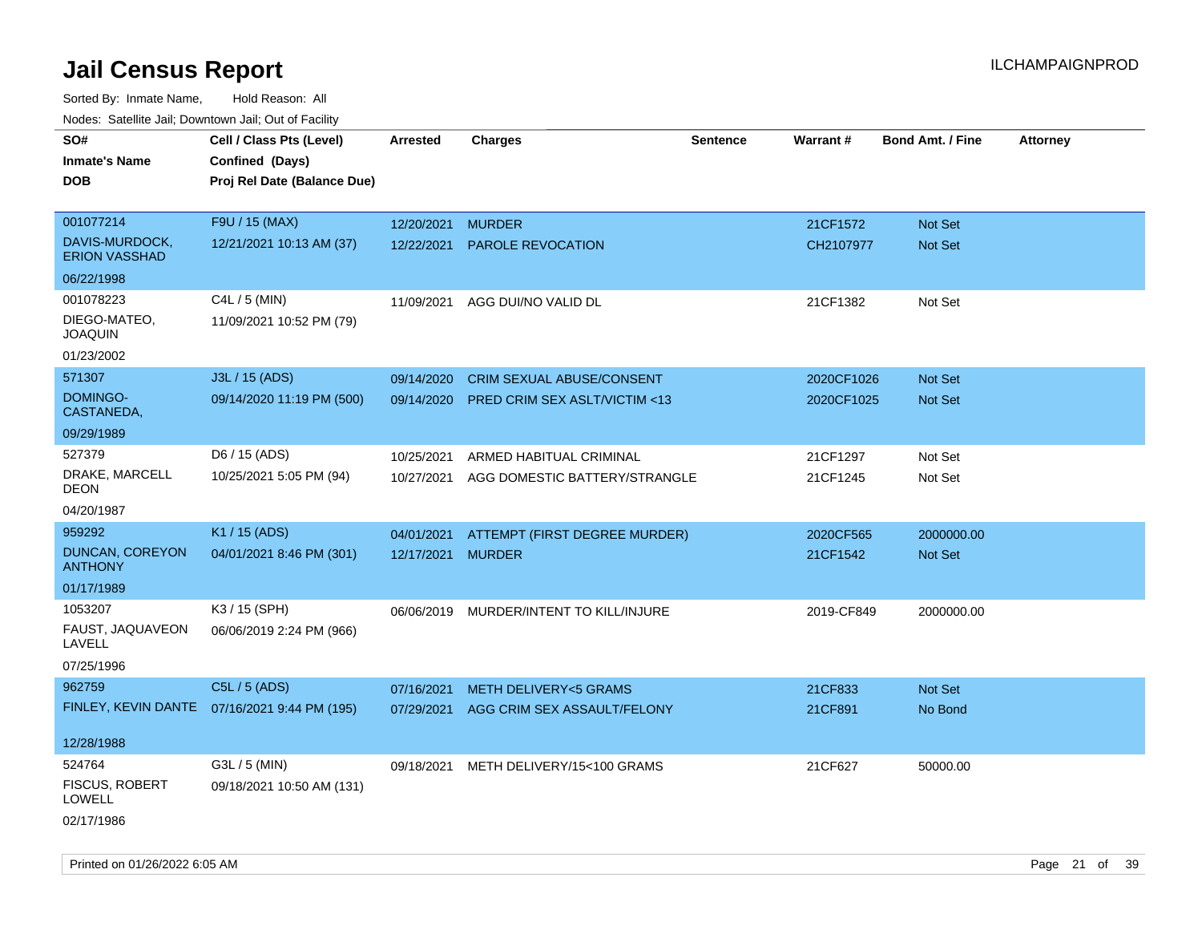# Jail Census Report

ILCHAMPAIGNPROD

Sorted By: Inmate Name, Hold Reason: All

Nodes: Satellite Jail; Downtown Jail; Out of Facility

| SO# / Inmate's Name / DOB | Cell / Class Pts (Level) / Confined (Days) / Proj Rel Date (Balance Due) | Arrested | Charges | Sentence | Warrant # | Bond Amt. / Fine | Attorney |
|---|---|---|---|---|---|---|---|
| 001077214<br>DAVIS-MURDOCK, ERION VASSHAD<br>06/22/1998 | F9U / 15 (MAX)<br>12/21/2021 10:13 AM (37) | 12/20/2021<br>12/22/2021 | MURDER<br>PAROLE REVOCATION | | 21CF1572<br>CH2107977 | Not Set<br>Not Set | |
| 001078223<br>DIEGO-MATEO, JOAQUIN<br>01/23/2002 | C4L / 5 (MIN)<br>11/09/2021 10:52 PM (79) | 11/09/2021 | AGG DUI/NO VALID DL | | 21CF1382 | Not Set | |
| 571307<br>DOMINGO-CASTANEDA,<br>09/29/1989 | J3L / 15 (ADS)<br>09/14/2020 11:19 PM (500) | 09/14/2020<br>09/14/2020 | CRIM SEXUAL ABUSE/CONSENT<br>PRED CRIM SEX ASLT/VICTIM <13 | | 2020CF1026<br>2020CF1025 | Not Set<br>Not Set | |
| 527379<br>DRAKE, MARCELL DEON<br>04/20/1987 | D6 / 15 (ADS)<br>10/25/2021 5:05 PM (94) | 10/25/2021<br>10/27/2021 | ARMED HABITUAL CRIMINAL<br>AGG DOMESTIC BATTERY/STRANGLE | | 21CF1297<br>21CF1245 | Not Set<br>Not Set | |
| 959292<br>DUNCAN, COREYON ANTHONY<br>01/17/1989 | K1 / 15 (ADS)<br>04/01/2021 8:46 PM (301) | 04/01/2021<br>12/17/2021 | ATTEMPT (FIRST DEGREE MURDER)<br>MURDER | | 2020CF565<br>21CF1542 | 2000000.00<br>Not Set | |
| 1053207<br>FAUST, JAQUAVEON LAVELL<br>07/25/1996 | K3 / 15 (SPH)<br>06/06/2019 2:24 PM (966) | 06/06/2019 | MURDER/INTENT TO KILL/INJURE | | 2019-CF849 | 2000000.00 | |
| 962759<br>FINLEY, KEVIN DANTE<br>12/28/1988 | C5L / 5 (ADS)<br>07/16/2021 9:44 PM (195) | 07/16/2021<br>07/29/2021 | METH DELIVERY<5 GRAMS<br>AGG CRIM SEX ASSAULT/FELONY | | 21CF833<br>21CF891 | Not Set<br>No Bond | |
| 524764<br>FISCUS, ROBERT LOWELL<br>02/17/1986 | G3L / 5 (MIN)<br>09/18/2021 10:50 AM (131) | 09/18/2021 | METH DELIVERY/15<100 GRAMS | | 21CF627 | 50000.00 | |

Printed on 01/26/2022 6:05 AM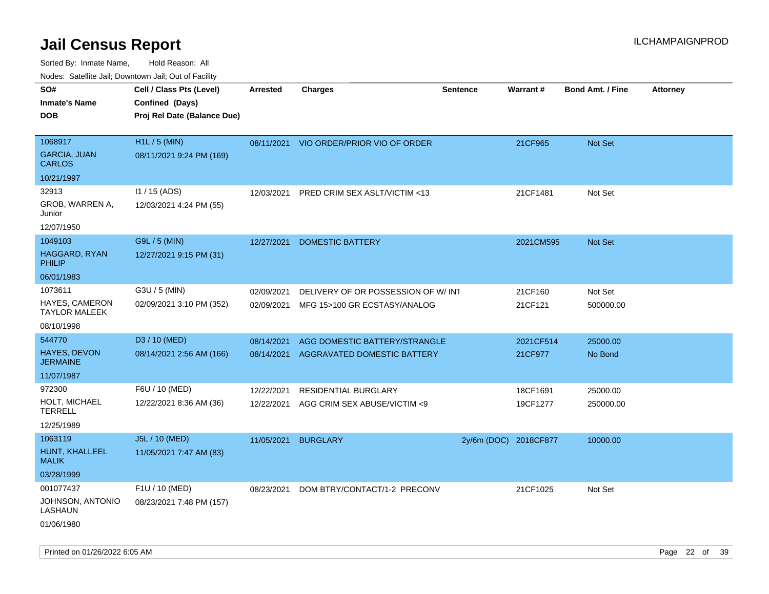# Jail Census Report

ILCHAMPAIGNPROD

Sorted By: Inmate Name, Hold Reason: All

Nodes: Satellite Jail; Downtown Jail; Out of Facility

| SO# / Inmate's Name / DOB | Cell / Class Pts (Level) / Confined (Days) / Proj Rel Date (Balance Due) | Arrested | Charges | Sentence | Warrant # | Bond Amt. / Fine | Attorney |
|---|---|---|---|---|---|---|---|
| 1068917 GARCIA, JUAN CARLOS 10/21/1997 | H1L / 5 (MIN) 08/11/2021 9:24 PM (169) | 08/11/2021 | VIO ORDER/PRIOR VIO OF ORDER | | 21CF965 | Not Set | |
| 32913 GROB, WARREN A, Junior 12/07/1950 | I1 / 15 (ADS) 12/03/2021 4:24 PM (55) | 12/03/2021 | PRED CRIM SEX ASLT/VICTIM <13 | | 21CF1481 | Not Set | |
| 1049103 HAGGARD, RYAN PHILIP 06/01/1983 | G9L / 5 (MIN) 12/27/2021 9:15 PM (31) | 12/27/2021 | DOMESTIC BATTERY | | 2021CM595 | Not Set | |
| 1073611 HAYES, CAMERON TAYLOR MALEEK 08/10/1998 | G3U / 5 (MIN) 02/09/2021 3:10 PM (352) | 02/09/2021 | DELIVERY OF OR POSSESSION OF W/ INT | | 21CF160 | Not Set | |
| | | 02/09/2021 | MFG 15>100 GR ECSTASY/ANALOG | | 21CF121 | 500000.00 | |
| 544770 HAYES, DEVON JERMAINE 11/07/1987 | D3 / 10 (MED) 08/14/2021 2:56 AM (166) | 08/14/2021 | AGG DOMESTIC BATTERY/STRANGLE | | 2021CF514 | 25000.00 | |
| | | 08/14/2021 | AGGRAVATED DOMESTIC BATTERY | | 21CF977 | No Bond | |
| 972300 HOLT, MICHAEL TERRELL 12/25/1989 | F6U / 10 (MED) 12/22/2021 8:36 AM (36) | 12/22/2021 | RESIDENTIAL BURGLARY | | 18CF1691 | 25000.00 | |
| | | 12/22/2021 | AGG CRIM SEX ABUSE/VICTIM <9 | | 19CF1277 | 250000.00 | |
| 1063119 HUNT, KHALLEEL MALIK 03/28/1999 | J5L / 10 (MED) 11/05/2021 7:47 AM (83) | 11/05/2021 | BURGLARY | 2y/6m (DOC) | 2018CF877 | 10000.00 | |
| 001077437 JOHNSON, ANTONIO LASHAUN 01/06/1980 | F1U / 10 (MED) 08/23/2021 7:48 PM (157) | 08/23/2021 | DOM BTRY/CONTACT/1-2 PRECONV | | 21CF1025 | Not Set | |

Printed on 01/26/2022 6:05 AM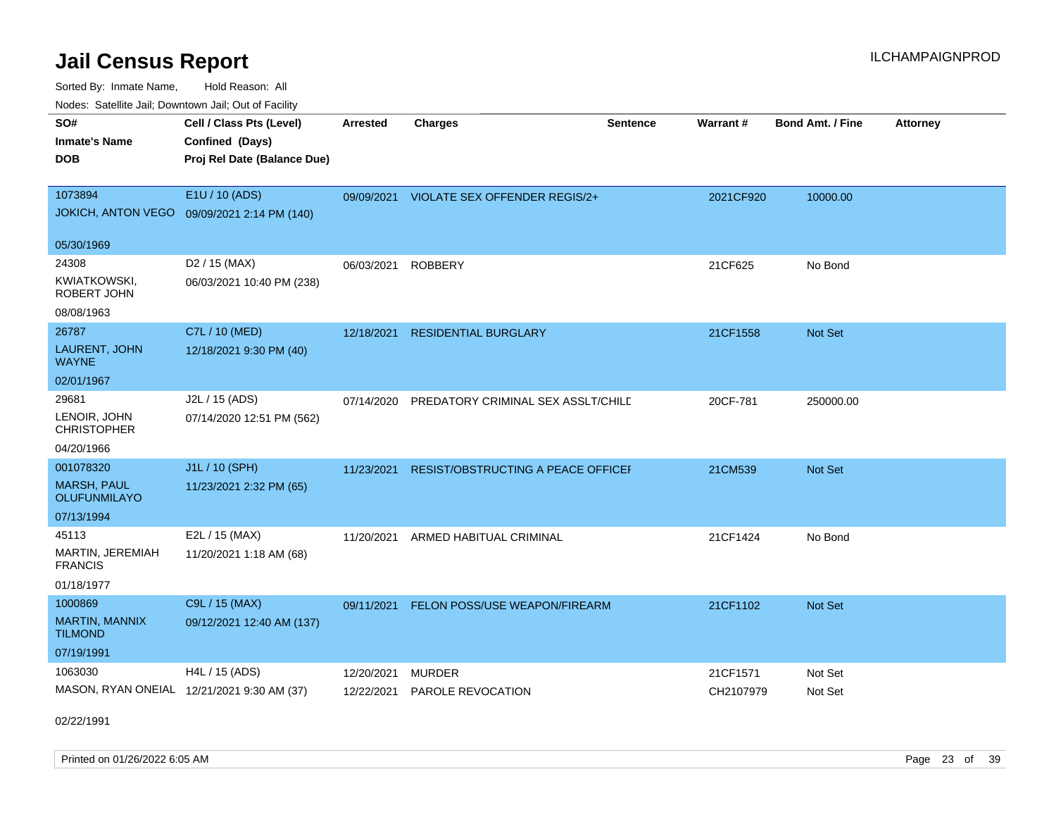# Jail Census Report

Sorted By: Inmate Name, Hold Reason: All

Nodes: Satellite Jail; Downtown Jail; Out of Facility

| SO# / Inmate's Name / DOB | Cell / Class Pts (Level) / Confined (Days) / Proj Rel Date (Balance Due) | Arrested | Charges | Sentence | Warrant # | Bond Amt. / Fine | Attorney |
|---|---|---|---|---|---|---|---|
| 1073894<br>JOKICH, ANTON VEGO<br>05/30/1969 | E1U / 10 (ADS)<br>09/09/2021 2:14 PM (140) | 09/09/2021 | VIOLATE SEX OFFENDER REGIS/2+ | | 2021CF920 | 10000.00 | |
| 24308<br>KWIATKOWSKI, ROBERT JOHN<br>08/08/1963 | D2 / 15 (MAX)<br>06/03/2021 10:40 PM (238) | 06/03/2021 | ROBBERY | | 21CF625 | No Bond | |
| 26787<br>LAURENT, JOHN WAYNE<br>02/01/1967 | C7L / 10 (MED)<br>12/18/2021 9:30 PM (40) | 12/18/2021 | RESIDENTIAL BURGLARY | | 21CF1558 | Not Set | |
| 29681<br>LENOIR, JOHN CHRISTOPHER<br>04/20/1966 | J2L / 15 (ADS)<br>07/14/2020 12:51 PM (562) | 07/14/2020 | PREDATORY CRIMINAL SEX ASSLT/CHILD | | 20CF-781 | 250000.00 | |
| 001078320<br>MARSH, PAUL OLUFUNMILAYO<br>07/13/1994 | J1L / 10 (SPH)<br>11/23/2021 2:32 PM (65) | 11/23/2021 | RESIST/OBSTRUCTING A PEACE OFFICER | | 21CM539 | Not Set | |
| 45113<br>MARTIN, JEREMIAH FRANCIS<br>01/18/1977 | E2L / 15 (MAX)<br>11/20/2021 1:18 AM (68) | 11/20/2021 | ARMED HABITUAL CRIMINAL | | 21CF1424 | No Bond | |
| 1000869<br>MARTIN, MANNIX TILMOND<br>07/19/1991 | C9L / 15 (MAX)<br>09/12/2021 12:40 AM (137) | 09/11/2021 | FELON POSS/USE WEAPON/FIREARM | | 21CF1102 | Not Set | |
| 1063030<br>MASON, RYAN ONEIAL<br>02/22/1991 | H4L / 15 (ADS)<br>12/21/2021 9:30 AM (37) | 12/20/2021<br>12/22/2021 | MURDER<br>PAROLE REVOCATION | | 21CF1571<br>CH2107979 | Not Set<br>Not Set | |

Printed on 01/26/2022 6:05 AM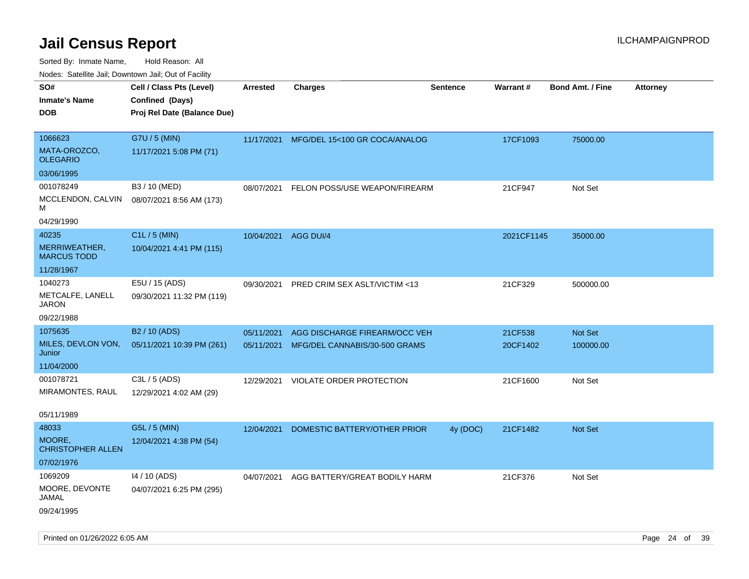# Jail Census Report

ILCHAMPAIGNPROD

Sorted By: Inmate Name, Hold Reason: All

Nodes: Satellite Jail; Downtown Jail; Out of Facility

| SO# / Inmate's Name / DOB | Cell / Class Pts (Level) / Confined (Days) / Proj Rel Date (Balance Due) | Arrested | Charges | Sentence | Warrant # | Bond Amt. / Fine | Attorney |
|---|---|---|---|---|---|---|---|
| 1066623 MATA-OROZCO, OLEGARIO 03/06/1995 | G7U / 5 (MIN) 11/17/2021 5:08 PM (71) | 11/17/2021 | MFG/DEL 15<100 GR COCA/ANALOG | | 17CF1093 | 75000.00 | |
| 001078249 MCCLENDON, CALVIN M 04/29/1990 | B3 / 10 (MED) 08/07/2021 8:56 AM (173) | 08/07/2021 | FELON POSS/USE WEAPON/FIREARM | | 21CF947 | Not Set | |
| 40235 MERRIWEATHER, MARCUS TODD 11/28/1967 | C1L / 5 (MIN) 10/04/2021 4:41 PM (115) | 10/04/2021 | AGG DUI/4 | | 2021CF1145 | 35000.00 | |
| 1040273 METCALFE, LANELL JARON 09/22/1988 | E5U / 15 (ADS) 09/30/2021 11:32 PM (119) | 09/30/2021 | PRED CRIM SEX ASLT/VICTIM <13 | | 21CF329 | 500000.00 | |
| 1075635 MILES, DEVLON VON, Junior 11/04/2000 | B2 / 10 (ADS) 05/11/2021 10:39 PM (261) | 05/11/2021 | AGG DISCHARGE FIREARM/OCC VEH | | 21CF538 | Not Set | |
| | | 05/11/2021 | MFG/DEL CANNABIS/30-500 GRAMS | | 20CF1402 | 100000.00 | |
| 001078721 MIRAMONTES, RAUL 05/11/1989 | C3L / 5 (ADS) 12/29/2021 4:02 AM (29) | 12/29/2021 | VIOLATE ORDER PROTECTION | | 21CF1600 | Not Set | |
| 48033 MOORE, CHRISTOPHER ALLEN 07/02/1976 | G5L / 5 (MIN) 12/04/2021 4:38 PM (54) | 12/04/2021 | DOMESTIC BATTERY/OTHER PRIOR | 4y (DOC) | 21CF1482 | Not Set | |
| 1069209 MOORE, DEVONTE JAMAL 09/24/1995 | I4 / 10 (ADS) 04/07/2021 6:25 PM (295) | 04/07/2021 | AGG BATTERY/GREAT BODILY HARM | | 21CF376 | Not Set | |

Printed on 01/26/2022 6:05 AM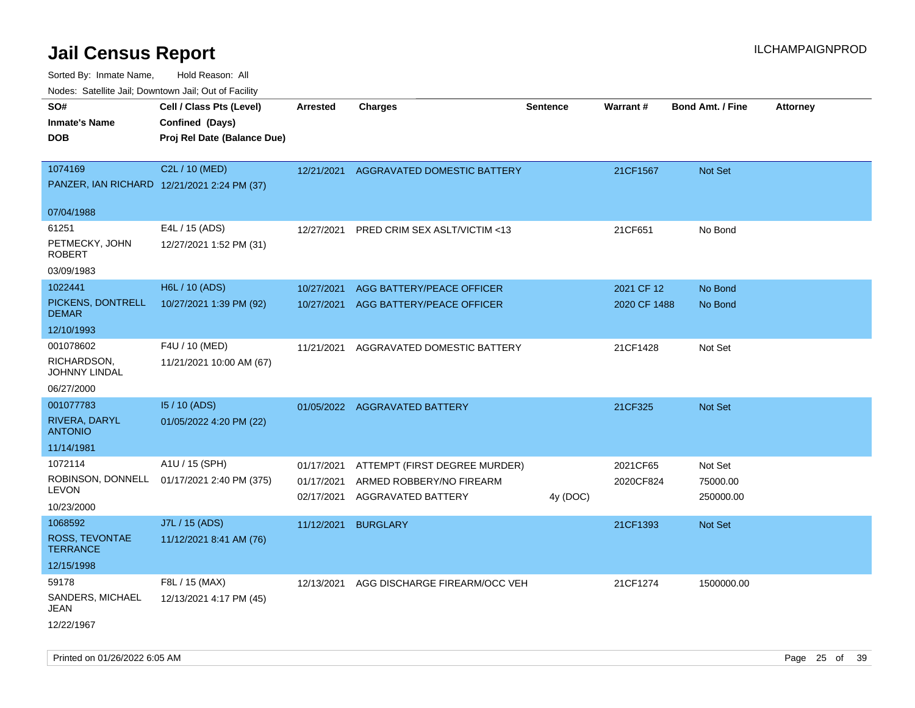# Jail Census Report

ILCHAMPAIGNPROD

Sorted By: Inmate Name, Hold Reason: All

Nodes: Satellite Jail; Downtown Jail; Out of Facility

| SO# / Inmate's Name / DOB | Cell / Class Pts (Level) / Confined (Days) / Proj Rel Date (Balance Due) | Arrested | Charges | Sentence | Warrant # | Bond Amt. / Fine | Attorney |
|---|---|---|---|---|---|---|---|
| 1074169<br>PANZER, IAN RICHARD<br>07/04/1988 | C2L / 10 (MED)<br>12/21/2021 2:24 PM (37) | 12/21/2021 | AGGRAVATED DOMESTIC BATTERY | | 21CF1567 | Not Set | |
| 61251<br>PETMECKY, JOHN ROBERT<br>03/09/1983 | E4L / 15 (ADS)<br>12/27/2021 1:52 PM (31) | 12/27/2021 | PRED CRIM SEX ASLT/VICTIM <13 | | 21CF651 | No Bond | |
| 1022441<br>PICKENS, DONTRELL DEMAR<br>12/10/1993 | H6L / 10 (ADS)<br>10/27/2021 1:39 PM (92) | 10/27/2021<br>10/27/2021 | AGG BATTERY/PEACE OFFICER<br>AGG BATTERY/PEACE OFFICER | | 2021 CF 12<br>2020 CF 1488 | No Bond<br>No Bond | |
| 001078602<br>RICHARDSON, JOHNNY LINDAL<br>06/27/2000 | F4U / 10 (MED)<br>11/21/2021 10:00 AM (67) | 11/21/2021 | AGGRAVATED DOMESTIC BATTERY | | 21CF1428 | Not Set | |
| 001077783<br>RIVERA, DARYL ANTONIO<br>11/14/1981 | I5 / 10 (ADS)<br>01/05/2022 4:20 PM (22) | 01/05/2022 | AGGRAVATED BATTERY | | 21CF325 | Not Set | |
| 1072114<br>ROBINSON, DONNELL LEVON<br>10/23/2000 | A1U / 15 (SPH)<br>01/17/2021 2:40 PM (375) | 01/17/2021<br>01/17/2021<br>02/17/2021 | ATTEMPT (FIRST DEGREE MURDER)<br>ARMED ROBBERY/NO FIREARM<br>AGGRAVATED BATTERY | <br><br>4y (DOC) | 2021CF65<br>2020CF824 | Not Set<br>75000.00<br>250000.00 | |
| 1068592<br>ROSS, TEVONTAE TERRANCE<br>12/15/1998 | J7L / 15 (ADS)<br>11/12/2021 8:41 AM (76) | 11/12/2021 | BURGLARY | | 21CF1393 | Not Set | |
| 59178<br>SANDERS, MICHAEL JEAN<br>12/22/1967 | F8L / 15 (MAX)<br>12/13/2021 4:17 PM (45) | 12/13/2021 | AGG DISCHARGE FIREARM/OCC VEH | | 21CF1274 | 1500000.00 | |

Printed on 01/26/2022 6:05 AM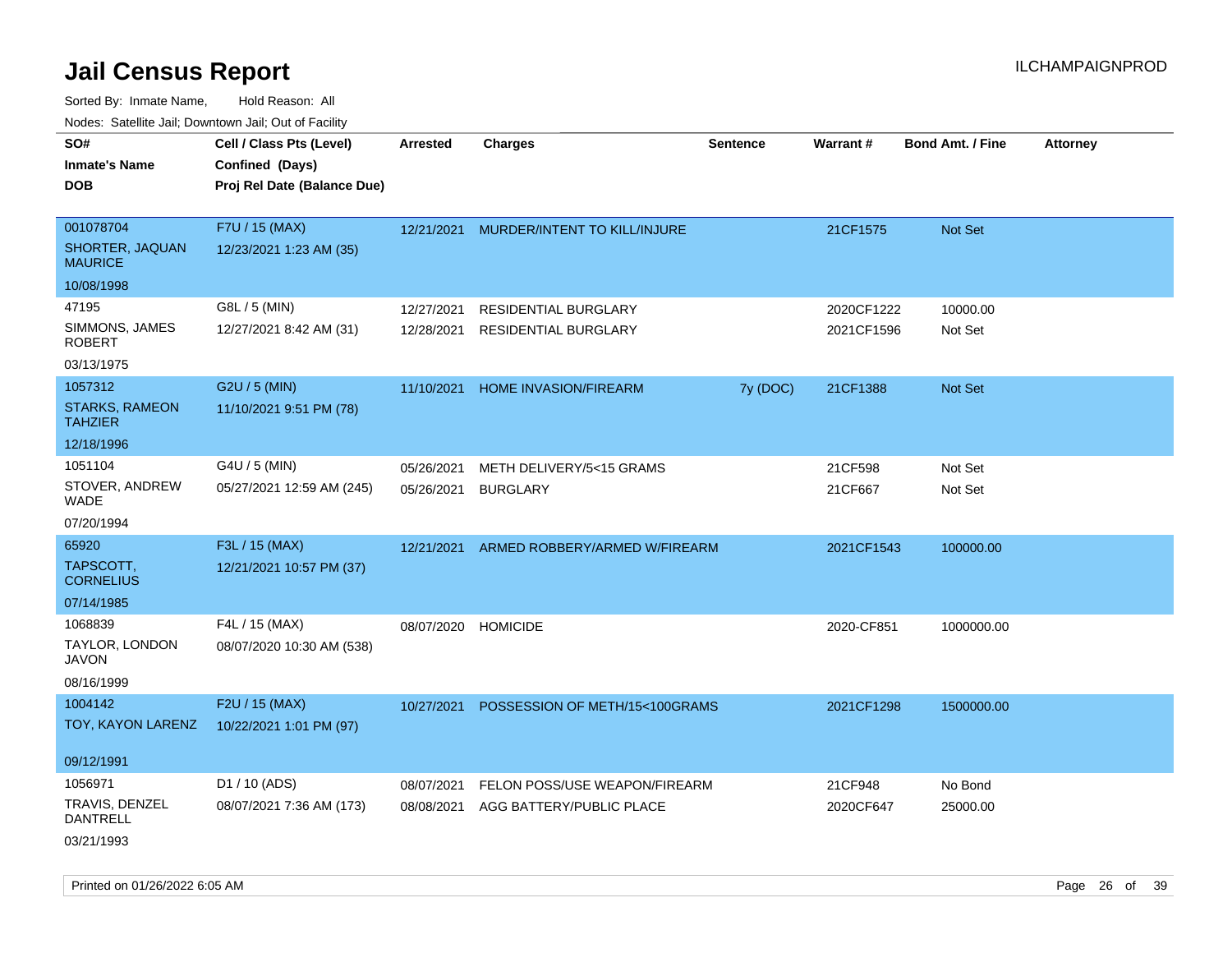# Jail Census Report

ILCHAMPAIGNPROD

Sorted By: Inmate Name, Hold Reason: All

Nodes: Satellite Jail; Downtown Jail; Out of Facility

| SO# / Inmate's Name / DOB | Cell / Class Pts (Level) / Confined (Days) / Proj Rel Date (Balance Due) | Arrested | Charges | Sentence | Warrant # | Bond Amt. / Fine | Attorney |
|---|---|---|---|---|---|---|---|
| 001078704<br>SHORTER, JAQUAN MAURICE<br>10/08/1998 | F7U / 15 (MAX)<br>12/23/2021 1:23 AM (35) | 12/21/2021 | MURDER/INTENT TO KILL/INJURE | | 21CF1575 | Not Set | |
| 47195<br>SIMMONS, JAMES ROBERT<br>03/13/1975 | G8L / 5 (MIN)<br>12/27/2021 8:42 AM (31) | 12/27/2021<br>12/28/2021 | RESIDENTIAL BURGLARY<br>RESIDENTIAL BURGLARY | | 2020CF1222<br>2021CF1596 | 10000.00<br>Not Set | |
| 1057312<br>STARKS, RAMEON TAHZIER<br>12/18/1996 | G2U / 5 (MIN)<br>11/10/2021 9:51 PM (78) | 11/10/2021 | HOME INVASION/FIREARM | 7y (DOC) | 21CF1388 | Not Set | |
| 1051104<br>STOVER, ANDREW WADE<br>07/20/1994 | G4U / 5 (MIN)<br>05/27/2021 12:59 AM (245) | 05/26/2021<br>05/26/2021 | METH DELIVERY/5<15 GRAMS<br>BURGLARY | | 21CF598<br>21CF667 | Not Set<br>Not Set | |
| 65920<br>TAPSCOTT, CORNELIUS<br>07/14/1985 | F3L / 15 (MAX)<br>12/21/2021 10:57 PM (37) | 12/21/2021 | ARMED ROBBERY/ARMED W/FIREARM | | 2021CF1543 | 100000.00 | |
| 1068839<br>TAYLOR, LONDON JAVON<br>08/16/1999 | F4L / 15 (MAX)<br>08/07/2020 10:30 AM (538) | 08/07/2020 | HOMICIDE | | 2020-CF851 | 1000000.00 | |
| 1004142<br>TOY, KAYON LARENZ<br>09/12/1991 | F2U / 15 (MAX)<br>10/22/2021 1:01 PM (97) | 10/27/2021 | POSSESSION OF METH/15<100GRAMS | | 2021CF1298 | 1500000.00 | |
| 1056971<br>TRAVIS, DENZEL DANTRELL<br>03/21/1993 | D1 / 10 (ADS)<br>08/07/2021 7:36 AM (173) | 08/07/2021<br>08/08/2021 | FELON POSS/USE WEAPON/FIREARM<br>AGG BATTERY/PUBLIC PLACE | | 21CF948<br>2020CF647 | No Bond<br>25000.00 | |

Printed on 01/26/2022 6:05 AM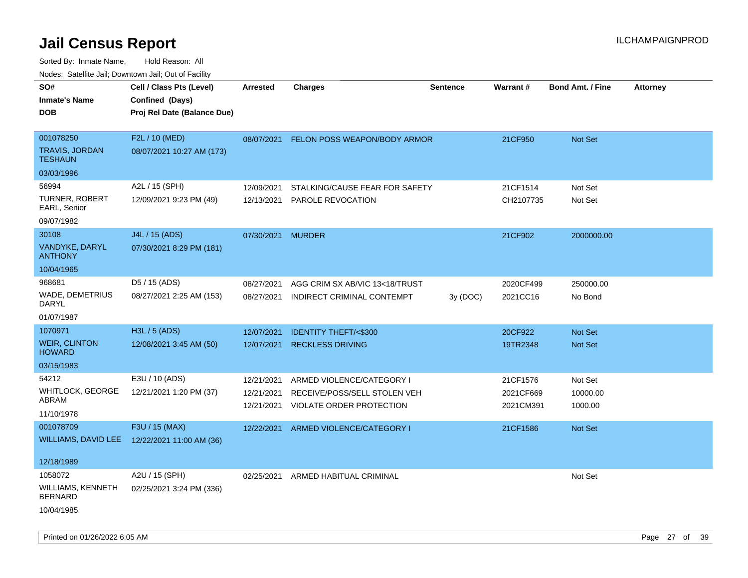# Jail Census Report

ILCHAMPAIGNPROD

Sorted By: Inmate Name, Hold Reason: All

Nodes: Satellite Jail; Downtown Jail; Out of Facility

| SO# / Inmate's Name / DOB | Cell / Class Pts (Level) / Confined (Days) / Proj Rel Date (Balance Due) | Arrested | Charges | Sentence | Warrant # | Bond Amt. / Fine | Attorney |
|---|---|---|---|---|---|---|---|
| 001078250<br>TRAVIS, JORDAN TESHAUN<br>03/03/1996 | F2L / 10 (MED)<br>08/07/2021 10:27 AM (173) | 08/07/2021 | FELON POSS WEAPON/BODY ARMOR | | 21CF950 | Not Set | |
| 56994<br>TURNER, ROBERT EARL, Senior<br>09/07/1982 | A2L / 15 (SPH)<br>12/09/2021 9:23 PM (49) | 12/09/2021 | STALKING/CAUSE FEAR FOR SAFETY | | 21CF1514 | Not Set | |
| | | 12/13/2021 | PAROLE REVOCATION | | CH2107735 | Not Set | |
| 30108<br>VANDYKE, DARYL ANTHONY<br>10/04/1965 | J4L / 15 (ADS)<br>07/30/2021 8:29 PM (181) | 07/30/2021 | MURDER | | 21CF902 | 2000000.00 | |
| 968681<br>WADE, DEMETRIUS DARYL<br>01/07/1987 | D5 / 15 (ADS)<br>08/27/2021 2:25 AM (153) | 08/27/2021 | AGG CRIM SX AB/VIC 13<18/TRUST | | 2020CF499 | 250000.00 | |
| | | 08/27/2021 | INDIRECT CRIMINAL CONTEMPT | 3y (DOC) | 2021CC16 | No Bond | |
| 1070971<br>WEIR, CLINTON HOWARD<br>03/15/1983 | H3L / 5 (ADS)<br>12/08/2021 3:45 AM (50) | 12/07/2021 | IDENTITY THEFT/<$300 | | 20CF922 | Not Set | |
| | | 12/07/2021 | RECKLESS DRIVING | | 19TR2348 | Not Set | |
| 54212<br>WHITLOCK, GEORGE ABRAM<br>11/10/1978 | E3U / 10 (ADS)<br>12/21/2021 1:20 PM (37) | 12/21/2021 | ARMED VIOLENCE/CATEGORY I | | 21CF1576 | Not Set | |
| | | 12/21/2021 | RECEIVE/POSS/SELL STOLEN VEH | | 2021CF669 | 10000.00 | |
| | | 12/21/2021 | VIOLATE ORDER PROTECTION | | 2021CM391 | 1000.00 | |
| 001078709<br>WILLIAMS, DAVID LEE<br>12/18/1989 | F3U / 15 (MAX)<br>12/22/2021 11:00 AM (36) | 12/22/2021 | ARMED VIOLENCE/CATEGORY I | | 21CF1586 | Not Set | |
| 1058072<br>WILLIAMS, KENNETH BERNARD<br>10/04/1985 | A2U / 15 (SPH)<br>02/25/2021 3:24 PM (336) | 02/25/2021 | ARMED HABITUAL CRIMINAL | | | Not Set | |

Printed on 01/26/2022 6:05 AM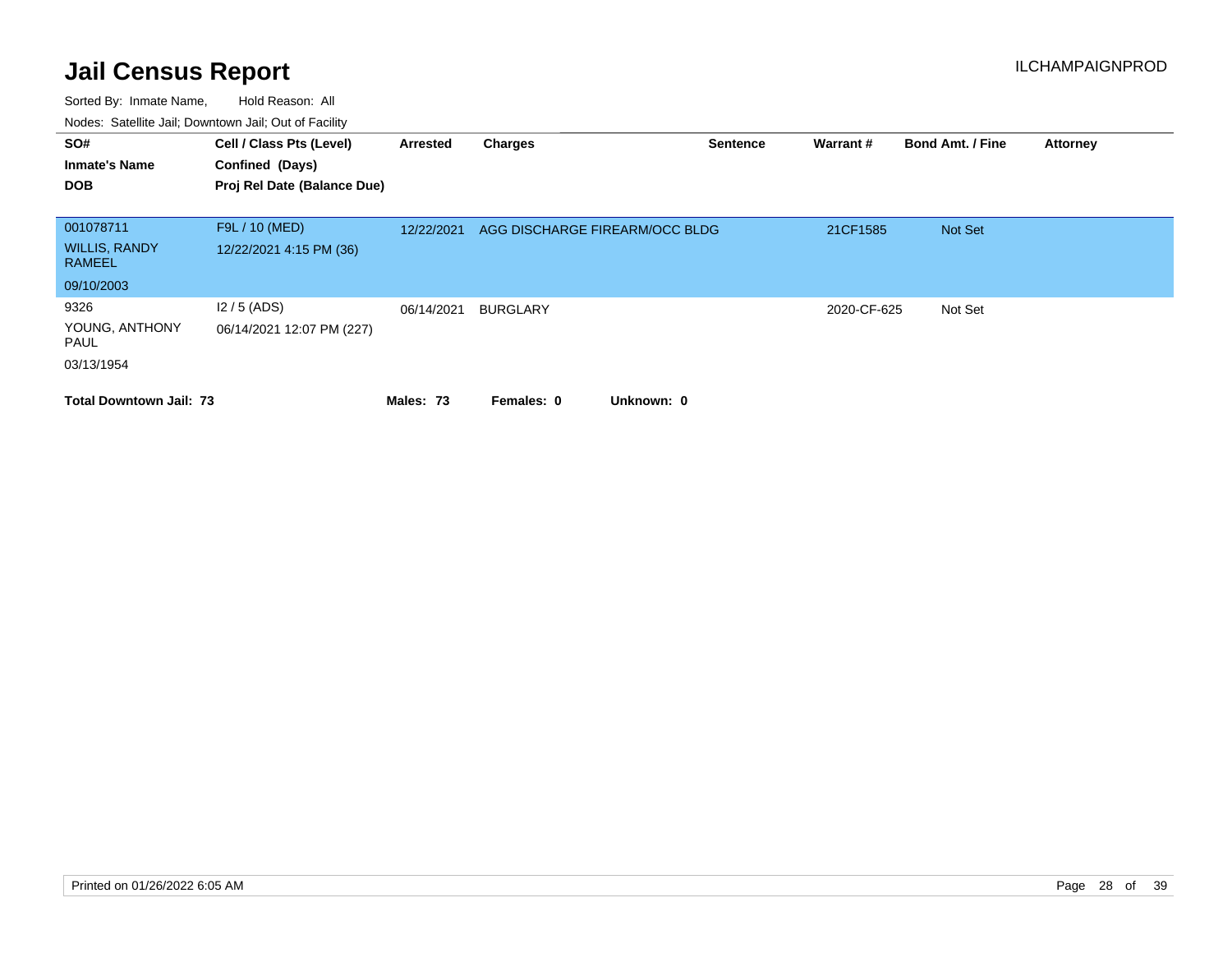# Jail Census Report

ILCHAMPAIGNPROD

Sorted By: Inmate Name, Hold Reason: All

Nodes: Satellite Jail; Downtown Jail; Out of Facility

| SO# / Inmate's Name / DOB | Cell / Class Pts (Level) / Confined (Days) / Proj Rel Date (Balance Due) | Arrested | Charges | Sentence | Warrant # | Bond Amt. / Fine | Attorney |
|---|---|---|---|---|---|---|---|
| 001078711 WILLIS, RANDY RAMEEL 09/10/2003 | F9L / 10 (MED) 12/22/2021 4:15 PM (36) | 12/22/2021 | AGG DISCHARGE FIREARM/OCC BLDG | | 21CF1585 | Not Set | |
| 9326 YOUNG, ANTHONY PAUL 03/13/1954 | I2 / 5 (ADS) 06/14/2021 12:07 PM (227) | 06/14/2021 | BURGLARY | | 2020-CF-625 | Not Set | |

**Total Downtown Jail: 73** **Males: 73** **Females: 0** **Unknown: 0**

Printed on 01/26/2022 6:05 AM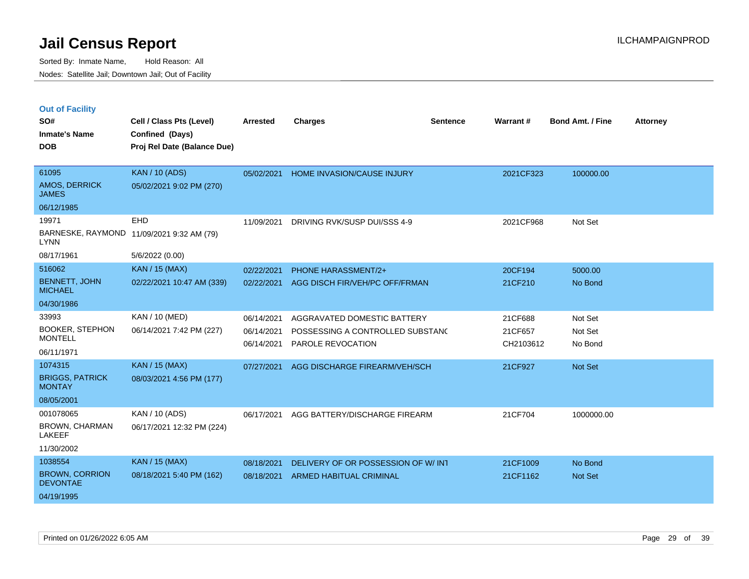# Jail Census Report

Sorted By: Inmate Name, Hold Reason: All

Nodes: Satellite Jail; Downtown Jail; Out of Facility

## Out of Facility

| SO# / Inmate's Name / DOB | Cell / Class Pts (Level) / Confined (Days) / Proj Rel Date (Balance Due) | Arrested | Charges | Sentence | Warrant # | Bond Amt. / Fine | Attorney |
|---|---|---|---|---|---|---|---|
| 61095<br>AMOS, DERRICK JAMES<br>06/12/1985 | KAN / 10 (ADS)<br>05/02/2021 9:02 PM (270) | 05/02/2021 | HOME INVASION/CAUSE INJURY | | 2021CF323 | 100000.00 | |
| 19971<br>BARNESKE, RAYMOND LYNN<br>08/17/1961 | EHD<br>11/09/2021 9:32 AM (79)<br>5/6/2022 (0.00) | 11/09/2021 | DRIVING RVK/SUSP DUI/SSS 4-9 | | 2021CF968 | Not Set | |
| 516062<br>BENNETT, JOHN MICHAEL<br>04/30/1986 | KAN / 15 (MAX)<br>02/22/2021 10:47 AM (339) | 02/22/2021<br>02/22/2021 | PHONE HARASSMENT/2+<br>AGG DISCH FIR/VEH/PC OFF/FRMAN | | 20CF194<br>21CF210 | 5000.00<br>No Bond | |
| 33993<br>BOOKER, STEPHON MONTELL<br>06/11/1971 | KAN / 10 (MED)<br>06/14/2021 7:42 PM (227) | 06/14/2021<br>06/14/2021<br>06/14/2021 | AGGRAVATED DOMESTIC BATTERY<br>POSSESSING A CONTROLLED SUBSTANC<br>PAROLE REVOCATION | | 21CF688<br>21CF657<br>CH2103612 | Not Set<br>Not Set<br>No Bond | |
| 1074315<br>BRIGGS, PATRICK MONTAY<br>08/05/2001 | KAN / 15 (MAX)<br>08/03/2021 4:56 PM (177) | 07/27/2021 | AGG DISCHARGE FIREARM/VEH/SCH | | 21CF927 | Not Set | |
| 001078065<br>BROWN, CHARMAN LAKEEF<br>11/30/2002 | KAN / 10 (ADS)<br>06/17/2021 12:32 PM (224) | 06/17/2021 | AGG BATTERY/DISCHARGE FIREARM | | 21CF704 | 1000000.00 | |
| 1038554<br>BROWN, CORRION DEVONTAE<br>04/19/1995 | KAN / 15 (MAX)<br>08/18/2021 5:40 PM (162) | 08/18/2021<br>08/18/2021 | DELIVERY OF OR POSSESSION OF W/ INT<br>ARMED HABITUAL CRIMINAL | | 21CF1009<br>21CF1162 | No Bond<br>Not Set | |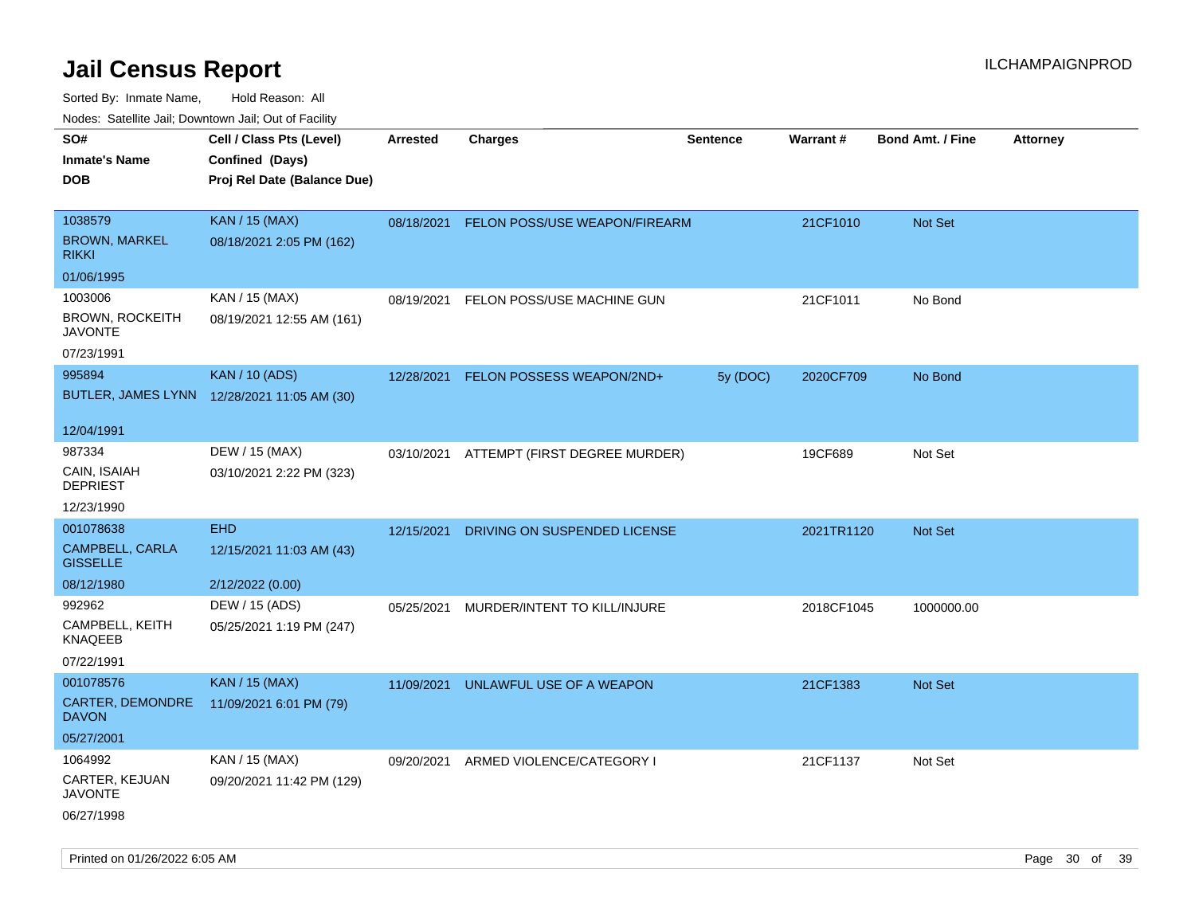# Jail Census Report

ILCHAMPAIGNPROD

Sorted By: Inmate Name, Hold Reason: All

Nodes: Satellite Jail; Downtown Jail; Out of Facility

| SO# / Inmate's Name / DOB | Cell / Class Pts (Level) / Confined (Days) / Proj Rel Date (Balance Due) | Arrested | Charges | Sentence | Warrant # | Bond Amt. / Fine | Attorney |
|---|---|---|---|---|---|---|---|
| 1038579<br>BROWN, MARKEL RIKKI<br>01/06/1995 | KAN / 15 (MAX)<br>08/18/2021 2:05 PM (162) | 08/18/2021 | FELON POSS/USE WEAPON/FIREARM | | 21CF1010 | Not Set | |
| 1003006<br>BROWN, ROCKEITH JAVONTE<br>07/23/1991 | KAN / 15 (MAX)<br>08/19/2021 12:55 AM (161) | 08/19/2021 | FELON POSS/USE MACHINE GUN | | 21CF1011 | No Bond | |
| 995894<br>BUTLER, JAMES LYNN<br>12/04/1991 | KAN / 10 (ADS)<br>12/28/2021 11:05 AM (30) | 12/28/2021 | FELON POSSESS WEAPON/2ND+ | 5y (DOC) | 2020CF709 | No Bond | |
| 987334<br>CAIN, ISAIAH DEPRIEST<br>12/23/1990 | DEW / 15 (MAX)<br>03/10/2021 2:22 PM (323) | 03/10/2021 | ATTEMPT (FIRST DEGREE MURDER) | | 19CF689 | Not Set | |
| 001078638<br>CAMPBELL, CARLA GISSELLE<br>08/12/1980 | EHD<br>12/15/2021 11:03 AM (43)<br>2/12/2022 (0.00) | 12/15/2021 | DRIVING ON SUSPENDED LICENSE | | 2021TR1120 | Not Set | |
| 992962<br>CAMPBELL, KEITH KNAQEEB<br>07/22/1991 | DEW / 15 (ADS)<br>05/25/2021 1:19 PM (247) | 05/25/2021 | MURDER/INTENT TO KILL/INJURE | | 2018CF1045 | 1000000.00 | |
| 001078576<br>CARTER, DEMONDRE DAVON<br>05/27/2001 | KAN / 15 (MAX)<br>11/09/2021 6:01 PM (79) | 11/09/2021 | UNLAWFUL USE OF A WEAPON | | 21CF1383 | Not Set | |
| 1064992<br>CARTER, KEJUAN JAVONTE<br>06/27/1998 | KAN / 15 (MAX)<br>09/20/2021 11:42 PM (129) | 09/20/2021 | ARMED VIOLENCE/CATEGORY I | | 21CF1137 | Not Set | |

Printed on 01/26/2022 6:05 AM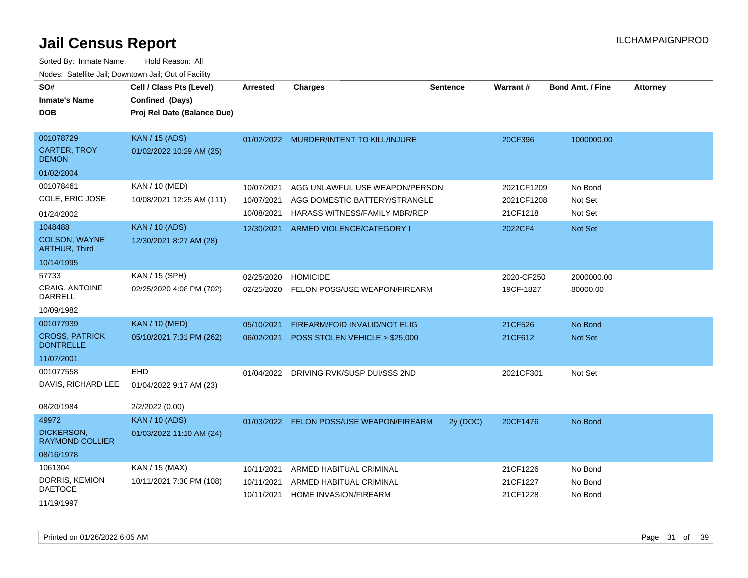# Jail Census Report

ILCHAMPAIGNPROD

Sorted By: Inmate Name, Hold Reason: All

Nodes: Satellite Jail; Downtown Jail; Out of Facility

| SO# / Inmate's Name / DOB | Cell / Class Pts (Level) / Confined (Days) / Proj Rel Date (Balance Due) | Arrested | Charges | Sentence | Warrant # | Bond Amt. / Fine | Attorney |
|---|---|---|---|---|---|---|---|
| 001078729<br>CARTER, TROY DEMON<br>01/02/2004 | KAN / 15 (ADS)<br>01/02/2022 10:29 AM (25) | 01/02/2022 | MURDER/INTENT TO KILL/INJURE | | 20CF396 | 1000000.00 | |
| 001078461<br>COLE, ERIC JOSE<br>01/24/2002 | KAN / 10 (MED)<br>10/08/2021 12:25 AM (111) | 10/07/2021<br>10/07/2021<br>10/08/2021 | AGG UNLAWFUL USE WEAPON/PERSON<br>AGG DOMESTIC BATTERY/STRANGLE<br>HARASS WITNESS/FAMILY MBR/REP | | 2021CF1209<br>2021CF1208<br>21CF1218 | No Bond<br>Not Set<br>Not Set | |
| 1048488<br>COLSON, WAYNE ARTHUR, Third<br>10/14/1995 | KAN / 10 (ADS)<br>12/30/2021 8:27 AM (28) | 12/30/2021 | ARMED VIOLENCE/CATEGORY I | | 2022CF4 | Not Set | |
| 57733<br>CRAIG, ANTOINE DARRELL<br>10/09/1982 | KAN / 15 (SPH)<br>02/25/2020 4:08 PM (702) | 02/25/2020<br>02/25/2020 | HOMICIDE<br>FELON POSS/USE WEAPON/FIREARM | | 2020-CF250<br>19CF-1827 | 2000000.00<br>80000.00 | |
| 001077939<br>CROSS, PATRICK DONTRELLE<br>11/07/2001 | KAN / 10 (MED)<br>05/10/2021 7:31 PM (262) | 05/10/2021<br>06/02/2021 | FIREARM/FOID INVALID/NOT ELIG<br>POSS STOLEN VEHICLE > $25,000 | | 21CF526<br>21CF612 | No Bond<br>Not Set | |
| 001077558<br>DAVIS, RICHARD LEE<br>08/20/1984 | EHD<br>01/04/2022 9:17 AM (23)<br>2/2/2022 (0.00) | 01/04/2022 | DRIVING RVK/SUSP DUI/SSS 2ND | | 2021CF301 | Not Set | |
| 49972<br>DICKERSON, RAYMOND COLLIER<br>08/16/1978 | KAN / 10 (ADS)<br>01/03/2022 11:10 AM (24) | 01/03/2022 | FELON POSS/USE WEAPON/FIREARM | 2y (DOC) | 20CF1476 | No Bond | |
| 1061304<br>DORRIS, KEMION DAETOCE<br>11/19/1997 | KAN / 15 (MAX)<br>10/11/2021 7:30 PM (108) | 10/11/2021<br>10/11/2021<br>10/11/2021 | ARMED HABITUAL CRIMINAL<br>ARMED HABITUAL CRIMINAL<br>HOME INVASION/FIREARM | | 21CF1226<br>21CF1227<br>21CF1228 | No Bond<br>No Bond<br>No Bond | |

Printed on 01/26/2022 6:05 AM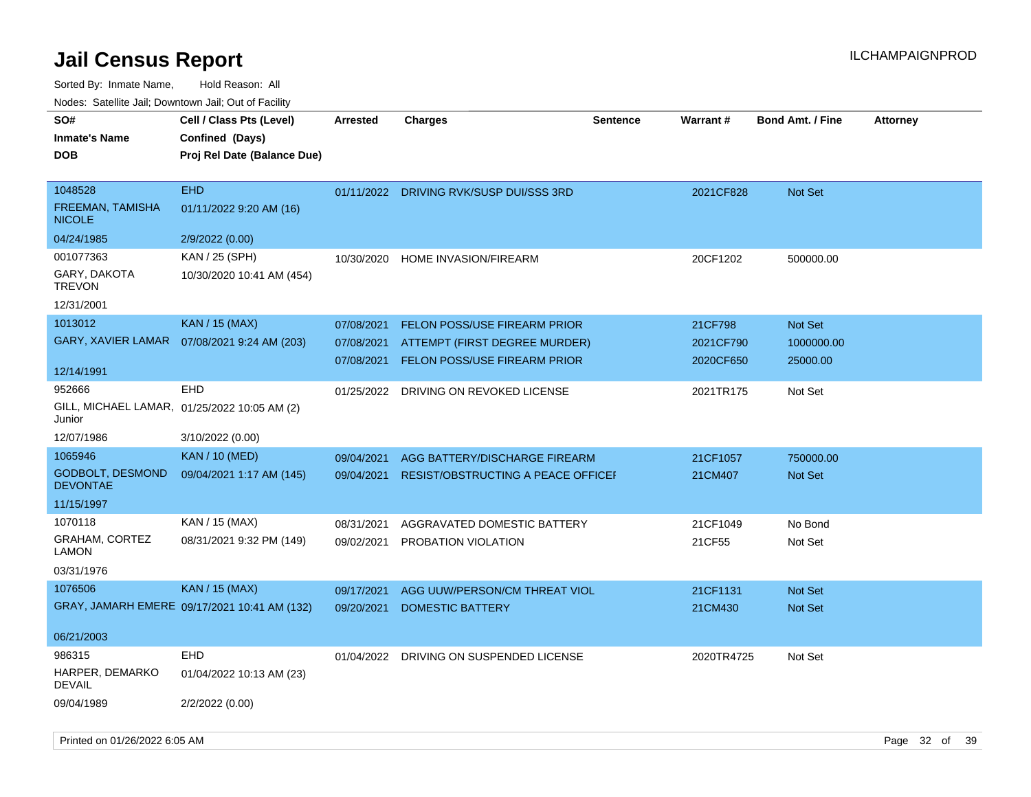# Jail Census Report

ILCHAMPAIGNPROD

Sorted By: Inmate Name, Hold Reason: All

Nodes: Satellite Jail; Downtown Jail; Out of Facility

| SO# / Inmate's Name / DOB | Cell / Class Pts (Level) / Confined (Days) / Proj Rel Date (Balance Due) | Arrested | Charges | Sentence | Warrant # | Bond Amt. / Fine | Attorney |
|---|---|---|---|---|---|---|---|
| 1048528<br>FREEMAN, TAMISHA NICOLE<br>04/24/1985 | EHD<br>01/11/2022 9:20 AM (16)<br>2/9/2022 (0.00) | 01/11/2022 | DRIVING RVK/SUSP DUI/SSS 3RD | | 2021CF828 | Not Set | |
| 001077363<br>GARY, DAKOTA TREVON<br>12/31/2001 | KAN / 25 (SPH)<br>10/30/2020 10:41 AM (454) | 10/30/2020 | HOME INVASION/FIREARM | | 20CF1202 | 500000.00 | |
| 1013012<br>GARY, XAVIER LAMAR<br>12/14/1991 | KAN / 15 (MAX)<br>07/08/2021 9:24 AM (203) | 07/08/2021 | FELON POSS/USE FIREARM PRIOR | | 21CF798 | Not Set | |
| | | 07/08/2021 | ATTEMPT (FIRST DEGREE MURDER) | | 2021CF790 | 1000000.00 | |
| | | 07/08/2021 | FELON POSS/USE FIREARM PRIOR | | 2020CF650 | 25000.00 | |
| 952666<br>GILL, MICHAEL LAMAR, Junior<br>12/07/1986 | EHD<br>01/25/2022 10:05 AM (2)<br>3/10/2022 (0.00) | 01/25/2022 | DRIVING ON REVOKED LICENSE | | 2021TR175 | Not Set | |
| 1065946<br>GODBOLT, DESMOND DEVONTAE<br>11/15/1997 | KAN / 10 (MED)<br>09/04/2021 1:17 AM (145) | 09/04/2021 | AGG BATTERY/DISCHARGE FIREARM | | 21CF1057 | 750000.00 | |
| | | 09/04/2021 | RESIST/OBSTRUCTING A PEACE OFFICEI | | 21CM407 | Not Set | |
| 1070118<br>GRAHAM, CORTEZ LAMON<br>03/31/1976 | KAN / 15 (MAX)<br>08/31/2021 9:32 PM (149) | 08/31/2021 | AGGRAVATED DOMESTIC BATTERY | | 21CF1049 | No Bond | |
| | | 09/02/2021 | PROBATION VIOLATION | | 21CF55 | Not Set | |
| 1076506<br>GRAY, JAMARH EMERE<br>06/21/2003 | KAN / 15 (MAX)<br>09/17/2021 10:41 AM (132) | 09/17/2021 | AGG UUW/PERSON/CM THREAT VIOL | | 21CF1131 | Not Set | |
| | | 09/20/2021 | DOMESTIC BATTERY | | 21CM430 | Not Set | |
| 986315<br>HARPER, DEMARKO DEVAIL<br>09/04/1989 | EHD<br>01/04/2022 10:13 AM (23)<br>2/2/2022 (0.00) | 01/04/2022 | DRIVING ON SUSPENDED LICENSE | | 2020TR4725 | Not Set | |

Printed on 01/26/2022 6:05 AM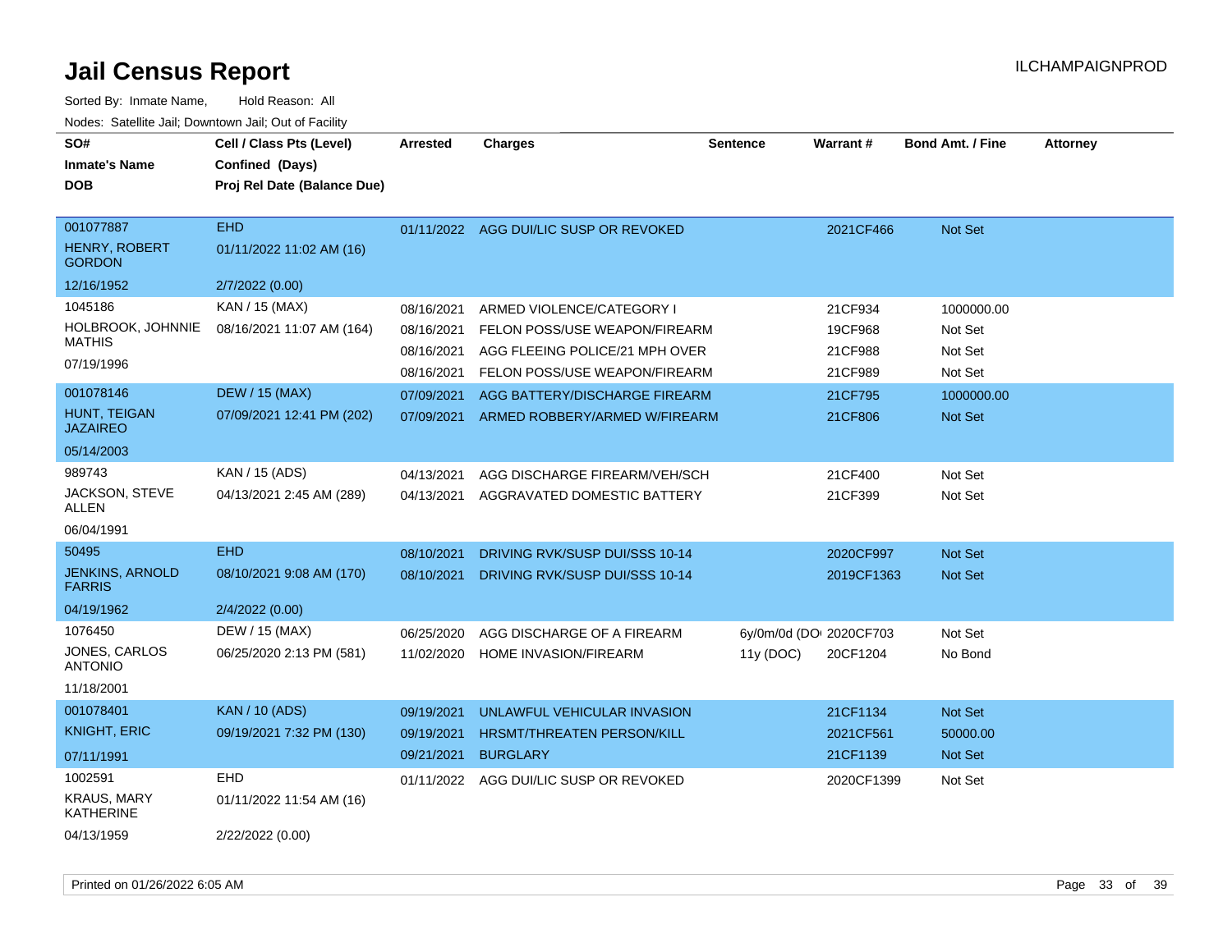# Jail Census Report

ILCHAMPAIGNPROD

Sorted By: Inmate Name, Hold Reason: All

Nodes: Satellite Jail; Downtown Jail; Out of Facility

| SO# / Inmate's Name / DOB | Cell / Class Pts (Level) / Confined (Days) / Proj Rel Date (Balance Due) | Arrested | Charges | Sentence | Warrant # | Bond Amt. / Fine | Attorney |
|---|---|---|---|---|---|---|---|
| 001077887 | EHD | 01/11/2022 | AGG DUI/LIC SUSP OR REVOKED | | 2021CF466 | Not Set | |
| HENRY, ROBERT GORDON | 01/11/2022 11:02 AM (16) | | | | | | |
| 12/16/1952 | 2/7/2022 (0.00) | | | | | | |
| 1045186 | KAN / 15 (MAX) | 08/16/2021 | ARMED VIOLENCE/CATEGORY I | | 21CF934 | 1000000.00 | |
| HOLBROOK, JOHNNIE MATHIS | 08/16/2021 11:07 AM (164) | 08/16/2021 | FELON POSS/USE WEAPON/FIREARM | | 19CF968 | Not Set | |
| 07/19/1996 | | 08/16/2021 | AGG FLEEING POLICE/21 MPH OVER | | 21CF988 | Not Set | |
| | | 08/16/2021 | FELON POSS/USE WEAPON/FIREARM | | 21CF989 | Not Set | |
| 001078146 | DEW / 15 (MAX) | 07/09/2021 | AGG BATTERY/DISCHARGE FIREARM | | 21CF795 | 1000000.00 | |
| HUNT, TEIGAN JAZAIREO | 07/09/2021 12:41 PM (202) | 07/09/2021 | ARMED ROBBERY/ARMED W/FIREARM | | 21CF806 | Not Set | |
| 05/14/2003 | | | | | | | |
| 989743 | KAN / 15 (ADS) | 04/13/2021 | AGG DISCHARGE FIREARM/VEH/SCH | | 21CF400 | Not Set | |
| JACKSON, STEVE ALLEN | 04/13/2021 2:45 AM (289) | 04/13/2021 | AGGRAVATED DOMESTIC BATTERY | | 21CF399 | Not Set | |
| 06/04/1991 | | | | | | | |
| 50495 | EHD | 08/10/2021 | DRIVING RVK/SUSP DUI/SSS 10-14 | | 2020CF997 | Not Set | |
| JENKINS, ARNOLD FARRIS | 08/10/2021 9:08 AM (170) | 08/10/2021 | DRIVING RVK/SUSP DUI/SSS 10-14 | | 2019CF1363 | Not Set | |
| 04/19/1962 | 2/4/2022 (0.00) | | | | | | |
| 1076450 | DEW / 15 (MAX) | 06/25/2020 | AGG DISCHARGE OF A FIREARM | 6y/0m/0d (DO | 2020CF703 | Not Set | |
| JONES, CARLOS ANTONIO | 06/25/2020 2:13 PM (581) | 11/02/2020 | HOME INVASION/FIREARM | 11y (DOC) | 20CF1204 | No Bond | |
| 11/18/2001 | | | | | | | |
| 001078401 | KAN / 10 (ADS) | 09/19/2021 | UNLAWFUL VEHICULAR INVASION | | 21CF1134 | Not Set | |
| KNIGHT, ERIC | 09/19/2021 7:32 PM (130) | 09/19/2021 | HRSMT/THREATEN PERSON/KILL | | 2021CF561 | 50000.00 | |
| 07/11/1991 | | 09/21/2021 | BURGLARY | | 21CF1139 | Not Set | |
| 1002591 | EHD | 01/11/2022 | AGG DUI/LIC SUSP OR REVOKED | | 2020CF1399 | Not Set | |
| KRAUS, MARY KATHERINE | 01/11/2022 11:54 AM (16) | | | | | | |
| 04/13/1959 | 2/22/2022 (0.00) | | | | | | |

Printed on 01/26/2022 6:05 AM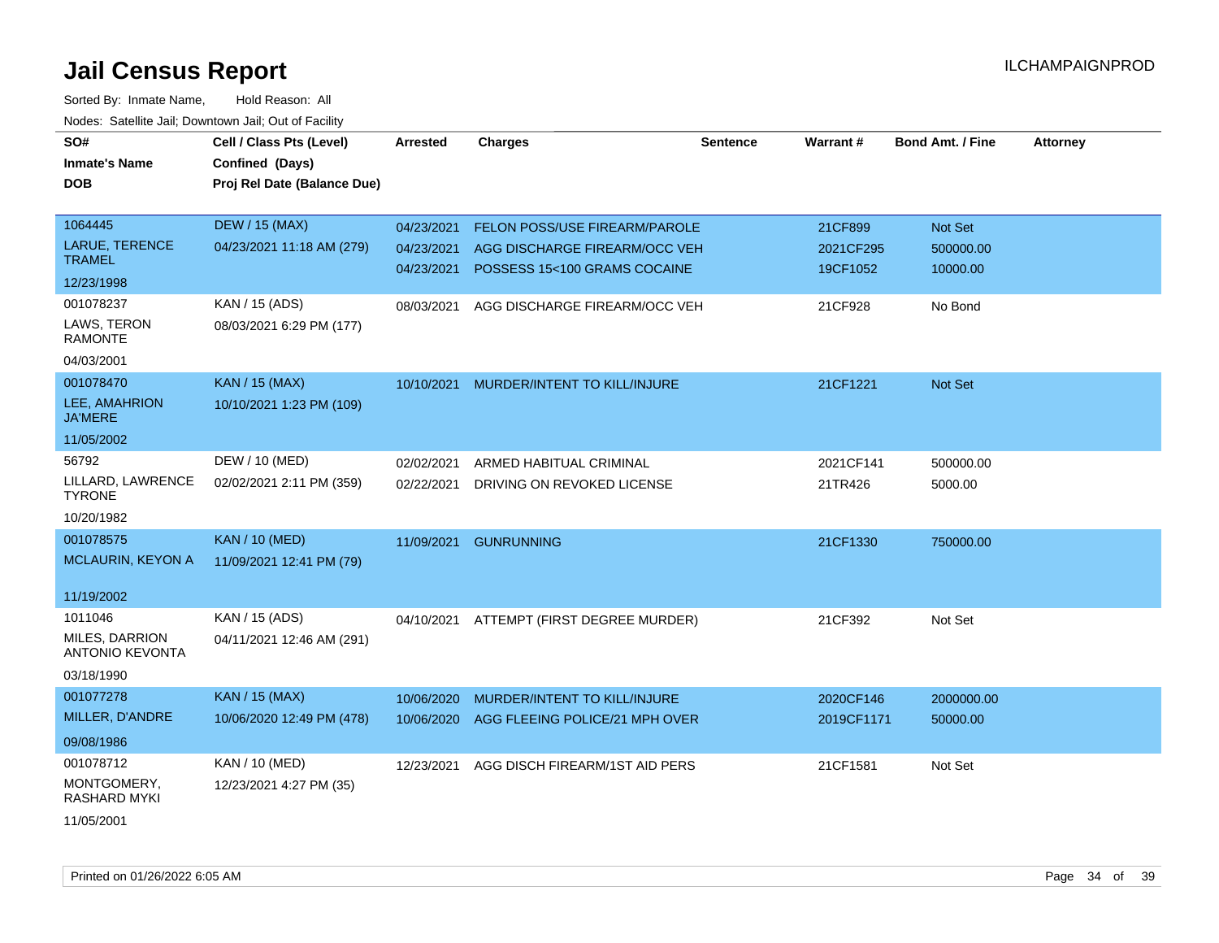# Jail Census Report

ILCHAMPAIGNPROD

Sorted By: Inmate Name, Hold Reason: All

Nodes: Satellite Jail; Downtown Jail; Out of Facility

| SO# / Inmate's Name / DOB | Cell / Class Pts (Level) / Confined (Days) / Proj Rel Date (Balance Due) | Arrested | Charges | Sentence | Warrant # | Bond Amt. / Fine | Attorney |
|---|---|---|---|---|---|---|---|
| 1064445<br>LARUE, TERENCE TRAMEL<br>12/23/1998 | DEW / 15 (MAX)<br>04/23/2021 11:18 AM (279) | 04/23/2021<br>04/23/2021<br>04/23/2021 | FELON POSS/USE FIREARM/PAROLE<br>AGG DISCHARGE FIREARM/OCC VEH<br>POSSESS 15<100 GRAMS COCAINE | | 21CF899<br>2021CF295<br>19CF1052 | Not Set<br>500000.00<br>10000.00 | |
| 001078237<br>LAWS, TERON RAMONTE<br>04/03/2001 | KAN / 15 (ADS)<br>08/03/2021 6:29 PM (177) | 08/03/2021 | AGG DISCHARGE FIREARM/OCC VEH | | 21CF928 | No Bond | |
| 001078470<br>LEE, AMAHRION JA'MERE<br>11/05/2002 | KAN / 15 (MAX)<br>10/10/2021 1:23 PM (109) | 10/10/2021 | MURDER/INTENT TO KILL/INJURE | | 21CF1221 | Not Set | |
| 56792<br>LILLARD, LAWRENCE TYRONE<br>10/20/1982 | DEW / 10 (MED)<br>02/02/2021 2:11 PM (359) | 02/02/2021<br>02/22/2021 | ARMED HABITUAL CRIMINAL<br>DRIVING ON REVOKED LICENSE | | 2021CF141<br>21TR426 | 500000.00<br>5000.00 | |
| 001078575<br>MCLAURIN, KEYON A<br>11/19/2002 | KAN / 10 (MED)<br>11/09/2021 12:41 PM (79) | 11/09/2021 | GUNRUNNING | | 21CF1330 | 750000.00 | |
| 1011046<br>MILES, DARRION ANTONIO KEVONTA<br>03/18/1990 | KAN / 15 (ADS)<br>04/11/2021 12:46 AM (291) | 04/10/2021 | ATTEMPT (FIRST DEGREE MURDER) | | 21CF392 | Not Set | |
| 001077278<br>MILLER, D'ANDRE<br>09/08/1986 | KAN / 15 (MAX)<br>10/06/2020 12:49 PM (478) | 10/06/2020<br>10/06/2020 | MURDER/INTENT TO KILL/INJURE<br>AGG FLEEING POLICE/21 MPH OVER | | 2020CF146<br>2019CF1171 | 2000000.00<br>50000.00 | |
| 001078712<br>MONTGOMERY, RASHARD MYKI<br>11/05/2001 | KAN / 10 (MED)<br>12/23/2021 4:27 PM (35) | 12/23/2021 | AGG DISCH FIREARM/1ST AID PERS | | 21CF1581 | Not Set | |

Printed on 01/26/2022 6:05 AM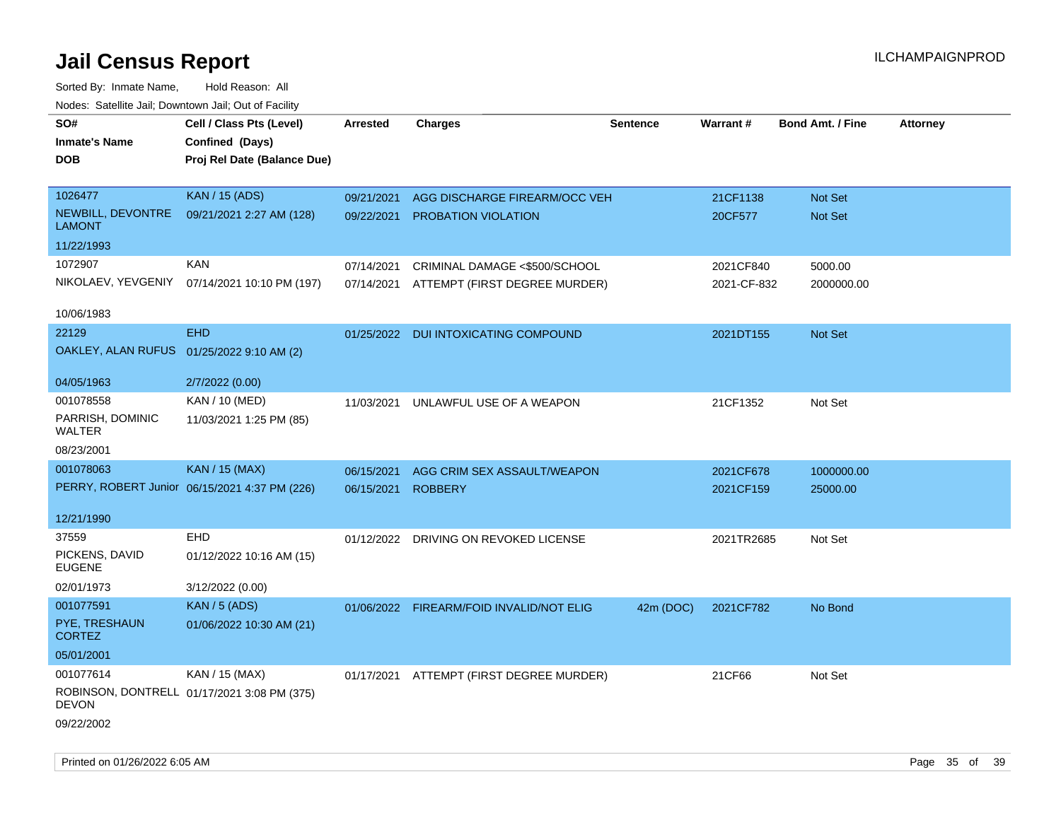# Jail Census Report

Sorted By: Inmate Name, Hold Reason: All

Nodes: Satellite Jail; Downtown Jail; Out of Facility

| SO# / Inmate's Name / DOB | Cell / Class Pts (Level) / Confined (Days) / Proj Rel Date (Balance Due) | Arrested | Charges | Sentence | Warrant # | Bond Amt. / Fine | Attorney |
|---|---|---|---|---|---|---|---|
| 1026477<br>NEWBILL, DEVONTRE LAMONT<br>11/22/1993 | KAN / 15 (ADS)<br>09/21/2021 2:27 AM (128) | 09/21/2021<br>09/22/2021 | AGG DISCHARGE FIREARM/OCC VEH<br>PROBATION VIOLATION | | 21CF1138<br>20CF577 | Not Set<br>Not Set | |
| 1072907<br>NIKOLAEV, YEVGENIY<br>10/06/1983 | KAN<br>07/14/2021 10:10 PM (197) | 07/14/2021<br>07/14/2021 | CRIMINAL DAMAGE <$500/SCHOOL<br>ATTEMPT (FIRST DEGREE MURDER) | | 2021CF840<br>2021-CF-832 | 5000.00<br>2000000.00 | |
| 22129<br>OAKLEY, ALAN RUFUS<br>04/05/1963 | EHD<br>01/25/2022 9:10 AM (2)<br>2/7/2022 (0.00) | 01/25/2022 | DUI INTOXICATING COMPOUND | | 2021DT155 | Not Set | |
| 001078558<br>PARRISH, DOMINIC WALTER<br>08/23/2001 | KAN / 10 (MED)<br>11/03/2021 1:25 PM (85) | 11/03/2021 | UNLAWFUL USE OF A WEAPON | | 21CF1352 | Not Set | |
| 001078063<br>PERRY, ROBERT Junior<br>12/21/1990 | KAN / 15 (MAX)<br>06/15/2021 4:37 PM (226) | 06/15/2021<br>06/15/2021 | AGG CRIM SEX ASSAULT/WEAPON<br>ROBBERY | | 2021CF678<br>2021CF159 | 1000000.00<br>25000.00 | |
| 37559<br>PICKENS, DAVID EUGENE<br>02/01/1973 | EHD<br>01/12/2022 10:16 AM (15)<br>3/12/2022 (0.00) | 01/12/2022 | DRIVING ON REVOKED LICENSE | | 2021TR2685 | Not Set | |
| 001077591<br>PYE, TRESHAUN CORTEZ<br>05/01/2001 | KAN / 5 (ADS)<br>01/06/2022 10:30 AM (21) | 01/06/2022 | FIREARM/FOID INVALID/NOT ELIG | 42m (DOC) | 2021CF782 | No Bond | |
| 001077614<br>ROBINSON, DONTRELL DEVON<br>09/22/2002 | KAN / 15 (MAX)<br>01/17/2021 3:08 PM (375) | 01/17/2021 | ATTEMPT (FIRST DEGREE MURDER) | | 21CF66 | Not Set | |

Printed on 01/26/2022 6:05 AM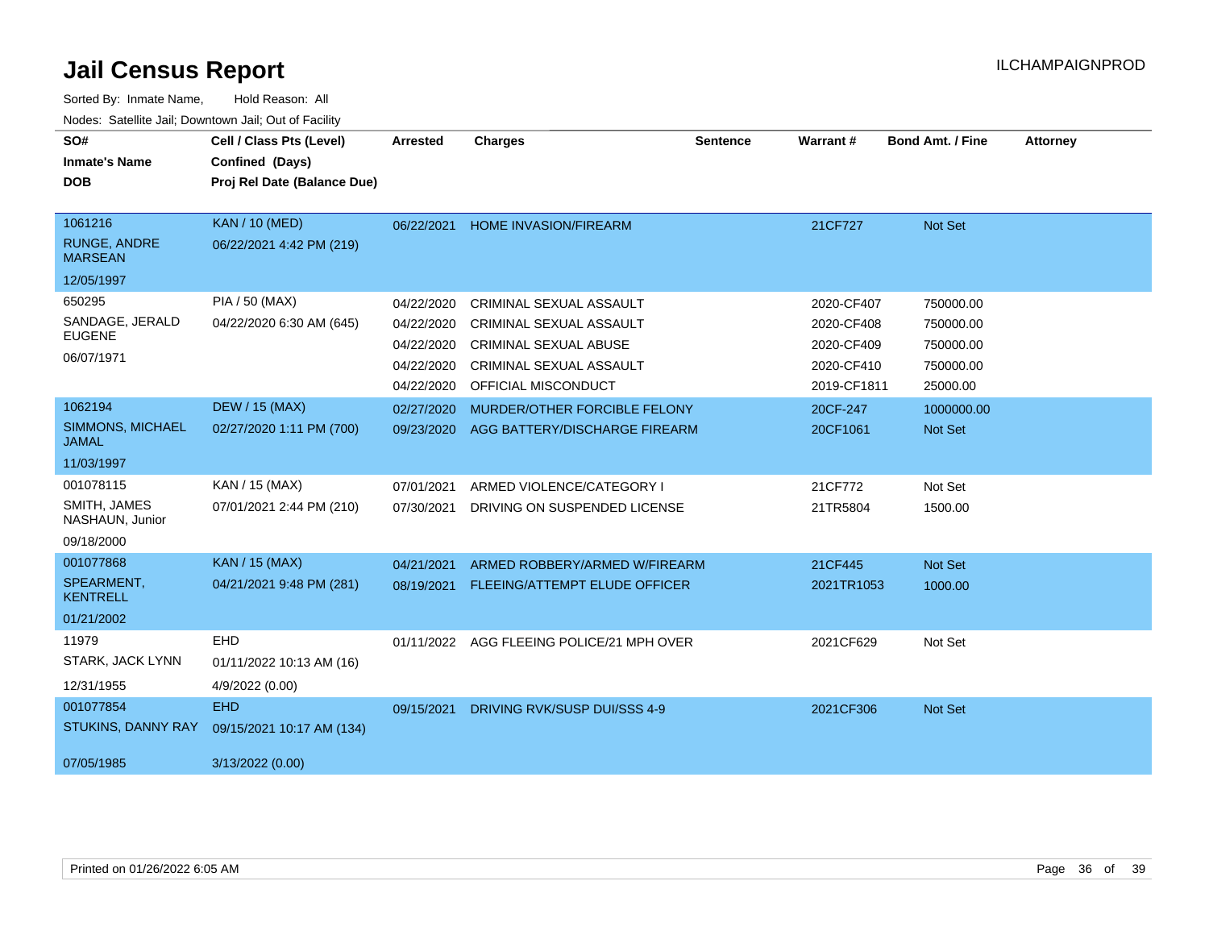# Jail Census Report

ILCHAMPAIGNPROD

Sorted By: Inmate Name, Hold Reason: All

Nodes: Satellite Jail; Downtown Jail; Out of Facility

| SO# / Inmate's Name / DOB | Cell / Class Pts (Level) / Confined (Days) / Proj Rel Date (Balance Due) | Arrested | Charges | Sentence | Warrant # | Bond Amt. / Fine | Attorney |
|---|---|---|---|---|---|---|---|
| 1061216<br>RUNGE, ANDRE MARSEAN<br>12/05/1997 | KAN / 10 (MED)<br>06/22/2021 4:42 PM (219) | 06/22/2021 | HOME INVASION/FIREARM | | 21CF727 | Not Set | |
| 650295<br>SANDAGE, JERALD EUGENE<br>06/07/1971 | PIA / 50 (MAX)<br>04/22/2020 6:30 AM (645) | 04/22/2020 | CRIMINAL SEXUAL ASSAULT | | 2020-CF407 | 750000.00 | |
| | | 04/22/2020 | CRIMINAL SEXUAL ASSAULT | | 2020-CF408 | 750000.00 | |
| | | 04/22/2020 | CRIMINAL SEXUAL ABUSE | | 2020-CF409 | 750000.00 | |
| | | 04/22/2020 | CRIMINAL SEXUAL ASSAULT | | 2020-CF410 | 750000.00 | |
| | | 04/22/2020 | OFFICIAL MISCONDUCT | | 2019-CF1811 | 25000.00 | |
| 1062194<br>SIMMONS, MICHAEL JAMAL<br>11/03/1997 | DEW / 15 (MAX)<br>02/27/2020 1:11 PM (700) | 02/27/2020 | MURDER/OTHER FORCIBLE FELONY | | 20CF-247 | 1000000.00 | |
| | | 09/23/2020 | AGG BATTERY/DISCHARGE FIREARM | | 20CF1061 | Not Set | |
| 001078115<br>SMITH, JAMES NASHAUN, Junior<br>09/18/2000 | KAN / 15 (MAX)<br>07/01/2021 2:44 PM (210) | 07/01/2021 | ARMED VIOLENCE/CATEGORY I | | 21CF772 | Not Set | |
| | | 07/30/2021 | DRIVING ON SUSPENDED LICENSE | | 21TR5804 | 1500.00 | |
| 001077868<br>SPEARMENT, KENTRELL<br>01/21/2002 | KAN / 15 (MAX)<br>04/21/2021 9:48 PM (281) | 04/21/2021 | ARMED ROBBERY/ARMED W/FIREARM | | 21CF445 | Not Set | |
| | | 08/19/2021 | FLEEING/ATTEMPT ELUDE OFFICER | | 2021TR1053 | 1000.00 | |
| 11979<br>STARK, JACK LYNN<br>12/31/1955 | EHD<br>01/11/2022 10:13 AM (16)<br>4/9/2022 (0.00) | 01/11/2022 | AGG FLEEING POLICE/21 MPH OVER | | 2021CF629 | Not Set | |
| 001077854<br>STUKINS, DANNY RAY<br>07/05/1985 | EHD<br>09/15/2021 10:17 AM (134)<br>3/13/2022 (0.00) | 09/15/2021 | DRIVING RVK/SUSP DUI/SSS 4-9 | | 2021CF306 | Not Set | |

Printed on 01/26/2022 6:05 AM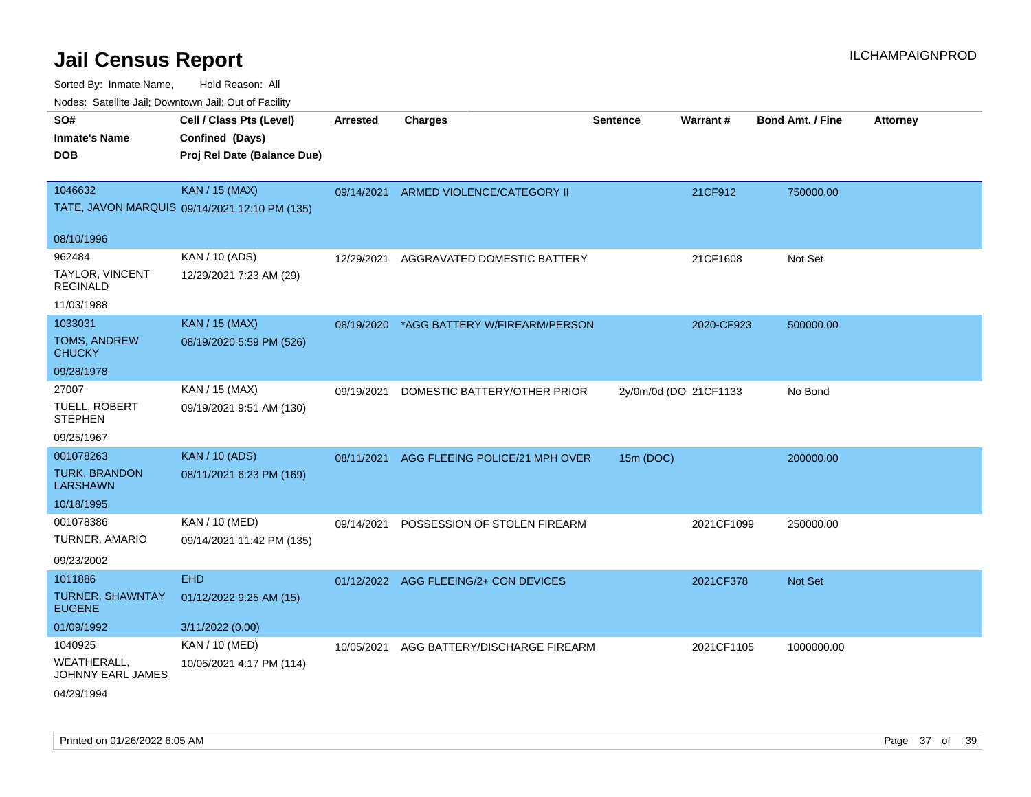# Jail Census Report

ILCHAMPAIGNPROD

Sorted By: Inmate Name, Hold Reason: All

Nodes: Satellite Jail; Downtown Jail; Out of Facility

| SO# / Inmate's Name / DOB | Cell / Class Pts (Level) / Confined (Days) / Proj Rel Date (Balance Due) | Arrested | Charges | Sentence | Warrant # | Bond Amt. / Fine | Attorney |
|---|---|---|---|---|---|---|---|
| 1046632<br>TATE, JAVON MARQUIS<br>08/10/1996 | KAN / 15 (MAX)<br>09/14/2021 12:10 PM (135) | 09/14/2021 | ARMED VIOLENCE/CATEGORY II | | 21CF912 | 750000.00 | |
| 962484<br>TAYLOR, VINCENT REGINALD<br>11/03/1988 | KAN / 10 (ADS)<br>12/29/2021 7:23 AM (29) | 12/29/2021 | AGGRAVATED DOMESTIC BATTERY | | 21CF1608 | Not Set | |
| 1033031<br>TOMS, ANDREW CHUCKY<br>09/28/1978 | KAN / 15 (MAX)<br>08/19/2020 5:59 PM (526) | 08/19/2020 | *AGG BATTERY W/FIREARM/PERSON | | 2020-CF923 | 500000.00 | |
| 27007<br>TUELL, ROBERT STEPHEN<br>09/25/1967 | KAN / 15 (MAX)<br>09/19/2021 9:51 AM (130) | 09/19/2021 | DOMESTIC BATTERY/OTHER PRIOR | 2y/0m/0d (DOI | 21CF1133 | No Bond | |
| 001078263<br>TURK, BRANDON LARSHAWN<br>10/18/1995 | KAN / 10 (ADS)<br>08/11/2021 6:23 PM (169) | 08/11/2021 | AGG FLEEING POLICE/21 MPH OVER | 15m (DOC) | | 200000.00 | |
| 001078386<br>TURNER, AMARIO<br>09/23/2002 | KAN / 10 (MED)<br>09/14/2021 11:42 PM (135) | 09/14/2021 | POSSESSION OF STOLEN FIREARM | | 2021CF1099 | 250000.00 | |
| 1011886<br>TURNER, SHAWNTAY EUGENE<br>01/09/1992 | EHD<br>01/12/2022 9:25 AM (15)<br>3/11/2022 (0.00) | 01/12/2022 | AGG FLEEING/2+ CON DEVICES | | 2021CF378 | Not Set | |
| 1040925<br>WEATHERALL, JOHNNY EARL JAMES<br>04/29/1994 | KAN / 10 (MED)<br>10/05/2021 4:17 PM (114) | 10/05/2021 | AGG BATTERY/DISCHARGE FIREARM | | 2021CF1105 | 1000000.00 | |

Printed on 01/26/2022 6:05 AM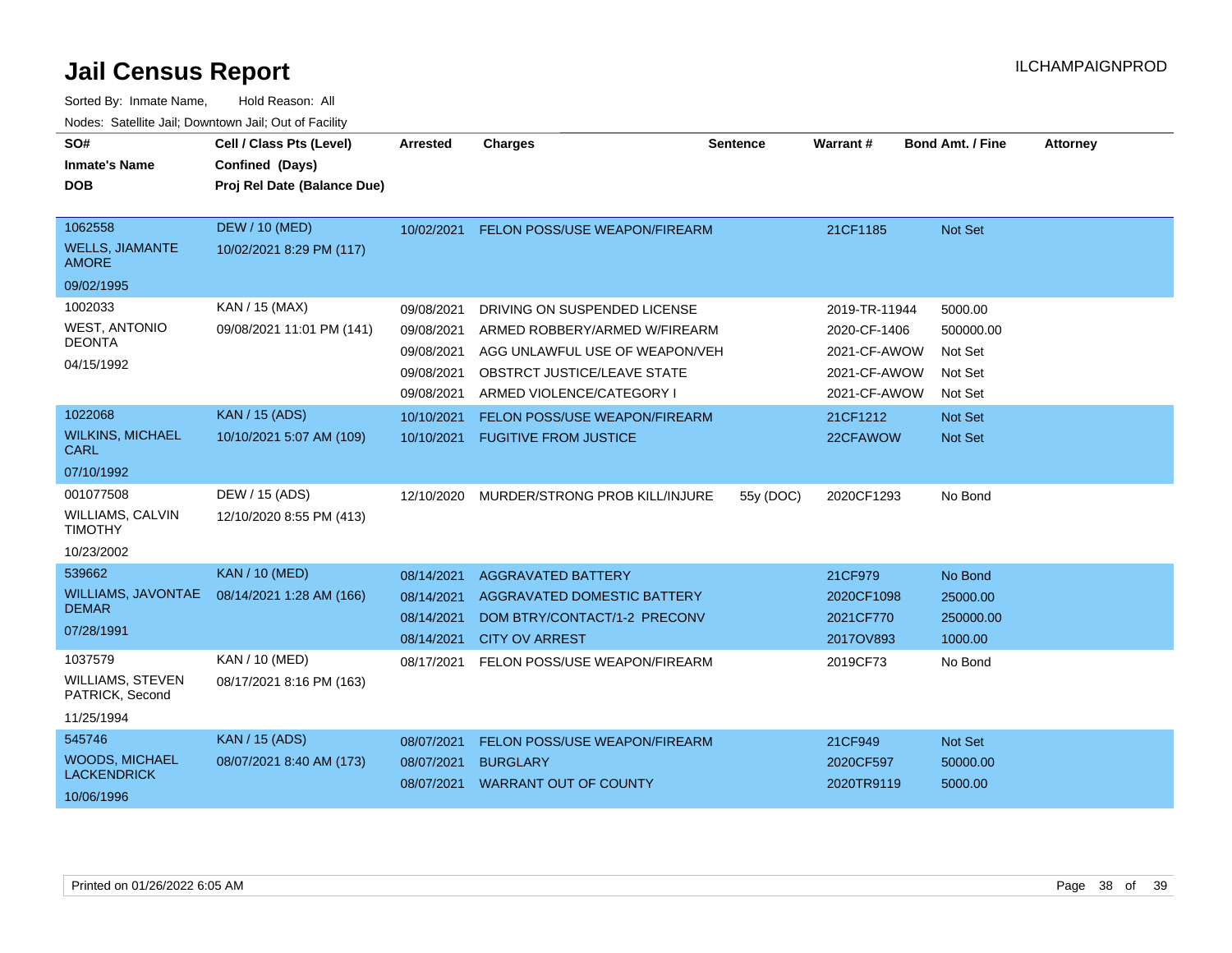# Jail Census Report

ILCHAMPAIGNPROD

Sorted By: Inmate Name, Hold Reason: All

Nodes: Satellite Jail; Downtown Jail; Out of Facility

| SO# / Inmate's Name / DOB | Cell / Class Pts (Level) / Confined (Days) / Proj Rel Date (Balance Due) | Arrested | Charges | Sentence | Warrant # | Bond Amt. / Fine | Attorney |
|---|---|---|---|---|---|---|---|
| 1062558 WELLS, JIAMANTE AMORE 09/02/1995 | DEW / 10 (MED) 10/02/2021 8:29 PM (117) | 10/02/2021 | FELON POSS/USE WEAPON/FIREARM | | 21CF1185 | Not Set | |
| 1002033 WEST, ANTONIO DEONTA 04/15/1992 | KAN / 15 (MAX) 09/08/2021 11:01 PM (141) | 09/08/2021 | DRIVING ON SUSPENDED LICENSE | | 2019-TR-11944 | 5000.00 | |
| | | 09/08/2021 | ARMED ROBBERY/ARMED W/FIREARM | | 2020-CF-1406 | 500000.00 | |
| | | 09/08/2021 | AGG UNLAWFUL USE OF WEAPON/VEH | | 2021-CF-AWOW | Not Set | |
| | | 09/08/2021 | OBSTRCT JUSTICE/LEAVE STATE | | 2021-CF-AWOW | Not Set | |
| | | 09/08/2021 | ARMED VIOLENCE/CATEGORY I | | 2021-CF-AWOW | Not Set | |
| 1022068 WILKINS, MICHAEL CARL 07/10/1992 | KAN / 15 (ADS) 10/10/2021 5:07 AM (109) | 10/10/2021 | FELON POSS/USE WEAPON/FIREARM | | 21CF1212 | Not Set | |
| | | 10/10/2021 | FUGITIVE FROM JUSTICE | | 22CFAWOW | Not Set | |
| 001077508 WILLIAMS, CALVIN TIMOTHY 10/23/2002 | DEW / 15 (ADS) 12/10/2020 8:55 PM (413) | 12/10/2020 | MURDER/STRONG PROB KILL/INJURE | 55y (DOC) | 2020CF1293 | No Bond | |
| 539662 WILLIAMS, JAVONTAE DEMAR 07/28/1991 | KAN / 10 (MED) 08/14/2021 1:28 AM (166) | 08/14/2021 | AGGRAVATED BATTERY | | 21CF979 | No Bond | |
| | | 08/14/2021 | AGGRAVATED DOMESTIC BATTERY | | 2020CF1098 | 25000.00 | |
| | | 08/14/2021 | DOM BTRY/CONTACT/1-2 PRECONV | | 2021CF770 | 250000.00 | |
| | | 08/14/2021 | CITY OV ARREST | | 2017OV893 | 1000.00 | |
| 1037579 WILLIAMS, STEVEN PATRICK, Second 11/25/1994 | KAN / 10 (MED) 08/17/2021 8:16 PM (163) | 08/17/2021 | FELON POSS/USE WEAPON/FIREARM | | 2019CF73 | No Bond | |
| 545746 WOODS, MICHAEL LACKENDRICK 10/06/1996 | KAN / 15 (ADS) 08/07/2021 8:40 AM (173) | 08/07/2021 | FELON POSS/USE WEAPON/FIREARM | | 21CF949 | Not Set | |
| | | 08/07/2021 | BURGLARY | | 2020CF597 | 50000.00 | |
| | | 08/07/2021 | WARRANT OUT OF COUNTY | | 2020TR9119 | 5000.00 | |

Printed on 01/26/2022 6:05 AM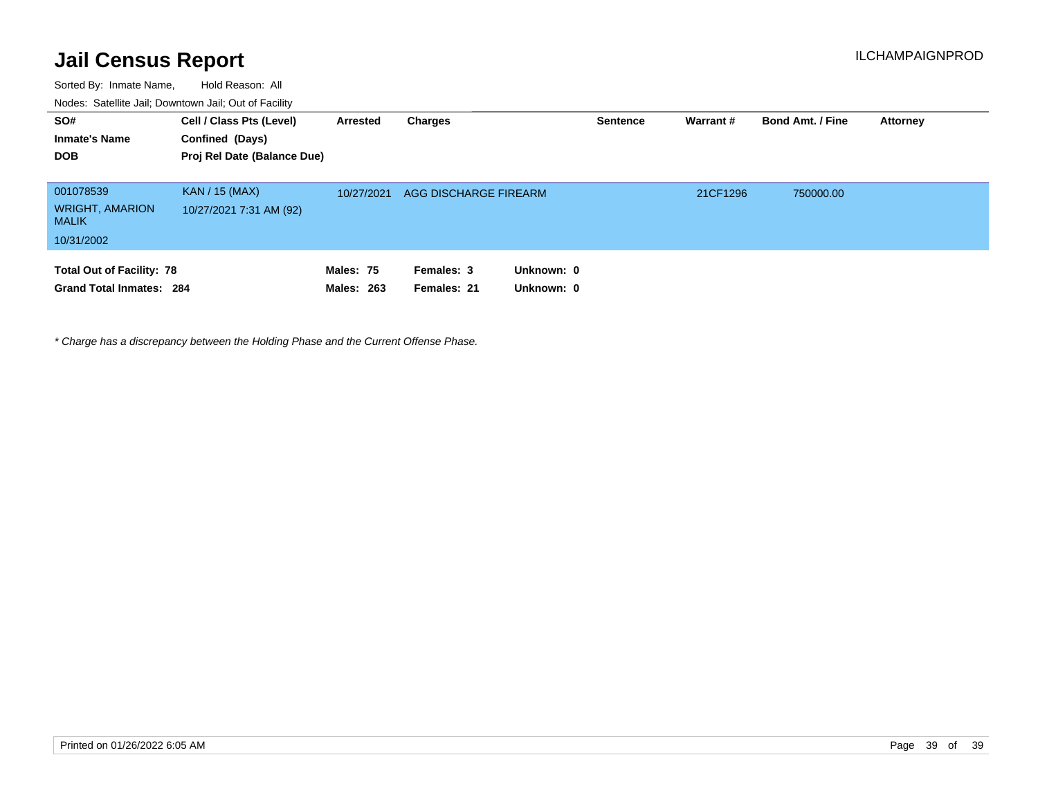# Jail Census Report

ILCHAMPAIGNPROD

Sorted By: Inmate Name, Hold Reason: All

Nodes: Satellite Jail; Downtown Jail; Out of Facility

| SO# / Inmate's Name / DOB | Cell / Class Pts (Level) / Confined (Days) / Proj Rel Date (Balance Due) | Arrested | Charges | Sentence | Warrant # | Bond Amt. / Fine | Attorney |
|---|---|---|---|---|---|---|---|
| 001078539 WRIGHT, AMARION MALIK 10/31/2002 | KAN / 15 (MAX) 10/27/2021 7:31 AM (92) | 10/27/2021 | AGG DISCHARGE FIREARM | | 21CF1296 | 750000.00 | |

**Total Out of Facility: 78** **Males: 75** **Females: 3** **Unknown: 0**

**Grand Total Inmates: 284** **Males: 263** **Females: 21** **Unknown: 0**

*\* Charge has a discrepancy between the Holding Phase and the Current Offense Phase.*

Printed on 01/26/2022 6:05 AM